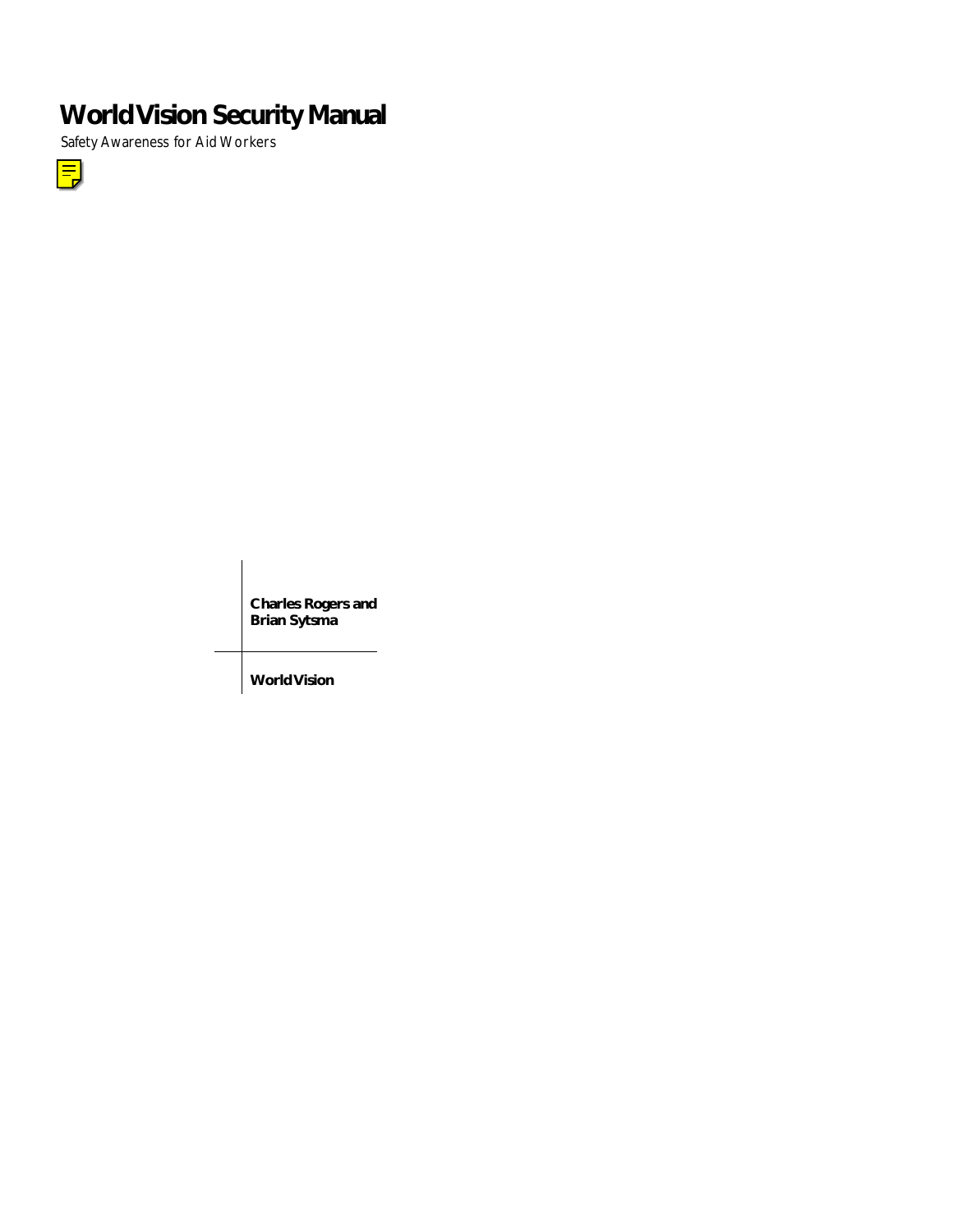# World Vision Security Manual

Safety Awareness for Aid Workers

**Charles Rogers and Brian Sytsma**

**World Vision**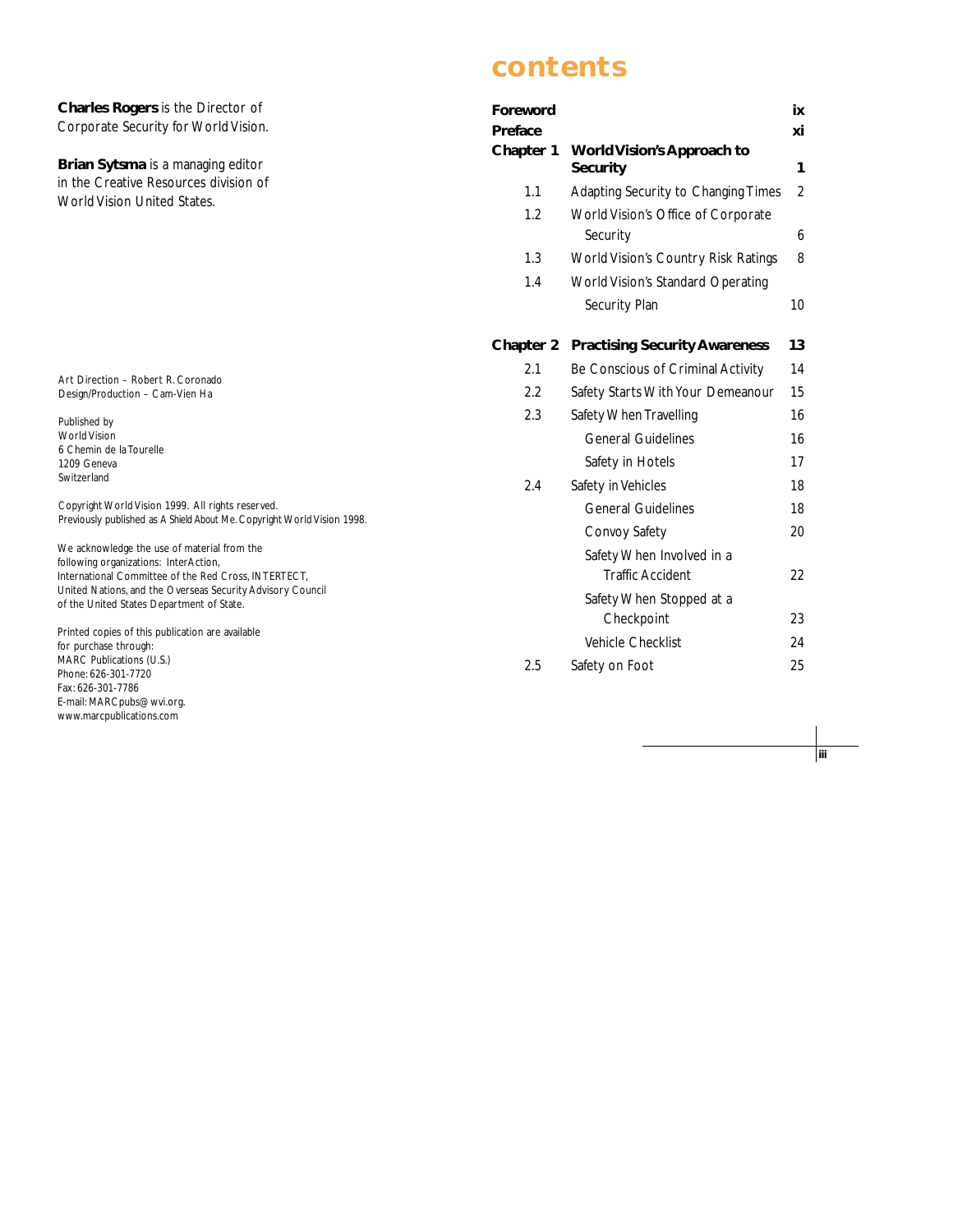**Charles Rogers** is the Director of Corporate Security for World Vision.

**Brian Sytsma** is a managing editor in the Creative Resources division of World Vision United States.

Art Direction – Robert R. Coronado
Design/Production – Cam-Vien Ha

Published by
World Vision
6 Chemin de la Tourelle
1209 Geneva
Switzerland

Copyright World Vision 1999. All rights reserved.
Previously published as *A Shield About Me*. Copyright World Vision 1998.

We acknowledge the use of material from the following organizations: InterAction, International Committee of the Red Cross, INTERTECT, United Nations, and the Overseas Security Advisory Council of the United States Department of State.

Printed copies of this publication are available for purchase through:
MARC Publications (U.S.)
Phone: 626-301-7720
Fax: 626-301-7786
E-mail: MARCpubs@wvi.org.
www.marcpublications.com

# contents

| | | |
|---|---|---|
| **Foreword** | | **ix** |
| **Preface** | | **xi** |
| **Chapter 1** | **World Vision's Approach to Security** | **1** |
| 1.1 | Adapting Security to Changing Times | 2 |
| 1.2 | World Vision's Office of Corporate Security | 6 |
| 1.3 | World Vision's Country Risk Ratings | 8 |
| 1.4 | World Vision's Standard Operating Security Plan | 10 |
| **Chapter 2** | **Practising Security Awareness** | **13** |
| 2.1 | Be Conscious of Criminal Activity | 14 |
| 2.2 | Safety Starts With Your Demeanour | 15 |
| 2.3 | Safety When Travelling | 16 |
| | General Guidelines | 16 |
| | Safety in Hotels | 17 |
| 2.4 | Safety in Vehicles | 18 |
| | General Guidelines | 18 |
| | Convoy Safety | 20 |
| | Safety When Involved in a Traffic Accident | 22 |
| | Safety When Stopped at a Checkpoint | 23 |
| | Vehicle Checklist | 24 |
| 2.5 | Safety on Foot | 25 |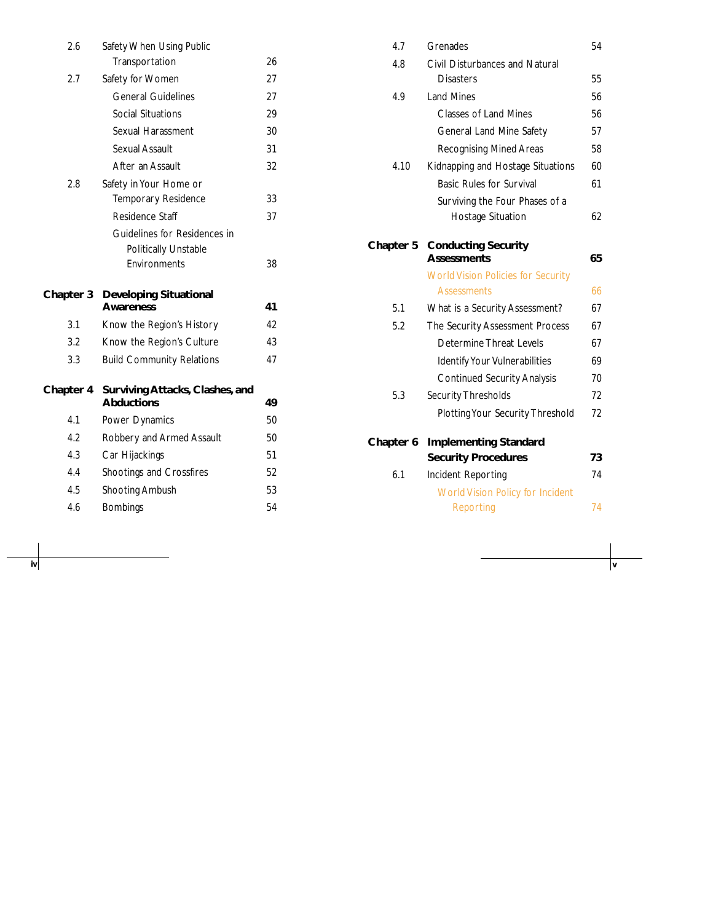| | | |
|---|---|---|
| 2.6 | Safety When Using Public Transportation | 26 |
| 2.7 | Safety for Women | 27 |
| | General Guidelines | 27 |
| | Social Situations | 29 |
| | Sexual Harassment | 30 |
| | Sexual Assault | 31 |
| | After an Assault | 32 |
| 2.8 | Safety in Your Home or Temporary Residence | 33 |
| | Residence Staff | 37 |
| | Guidelines for Residences in Politically Unstable Environments | 38 |
| **Chapter 3** | **Developing Situational Awareness** | **41** |
| 3.1 | Know the Region's History | 42 |
| 3.2 | Know the Region's Culture | 43 |
| 3.3 | Build Community Relations | 47 |
| **Chapter 4** | **Surviving Attacks, Clashes, and Abductions** | **49** |
| 4.1 | Power Dynamics | 50 |
| 4.2 | Robbery and Armed Assault | 50 |
| 4.3 | Car Hijackings | 51 |
| 4.4 | Shootings and Crossfires | 52 |
| 4.5 | Shooting Ambush | 53 |
| 4.6 | Bombings | 54 |
| 4.7 | Grenades | 54 |
| 4.8 | Civil Disturbances and Natural Disasters | 55 |
| 4.9 | Land Mines | 56 |
| | Classes of Land Mines | 56 |
| | General Land Mine Safety | 57 |
| | Recognising Mined Areas | 58 |
| 4.10 | Kidnapping and Hostage Situations | 60 |
| | Basic Rules for Survival | 61 |
| | Surviving the Four Phases of a Hostage Situation | 62 |
| **Chapter 5** | **Conducting Security Assessments** | **65** |
| | World Vision Policies for Security Assessments | 66 |
| 5.1 | What is a Security Assessment? | 67 |
| 5.2 | The Security Assessment Process | 67 |
| | Determine Threat Levels | 67 |
| | Identify Your Vulnerabilities | 69 |
| | Continued Security Analysis | 70 |
| 5.3 | Security Thresholds | 72 |
| | Plotting Your Security Threshold | 72 |
| **Chapter 6** | **Implementing Standard Security Procedures** | **73** |
| 6.1 | Incident Reporting | 74 |
| | World Vision Policy for Incident Reporting | 74 |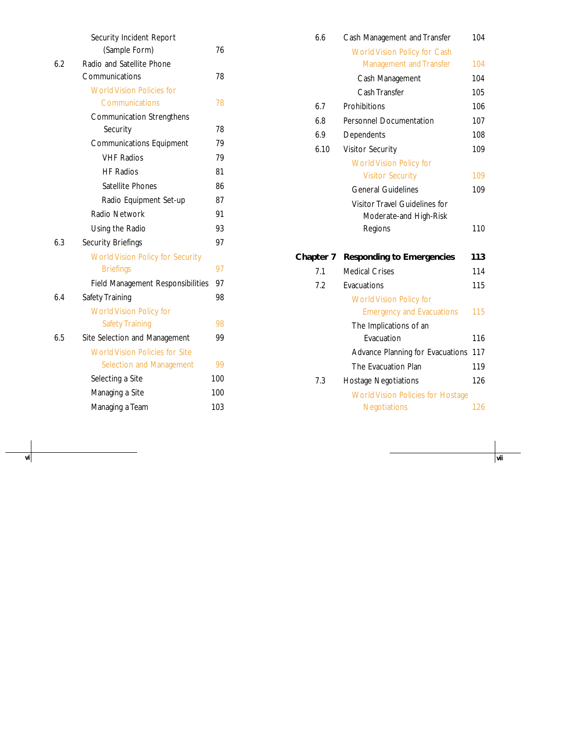| | | |
|---|---|---|
| | Security Incident Report (Sample Form) | 76 |
| 6.2 | Radio and Satellite Phone Communications | 78 |
| | World Vision Policies for Communications | 78 |
| | Communication Strengthens Security | 78 |
| | Communications Equipment | 79 |
| | VHF Radios | 79 |
| | HF Radios | 81 |
| | Satellite Phones | 86 |
| | Radio Equipment Set-up | 87 |
| | Radio Network | 91 |
| | Using the Radio | 93 |
| 6.3 | Security Briefings | 97 |
| | World Vision Policy for Security Briefings | 97 |
| | Field Management Responsibilities | 97 |
| 6.4 | Safety Training | 98 |
| | World Vision Policy for Safety Training | 98 |
| 6.5 | Site Selection and Management | 99 |
| | World Vision Policies for Site Selection and Management | 99 |
| | Selecting a Site | 100 |
| | Managing a Site | 100 |
| | Managing a Team | 103 |
| 6.6 | Cash Management and Transfer | 104 |
| | World Vision Policy for Cash Management and Transfer | 104 |
| | Cash Management | 104 |
| | Cash Transfer | 105 |
| 6.7 | Prohibitions | 106 |
| 6.8 | Personnel Documentation | 107 |
| 6.9 | Dependents | 108 |
| 6.10 | Visitor Security | 109 |
| | World Vision Policy for Visitor Security | 109 |
| | General Guidelines | 109 |
| | Visitor Travel Guidelines for Moderate-and High-Risk Regions | 110 |
| **Chapter 7** | **Responding to Emergencies** | **113** |
| 7.1 | Medical Crises | 114 |
| 7.2 | Evacuations | 115 |
| | World Vision Policy for Emergency and Evacuations | 115 |
| | The Implications of an Evacuation | 116 |
| | Advance Planning for Evacuations | 117 |
| | The Evacuation Plan | 119 |
| 7.3 | Hostage Negotiations | 126 |
| | World Vision Policies for Hostage Negotiations | 126 |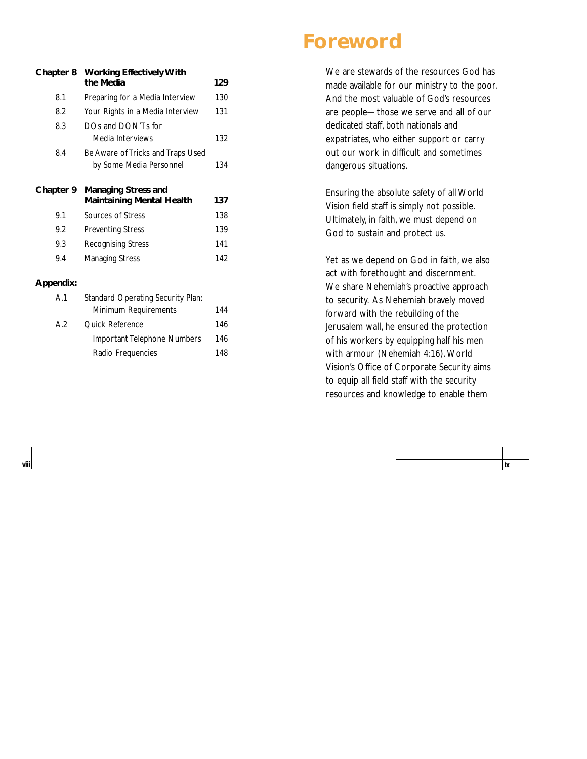| | | |
|---|---|---|
| **Chapter 8** | **Working Effectively With the Media** | **129** |
| 8.1 | Preparing for a Media Interview | 130 |
| 8.2 | Your Rights in a Media Interview | 131 |
| 8.3 | DOs and DON'Ts for Media Interviews | 132 |
| 8.4 | Be Aware of Tricks and Traps Used by Some Media Personnel | 134 |
| **Chapter 9** | **Managing Stress and Maintaining Mental Health** | **137** |
| 9.1 | Sources of Stress | 138 |
| 9.2 | Preventing Stress | 139 |
| 9.3 | Recognising Stress | 141 |
| 9.4 | Managing Stress | 142 |
| **Appendix:** | | |
| A.1 | Standard Operating Security Plan: Minimum Requirements | 144 |
| A.2 | Quick Reference | 146 |
| | Important Telephone Numbers | 146 |
| | Radio Frequencies | 148 |

# Foreword

We are stewards of the resources God has made available for our ministry to the poor. And the most valuable of God's resources are people—those we serve and all of our dedicated staff, both nationals and expatriates, who either support or carry out our work in difficult and sometimes dangerous situations.

Ensuring the absolute safety of all World Vision field staff is simply not possible. Ultimately, in faith, we must depend on God to sustain and protect us.

Yet as we depend on God in faith, we also act with forethought and discernment. We share Nehemiah's proactive approach to security. As Nehemiah bravely moved forward with the rebuilding of the Jerusalem wall, he ensured the protection of his workers by equipping half his men with armour (Nehemiah 4:16). World Vision's Office of Corporate Security aims to equip all field staff with the security resources and knowledge to enable them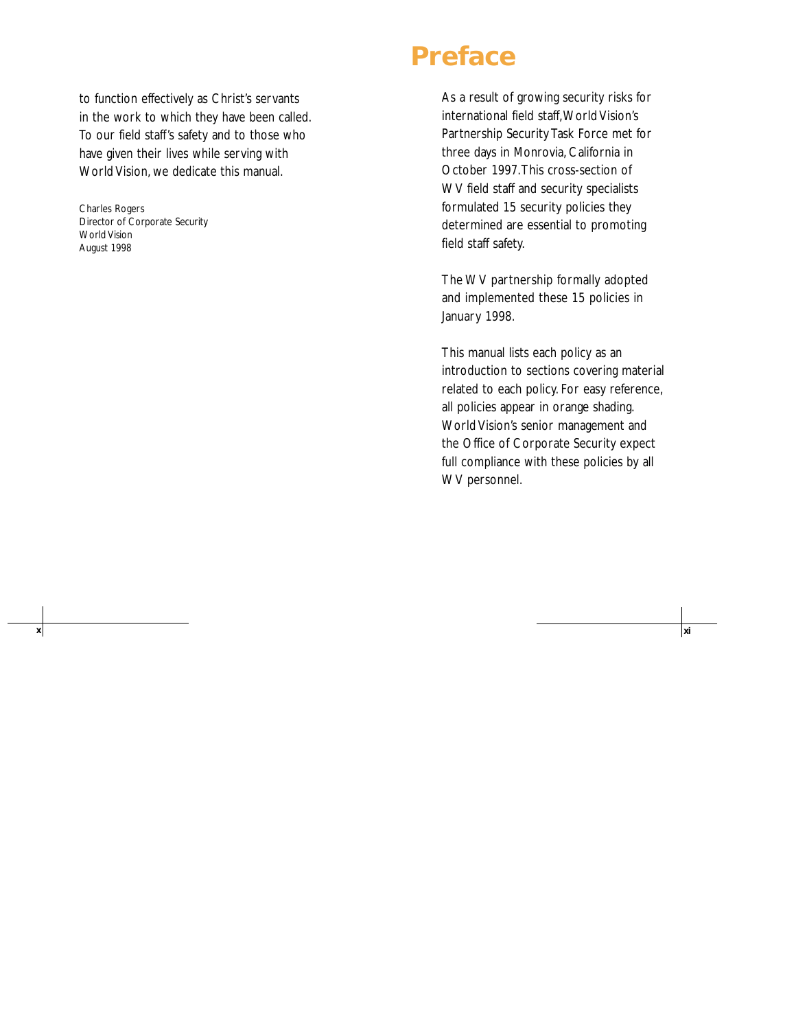to function effectively as Christ's servants in the work to which they have been called. To our field staff's safety and to those who have given their lives while serving with World Vision, we dedicate this manual.

Charles Rogers
Director of Corporate Security
World Vision
August 1998

# Preface

As a result of growing security risks for international field staff, World Vision's Partnership Security Task Force met for three days in Monrovia, California in October 1997. This cross-section of WV field staff and security specialists formulated 15 security policies they determined are essential to promoting field staff safety.

The WV partnership formally adopted and implemented these 15 policies in January 1998.

This manual lists each policy as an introduction to sections covering material related to each policy. For easy reference, all policies appear in orange shading. World Vision's senior management and the Office of Corporate Security expect full compliance with these policies by all WV personnel.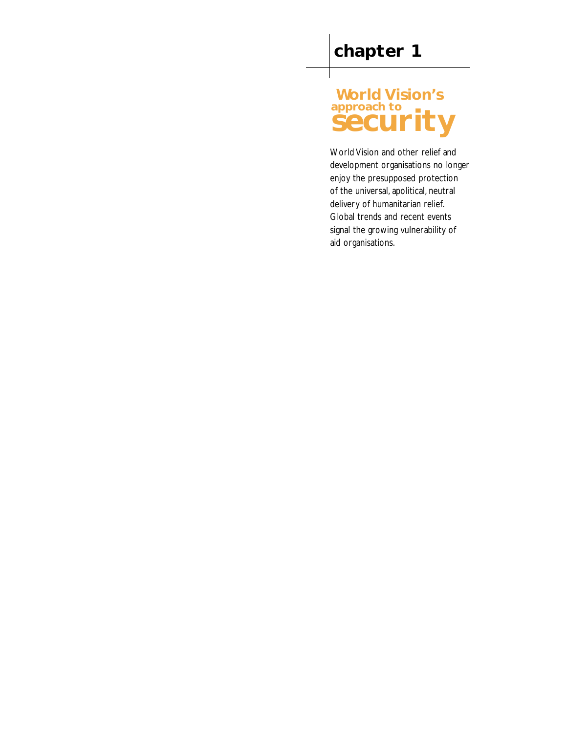# chapter 1

## World Vision's approach to security

World Vision and other relief and development organisations no longer enjoy the presupposed protection of the universal, apolitical, neutral delivery of humanitarian relief. Global trends and recent events signal the growing vulnerability of aid organisations.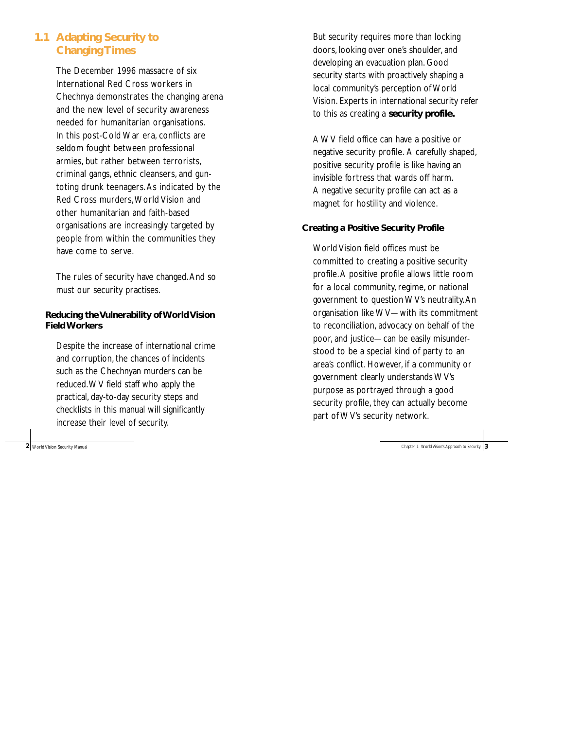## 1.1 Adapting Security to Changing Times

The December 1996 massacre of six International Red Cross workers in Chechnya demonstrates the changing arena and the new level of security awareness needed for humanitarian organisations. In this post-Cold War era, conflicts are seldom fought between professional armies, but rather between terrorists, criminal gangs, ethnic cleansers, and gun-toting drunk teenagers. As indicated by the Red Cross murders, World Vision and other humanitarian and faith-based organisations are increasingly targeted by people from within the communities they have come to serve.

The rules of security have changed. And so must our security practises.

### Reducing the Vulnerability of World Vision Field Workers

Despite the increase of international crime and corruption, the chances of incidents such as the Chechnyan murders can be reduced. WV field staff who apply the practical, day-to-day security steps and checklists in this manual will significantly increase their level of security.

But security requires more than locking doors, looking over one's shoulder, and developing an evacuation plan. Good security starts with proactively shaping a local community's perception of World Vision. Experts in international security refer to this as creating a **security profile.**

A WV field office can have a positive or negative security profile. A carefully shaped, positive security profile is like having an invisible fortress that wards off harm. A negative security profile can act as a magnet for hostility and violence.

### Creating a Positive Security Profile

World Vision field offices must be committed to creating a positive security profile. A positive profile allows little room for a local community, regime, or national government to question WV's neutrality. An organisation like WV—with its commitment to reconciliation, advocacy on behalf of the poor, and justice—can be easily misunderstood to be a special kind of party to an area's conflict. However, if a community or government clearly understands WV's purpose as portrayed through a good security profile, they can actually become part of WV's security network.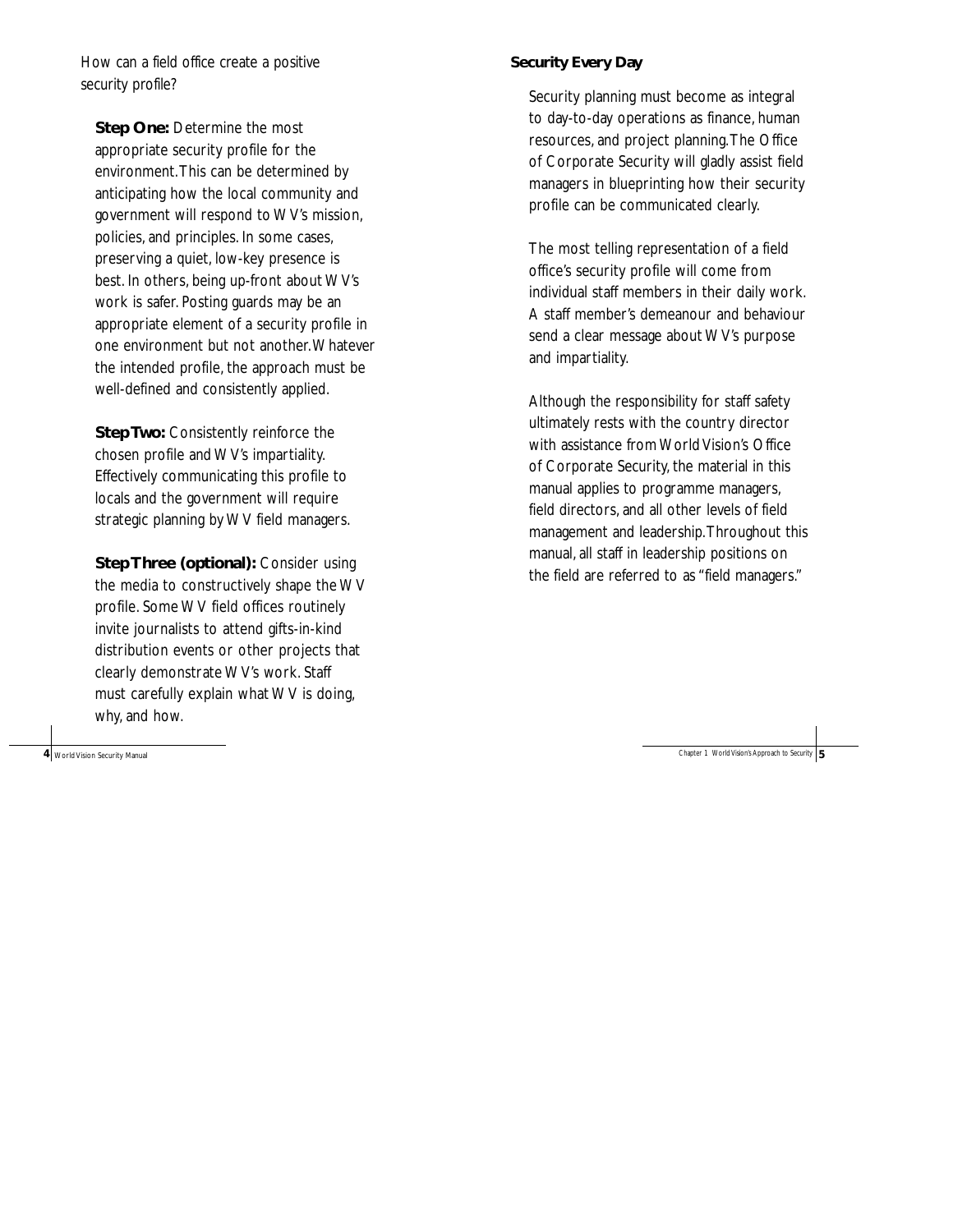How can a field office create a positive security profile?

**Step One:** Determine the most appropriate security profile for the environment. This can be determined by anticipating how the local community and government will respond to WV's mission, policies, and principles. In some cases, preserving a quiet, low-key presence is best. In others, being up-front about WV's work is safer. Posting guards may be an appropriate element of a security profile in one environment but not another. Whatever the intended profile, the approach must be well-defined and consistently applied.

**Step Two:** Consistently reinforce the chosen profile and WV's impartiality. Effectively communicating this profile to locals and the government will require strategic planning by WV field managers.

**Step Three (optional):** Consider using the media to constructively shape the WV profile. Some WV field offices routinely invite journalists to attend gifts-in-kind distribution events or other projects that clearly demonstrate WV's work. Staff must carefully explain what WV is doing, why, and how.

### Security Every Day

Security planning must become as integral to day-to-day operations as finance, human resources, and project planning. The Office of Corporate Security will gladly assist field managers in blueprinting how their security profile can be communicated clearly.

The most telling representation of a field office's security profile will come from individual staff members in their daily work. A staff member's demeanour and behaviour send a clear message about WV's purpose and impartiality.

Although the responsibility for staff safety ultimately rests with the country director with assistance from World Vision's Office of Corporate Security, the material in this manual applies to programme managers, field directors, and all other levels of field management and leadership. Throughout this manual, all staff in leadership positions on the field are referred to as "field managers."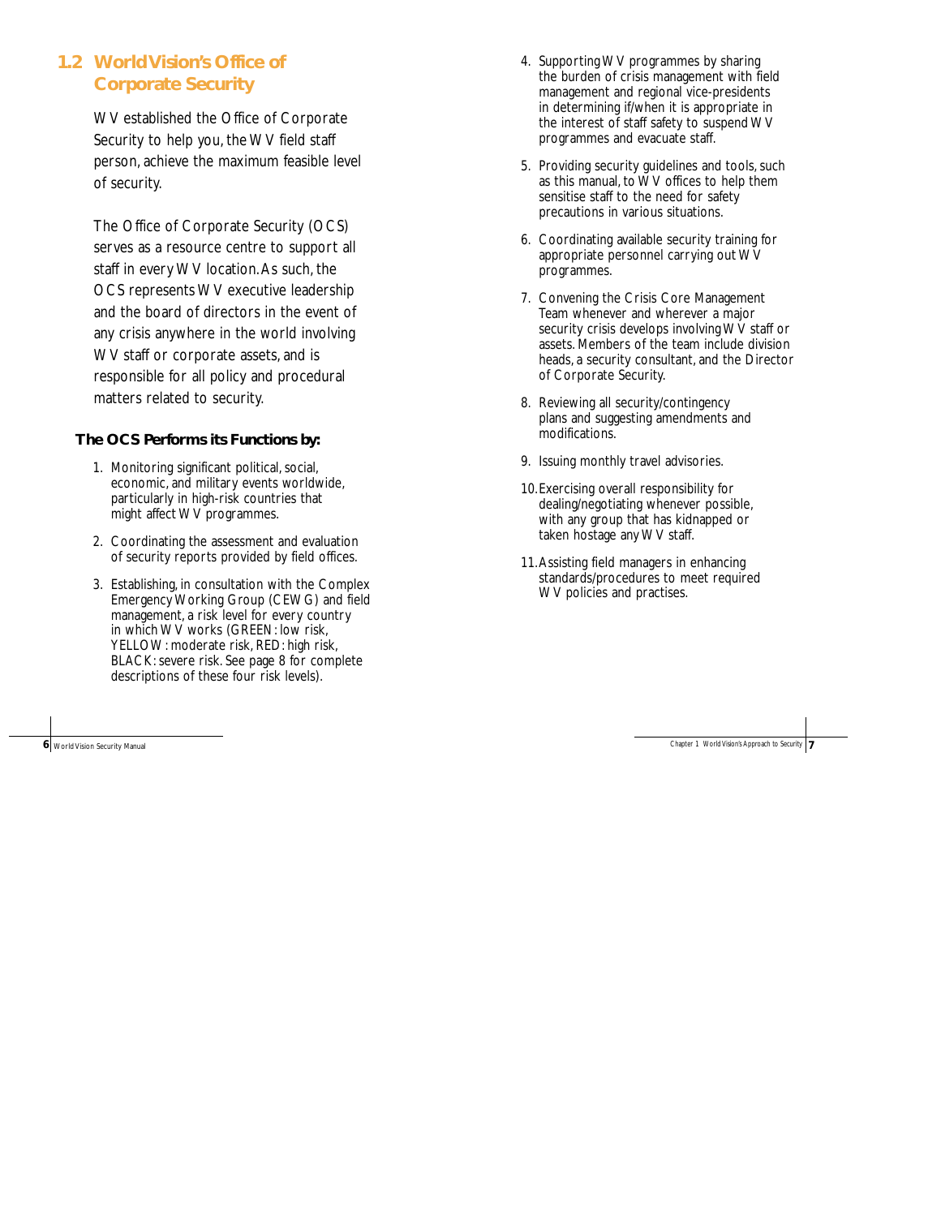## 1.2 World Vision's Office of Corporate Security

WV established the Office of Corporate Security to help you, the WV field staff person, achieve the maximum feasible level of security.

The Office of Corporate Security (OCS) serves as a resource centre to support all staff in every WV location. As such, the OCS represents WV executive leadership and the board of directors in the event of any crisis anywhere in the world involving WV staff or corporate assets, and is responsible for all policy and procedural matters related to security.

**The OCS Performs its Functions by:**

1. Monitoring significant political, social, economic, and military events worldwide, particularly in high-risk countries that might affect WV programmes.
2. Coordinating the assessment and evaluation of security reports provided by field offices.
3. Establishing, in consultation with the Complex Emergency Working Group (CEWG) and field management, a risk level for every country in which WV works (GREEN: low risk, YELLOW: moderate risk, RED: high risk, BLACK: severe risk. See page 8 for complete descriptions of these four risk levels).
4. Supporting WV programmes by sharing the burden of crisis management with field management and regional vice-presidents in determining if/when it is appropriate in the interest of staff safety to suspend WV programmes and evacuate staff.
5. Providing security guidelines and tools, such as this manual, to WV offices to help them sensitise staff to the need for safety precautions in various situations.
6. Coordinating available security training for appropriate personnel carrying out WV programmes.
7. Convening the Crisis Core Management Team whenever and wherever a major security crisis develops involving WV staff or assets. Members of the team include division heads, a security consultant, and the Director of Corporate Security.
8. Reviewing all security/contingency plans and suggesting amendments and modifications.
9. Issuing monthly travel advisories.
10. Exercising overall responsibility for dealing/negotiating whenever possible, with any group that has kidnapped or taken hostage any WV staff.
11. Assisting field managers in enhancing standards/procedures to meet required WV policies and practises.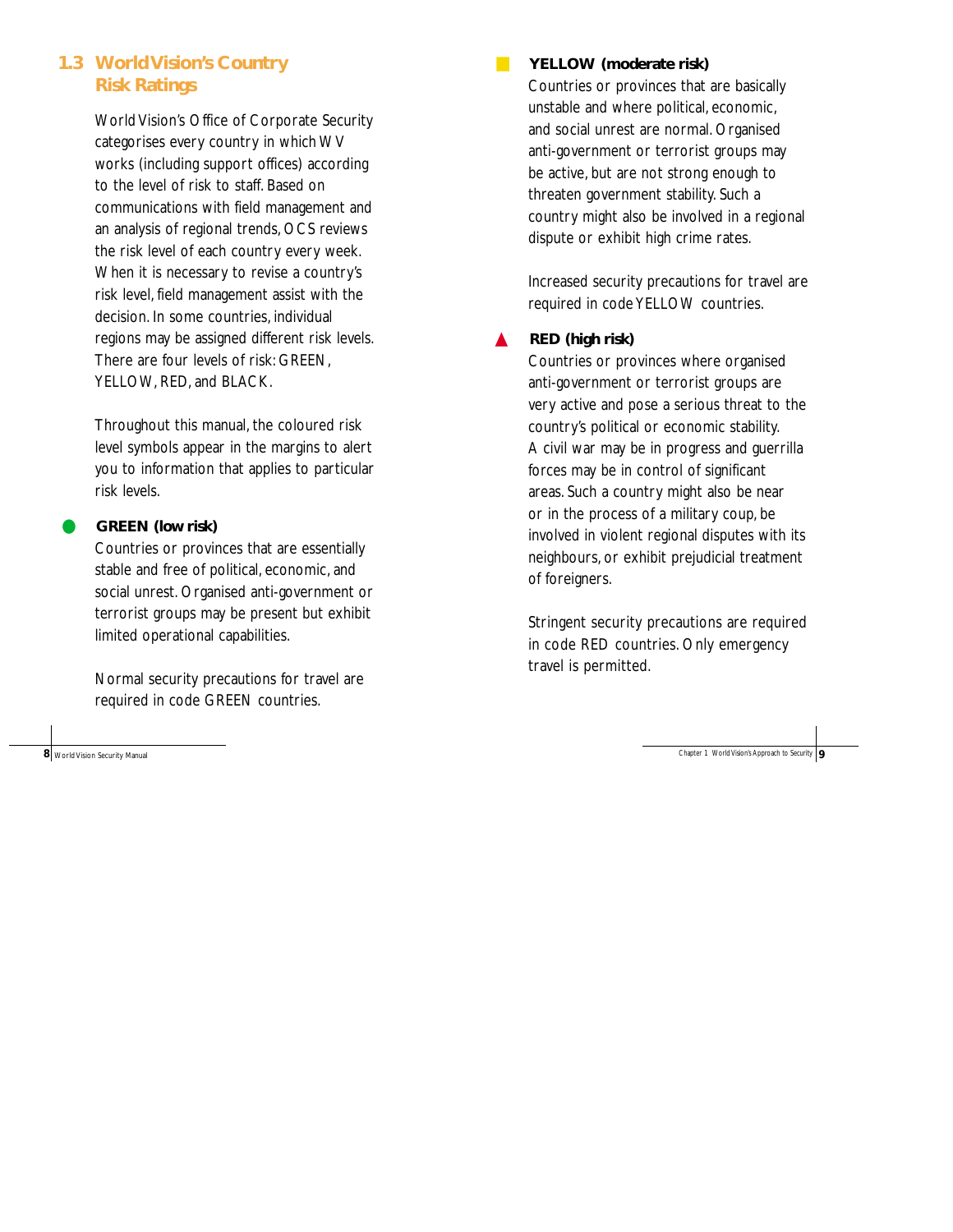## 1.3 World Vision's Country Risk Ratings

World Vision's Office of Corporate Security categorises every country in which WV works (including support offices) according to the level of risk to staff. Based on communications with field management and an analysis of regional trends, OCS reviews the risk level of each country every week. When it is necessary to revise a country's risk level, field management assist with the decision. In some countries, individual regions may be assigned different risk levels. There are four levels of risk: GREEN, YELLOW, RED, and BLACK.

Throughout this manual, the coloured risk level symbols appear in the margins to alert you to information that applies to particular risk levels.

**GREEN (low risk)**

Countries or provinces that are essentially stable and free of political, economic, and social unrest. Organised anti-government or terrorist groups may be present but exhibit limited operational capabilities.

Normal security precautions for travel are required in code GREEN countries.

**YELLOW (moderate risk)**

Countries or provinces that are basically unstable and where political, economic, and social unrest are normal. Organised anti-government or terrorist groups may be active, but are not strong enough to threaten government stability. Such a country might also be involved in a regional dispute or exhibit high crime rates.

Increased security precautions for travel are required in code YELLOW countries.

**RED (high risk)**

Countries or provinces where organised anti-government or terrorist groups are very active and pose a serious threat to the country's political or economic stability. A civil war may be in progress and guerrilla forces may be in control of significant areas. Such a country might also be near or in the process of a military coup, be involved in violent regional disputes with its neighbours, or exhibit prejudicial treatment of foreigners.

Stringent security precautions are required in code RED countries. Only emergency travel is permitted.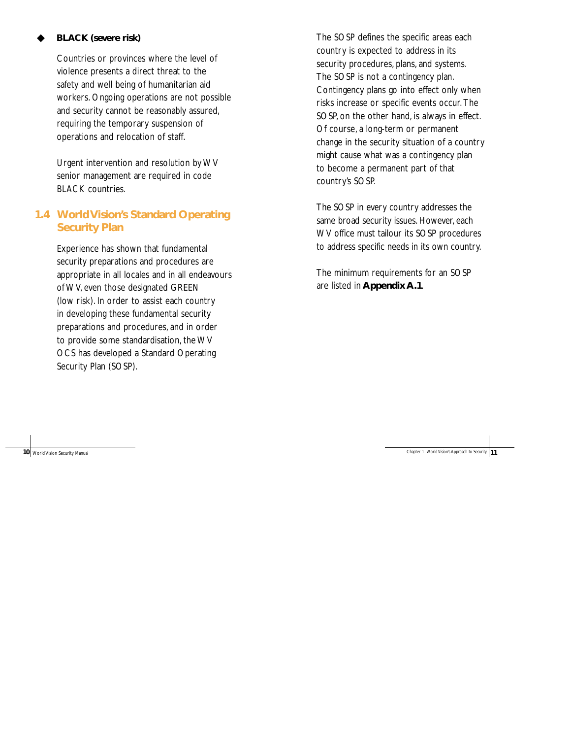- **BLACK (severe risk)**

  Countries or provinces where the level of violence presents a direct threat to the safety and well being of humanitarian aid workers. Ongoing operations are not possible and security cannot be reasonably assured, requiring the temporary suspension of operations and relocation of staff.

  Urgent intervention and resolution by WV senior management are required in code BLACK countries.

## 1.4 World Vision's Standard Operating Security Plan

Experience has shown that fundamental security preparations and procedures are appropriate in all locales and in all endeavours of WV, even those designated GREEN (low risk). In order to assist each country in developing these fundamental security preparations and procedures, and in order to provide some standardisation, the WV OCS has developed a Standard Operating Security Plan (SOSP).

The SOSP defines the specific areas each country is expected to address in its security procedures, plans, and systems. The SOSP is not a contingency plan. Contingency plans go into effect only when risks increase or specific events occur. The SOSP, on the other hand, is always in effect. Of course, a long-term or permanent change in the security situation of a country might cause what was a contingency plan to become a permanent part of that country's SOSP.

The SOSP in every country addresses the same broad security issues. However, each WV office must tailour its SOSP procedures to address specific needs in its own country.

The minimum requirements for an SOSP are listed in **Appendix A.1**.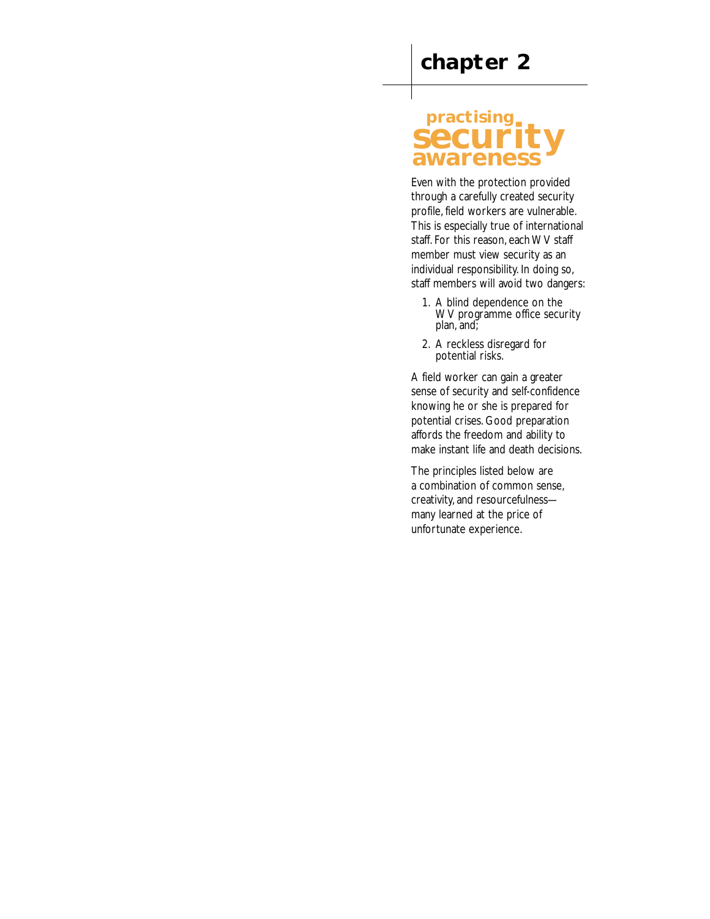# chapter 2

## practising security awareness

Even with the protection provided through a carefully created security profile, field workers are vulnerable. This is especially true of international staff. For this reason, each WV staff member must view security as an individual responsibility. In doing so, staff members will avoid two dangers:

1. A blind dependence on the WV programme office security plan, and;
2. A reckless disregard for potential risks.

A field worker can gain a greater sense of security and self-confidence knowing he or she is prepared for potential crises. Good preparation affords the freedom and ability to make instant life and death decisions.

The principles listed below are a combination of common sense, creativity, and resourcefulness—many learned at the price of unfortunate experience.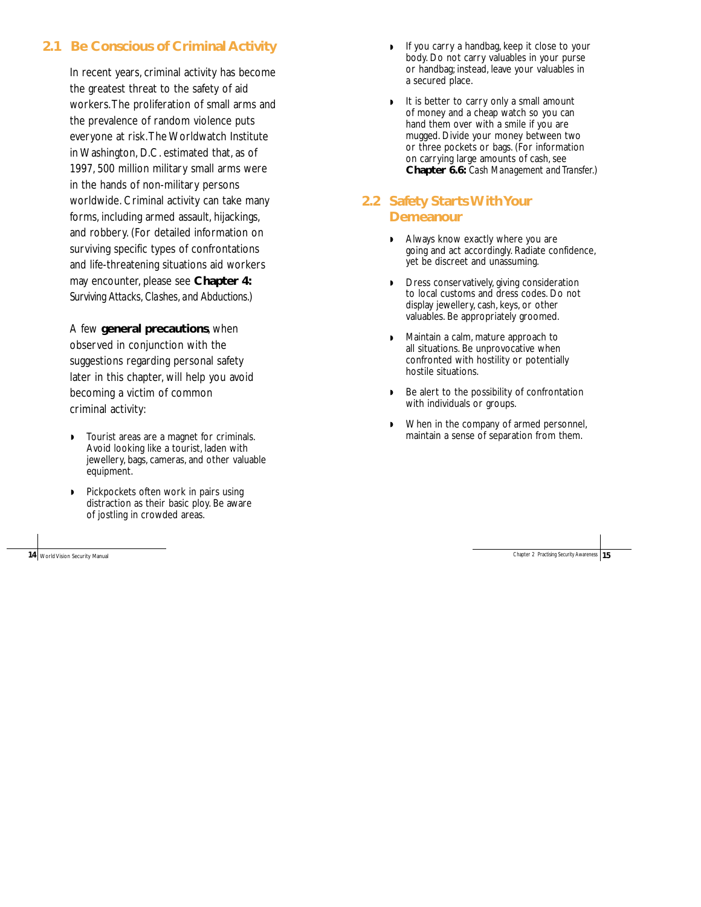## 2.1 Be Conscious of Criminal Activity

In recent years, criminal activity has become the greatest threat to the safety of aid workers. The proliferation of small arms and the prevalence of random violence puts everyone at risk. The Worldwatch Institute in Washington, D.C. estimated that, as of 1997, 500 million military small arms were in the hands of non-military persons worldwide. Criminal activity can take many forms, including armed assault, hijackings, and robbery. (For detailed information on surviving specific types of confrontations and life-threatening situations aid workers may encounter, please see **Chapter 4:** *Surviving Attacks, Clashes, and Abductions.*)

A few **general precautions**, when observed in conjunction with the suggestions regarding personal safety later in this chapter, will help you avoid becoming a victim of common criminal activity:

- Tourist areas are a magnet for criminals. Avoid looking like a tourist, laden with jewellery, bags, cameras, and other valuable equipment.
- Pickpockets often work in pairs using distraction as their basic ploy. Be aware of jostling in crowded areas.
- If you carry a handbag, keep it close to your body. Do not carry valuables in your purse or handbag; instead, leave your valuables in a secured place.
- It is better to carry only a small amount of money and a cheap watch so you can hand them over with a smile if you are mugged. Divide your money between two or three pockets or bags. (For information on carrying large amounts of cash, see **Chapter 6.6:** *Cash Management and Transfer.*)

## 2.2 Safety Starts With Your Demeanour

- Always know exactly where you are going and act accordingly. Radiate confidence, yet be discreet and unassuming.
- Dress conservatively, giving consideration to local customs and dress codes. Do not display jewellery, cash, keys, or other valuables. Be appropriately groomed.
- Maintain a calm, mature approach to all situations. Be unprovocative when confronted with hostility or potentially hostile situations.
- Be alert to the possibility of confrontation with individuals or groups.
- When in the company of armed personnel, maintain a sense of separation from them.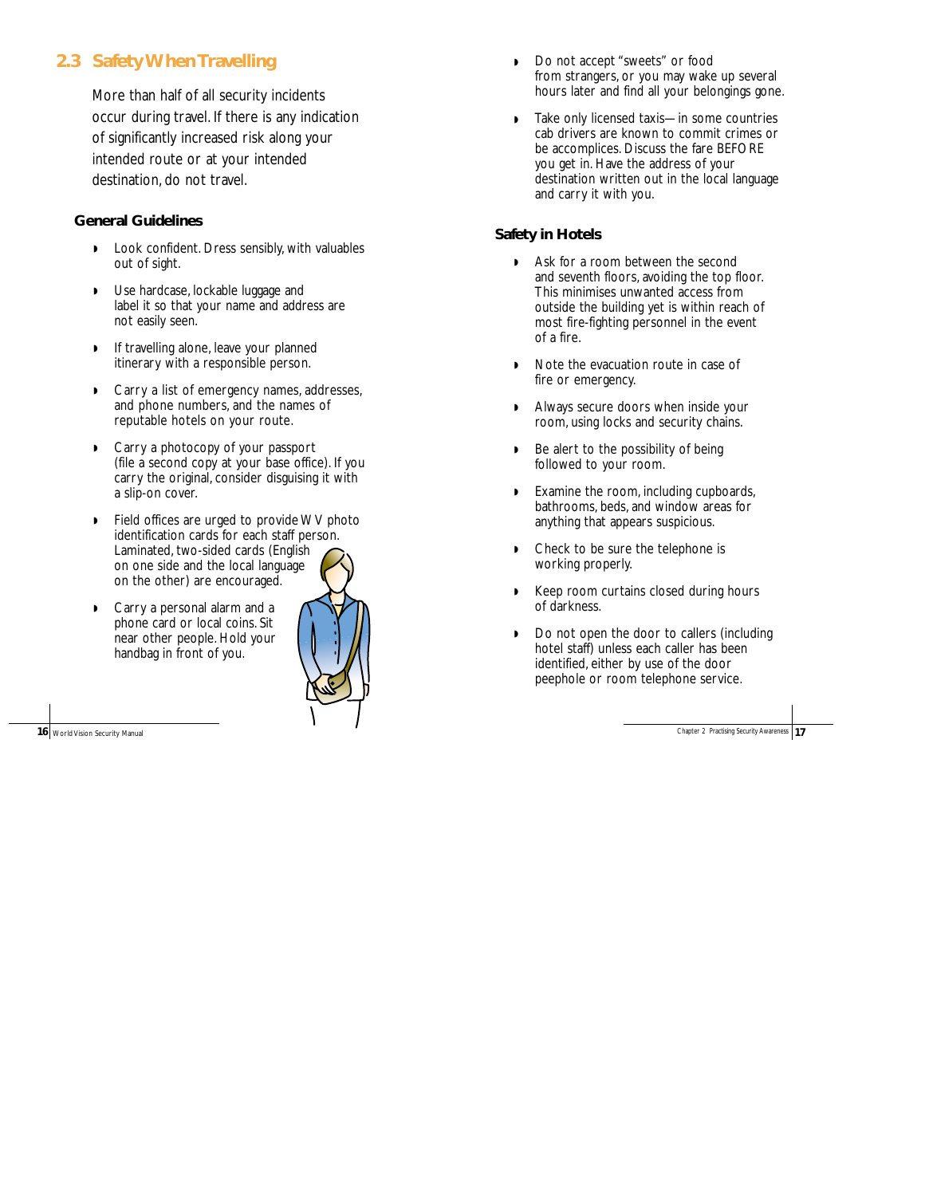## 2.3 Safety When Travelling

More than half of all security incidents occur during travel. If there is any indication of significantly increased risk along your intended route or at your intended destination, do not travel.

### General Guidelines

- Look confident. Dress sensibly, with valuables out of sight.
- Use hardcase, lockable luggage and label it so that your name and address are not easily seen.
- If travelling alone, leave your planned itinerary with a responsible person.
- Carry a list of emergency names, addresses, and phone numbers, and the names of reputable hotels on your route.
- Carry a photocopy of your passport (file a second copy at your base office). If you carry the original, consider disguising it with a slip-on cover.
- Field offices are urged to provide WV photo identification cards for each staff person. Laminated, two-sided cards (English on one side and the local language on the other) are encouraged.
- Carry a personal alarm and a phone card or local coins. Sit near other people. Hold your handbag in front of you.
- Do not accept "sweets" or food from strangers, or you may wake up several hours later and find all your belongings gone.
- Take only licensed taxis—in some countries cab drivers are known to commit crimes or be accomplices. Discuss the fare BEFORE you get in. Have the address of your destination written out in the local language and carry it with you.

### Safety in Hotels

- Ask for a room between the second and seventh floors, avoiding the top floor. This minimises unwanted access from outside the building yet is within reach of most fire-fighting personnel in the event of a fire.
- Note the evacuation route in case of fire or emergency.
- Always secure doors when inside your room, using locks and security chains.
- Be alert to the possibility of being followed to your room.
- Examine the room, including cupboards, bathrooms, beds, and window areas for anything that appears suspicious.
- Check to be sure the telephone is working properly.
- Keep room curtains closed during hours of darkness.
- Do not open the door to callers (including hotel staff) unless each caller has been identified, either by use of the door peephole or room telephone service.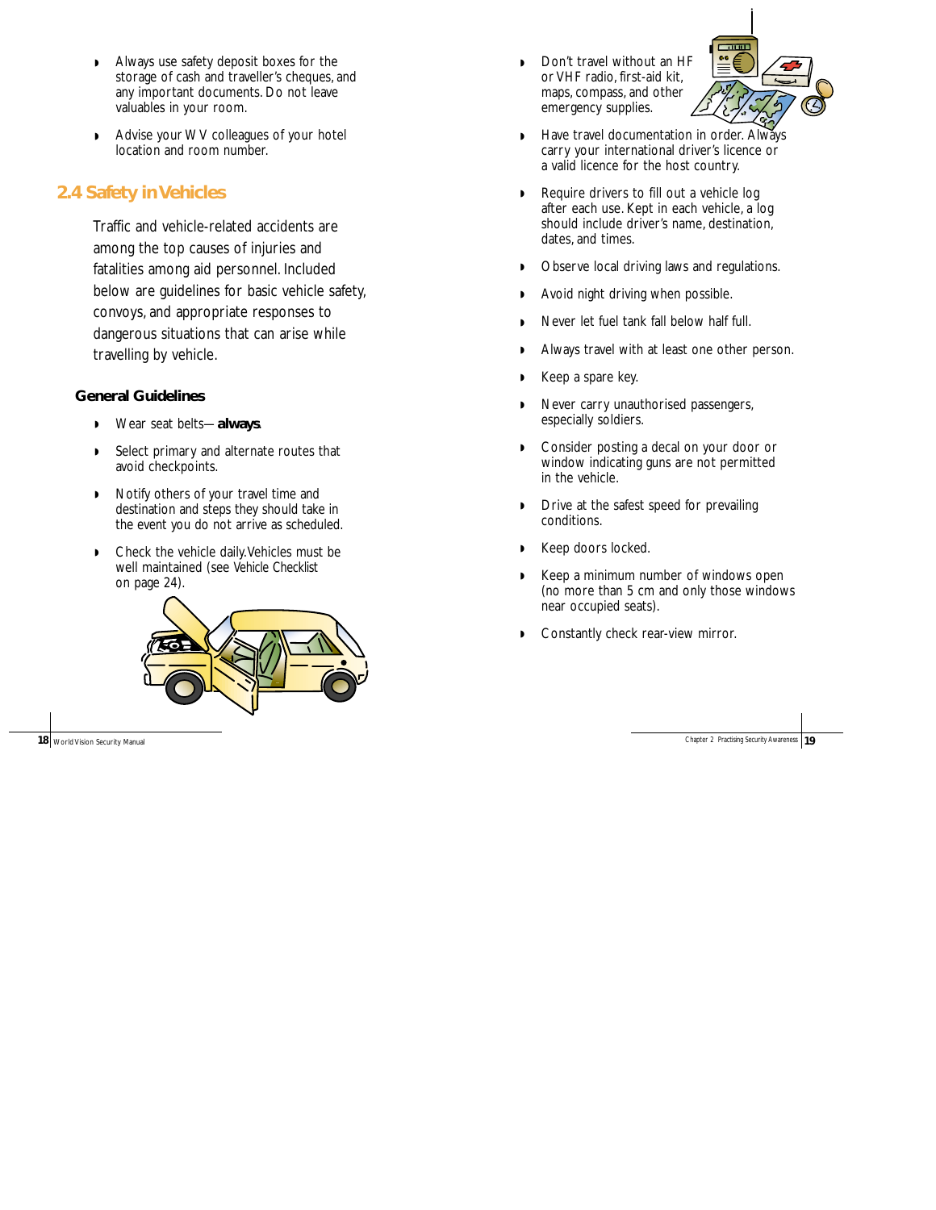- Always use safety deposit boxes for the storage of cash and traveller's cheques, and any important documents. Do not leave valuables in your room.
- Advise your WV colleagues of your hotel location and room number.

## 2.4 Safety in Vehicles

Traffic and vehicle-related accidents are among the top causes of injuries and fatalities among aid personnel. Included below are guidelines for basic vehicle safety, convoys, and appropriate responses to dangerous situations that can arise while travelling by vehicle.

### General Guidelines

- Wear seat belts—**always**.
- Select primary and alternate routes that avoid checkpoints.
- Notify others of your travel time and destination and steps they should take in the event you do not arrive as scheduled.
- Check the vehicle daily. Vehicles must be well maintained (see Vehicle Checklist on page 24).
- Don't travel without an HF or VHF radio, first-aid kit, maps, compass, and other emergency supplies.
- Have travel documentation in order. Always carry your international driver's licence or a valid licence for the host country.
- Require drivers to fill out a vehicle log after each use. Kept in each vehicle, a log should include driver's name, destination, dates, and times.
- Observe local driving laws and regulations.
- Avoid night driving when possible.
- Never let fuel tank fall below half full.
- Always travel with at least one other person.
- Keep a spare key.
- Never carry unauthorised passengers, especially soldiers.
- Consider posting a decal on your door or window indicating guns are not permitted in the vehicle.
- Drive at the safest speed for prevailing conditions.
- Keep doors locked.
- Keep a minimum number of windows open (no more than 5 cm and only those windows near occupied seats).
- Constantly check rear-view mirror.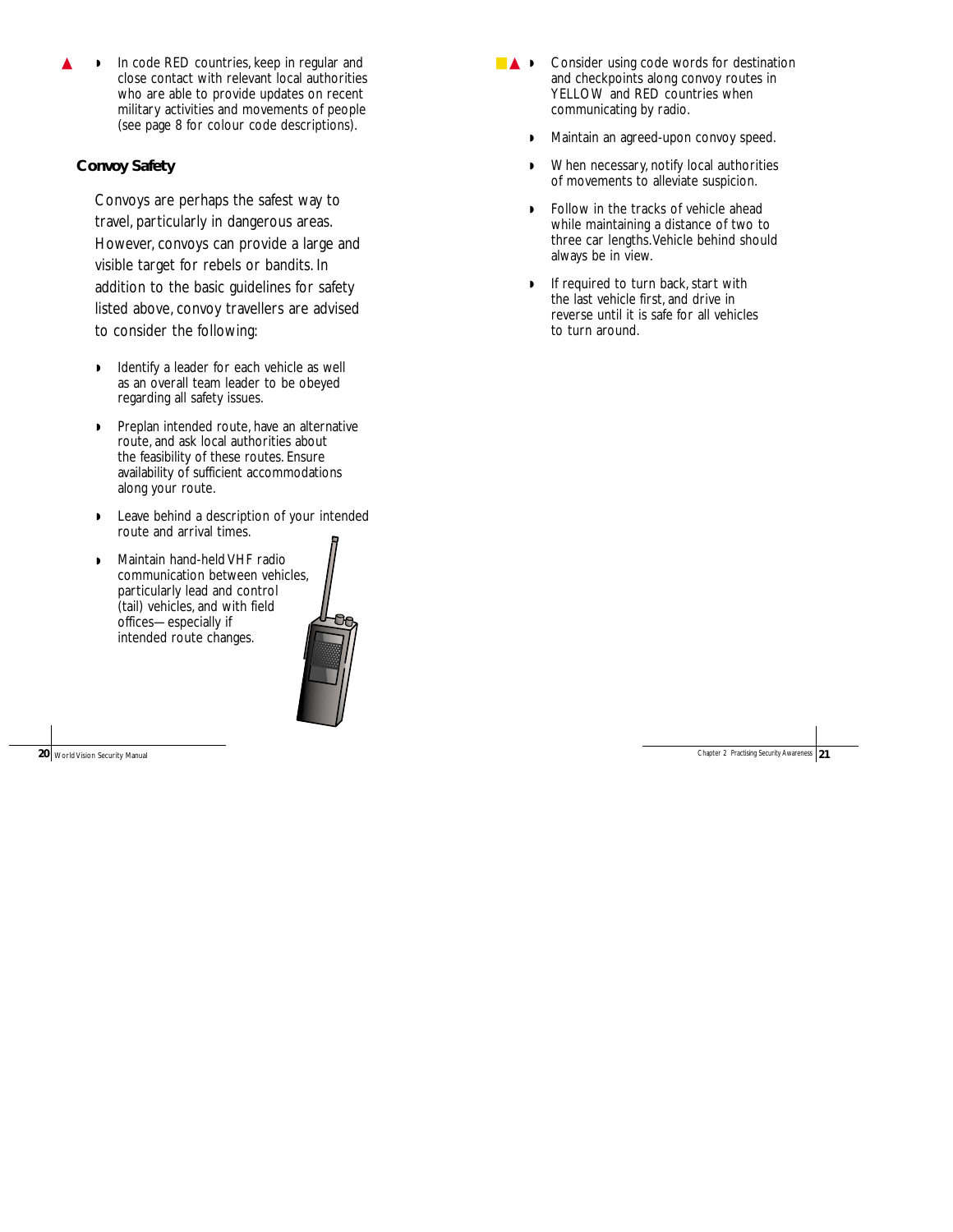- ▲ In code RED countries, keep in regular and close contact with relevant local authorities who are able to provide updates on recent military activities and movements of people (see page 8 for colour code descriptions).

### Convoy Safety

Convoys are perhaps the safest way to travel, particularly in dangerous areas. However, convoys can provide a large and visible target for rebels or bandits. In addition to the basic guidelines for safety listed above, convoy travellers are advised to consider the following:

- Identify a leader for each vehicle as well as an overall team leader to be obeyed regarding all safety issues.
- Preplan intended route, have an alternative route, and ask local authorities about the feasibility of these routes. Ensure availability of sufficient accommodations along your route.
- Leave behind a description of your intended route and arrival times.
- Maintain hand-held VHF radio communication between vehicles, particularly lead and control (tail) vehicles, and with field offices—especially if intended route changes.
- ■▲ Consider using code words for destination and checkpoints along convoy routes in YELLOW and RED countries when communicating by radio.
- Maintain an agreed-upon convoy speed.
- When necessary, notify local authorities of movements to alleviate suspicion.
- Follow in the tracks of vehicle ahead while maintaining a distance of two to three car lengths. Vehicle behind should always be in view.
- If required to turn back, start with the last vehicle first, and drive in reverse until it is safe for all vehicles to turn around.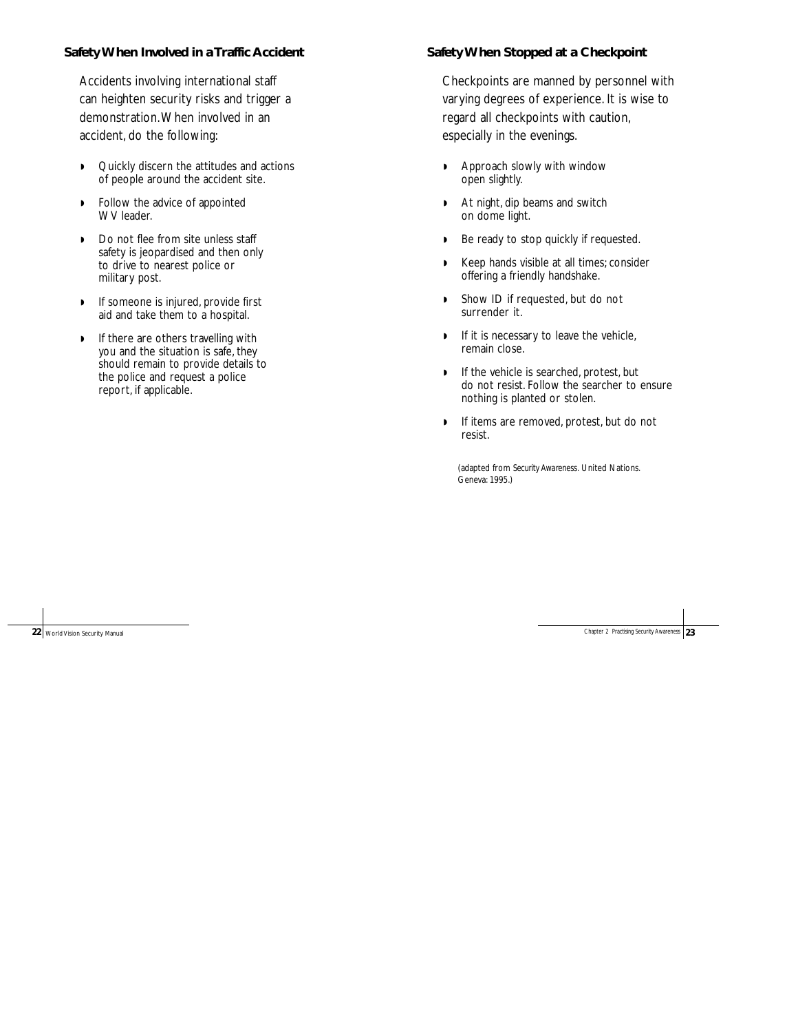### Safety When Involved in a Traffic Accident

Accidents involving international staff can heighten security risks and trigger a demonstration. When involved in an accident, do the following:

- Quickly discern the attitudes and actions of people around the accident site.
- Follow the advice of appointed WV leader.
- Do not flee from site unless staff safety is jeopardised and then only to drive to nearest police or military post.
- If someone is injured, provide first aid and take them to a hospital.
- If there are others travelling with you and the situation is safe, they should remain to provide details to the police and request a police report, if applicable.

### Safety When Stopped at a Checkpoint

Checkpoints are manned by personnel with varying degrees of experience. It is wise to regard all checkpoints with caution, especially in the evenings.

- Approach slowly with window open slightly.
- At night, dip beams and switch on dome light.
- Be ready to stop quickly if requested.
- Keep hands visible at all times; consider offering a friendly handshake.
- Show ID if requested, but do not surrender it.
- If it is necessary to leave the vehicle, remain close.
- If the vehicle is searched, protest, but do not resist. Follow the searcher to ensure nothing is planted or stolen.
- If items are removed, protest, but do not resist.

(adapted from *Security Awareness*. United Nations. Geneva: 1995.)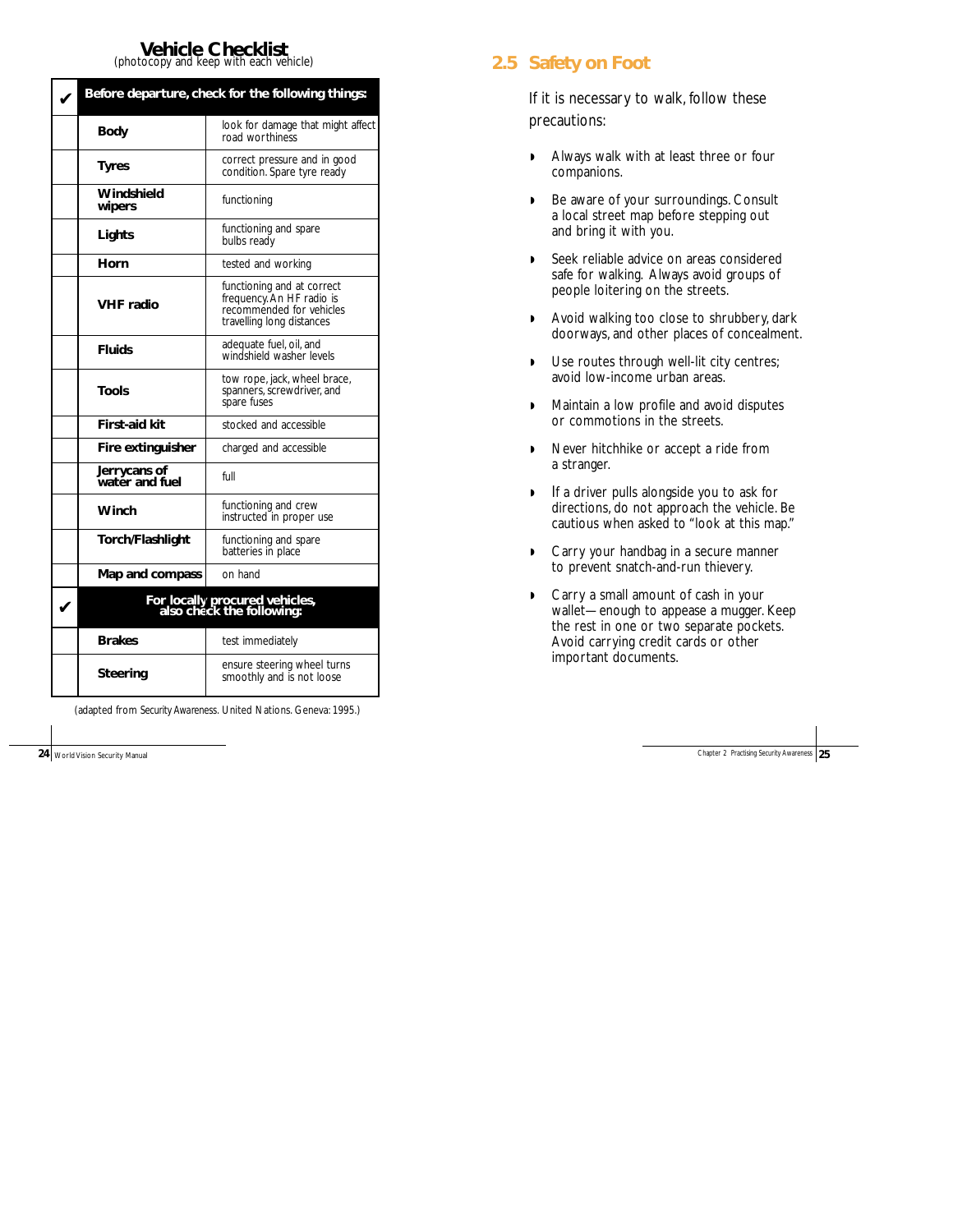## Vehicle Checklist

(photocopy and keep with each vehicle)

| ✔ | Before departure, check for the following things: | |
|---|---|---|
| | **Body** | look for damage that might affect road worthiness |
| | **Tyres** | correct pressure and in good condition. Spare tyre ready |
| | **Windshield wipers** | functioning |
| | **Lights** | functioning and spare bulbs ready |
| | **Horn** | tested and working |
| | **VHF radio** | functioning and at correct frequency. An HF radio is recommended for vehicles travelling long distances |
| | **Fluids** | adequate fuel, oil, and windshield washer levels |
| | **Tools** | tow rope, jack, wheel brace, spanners, screwdriver, and spare fuses |
| | **First-aid kit** | stocked and accessible |
| | **Fire extinguisher** | charged and accessible |
| | **Jerrycans of water and fuel** | full |
| | **Winch** | functioning and crew instructed in proper use |
| | **Torch/Flashlight** | functioning and spare batteries in place |
| | **Map and compass** | on hand |
| ✔ | **For locally procured vehicles, also check the following:** | |
| | **Brakes** | test immediately |
| | **Steering** | ensure steering wheel turns smoothly and is not loose |

(adapted from Security Awareness. United Nations. Geneva: 1995.)

## 2.5 Safety on Foot

If it is necessary to walk, follow these precautions:

- Always walk with at least three or four companions.
- Be aware of your surroundings. Consult a local street map before stepping out and bring it with you.
- Seek reliable advice on areas considered safe for walking. Always avoid groups of people loitering on the streets.
- Avoid walking too close to shrubbery, dark doorways, and other places of concealment.
- Use routes through well-lit city centres; avoid low-income urban areas.
- Maintain a low profile and avoid disputes or commotions in the streets.
- Never hitchhike or accept a ride from a stranger.
- If a driver pulls alongside you to ask for directions, do not approach the vehicle. Be cautious when asked to "look at this map."
- Carry your handbag in a secure manner to prevent snatch-and-run thievery.
- Carry a small amount of cash in your wallet—enough to appease a mugger. Keep the rest in one or two separate pockets. Avoid carrying credit cards or other important documents.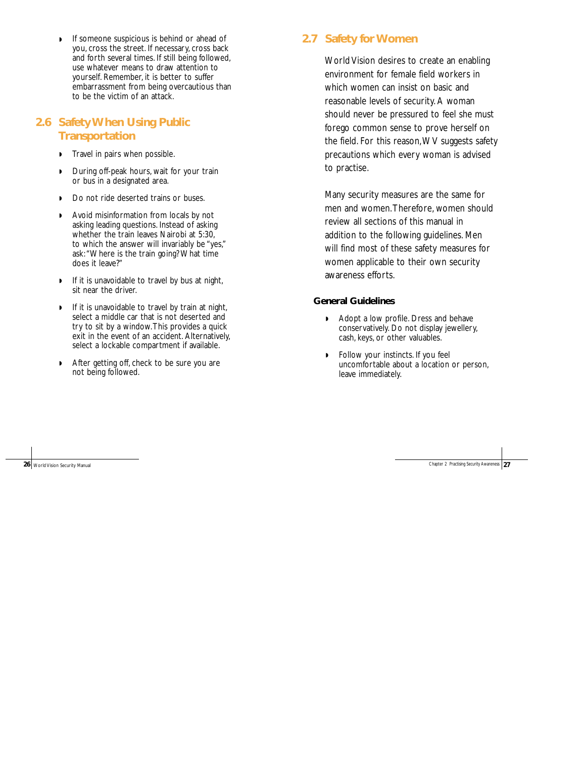- If someone suspicious is behind or ahead of you, cross the street. If necessary, cross back and forth several times. If still being followed, use whatever means to draw attention to yourself. Remember, it is better to suffer embarrassment from being overcautious than to be the victim of an attack.

## 2.6 Safety When Using Public Transportation

- Travel in pairs when possible.
- During off-peak hours, wait for your train or bus in a designated area.
- Do not ride deserted trains or buses.
- Avoid misinformation from locals by not asking leading questions. Instead of asking whether the train leaves Nairobi at 5:30, to which the answer will invariably be "yes," ask: "Where is the train going? What time does it leave?"
- If it is unavoidable to travel by bus at night, sit near the driver.
- If it is unavoidable to travel by train at night, select a middle car that is not deserted and try to sit by a window. This provides a quick exit in the event of an accident. Alternatively, select a lockable compartment if available.
- After getting off, check to be sure you are not being followed.

## 2.7 Safety for Women

World Vision desires to create an enabling environment for female field workers in which women can insist on basic and reasonable levels of security. A woman should never be pressured to feel she must forego common sense to prove herself on the field. For this reason, WV suggests safety precautions which every woman is advised to practise.

Many security measures are the same for men and women. Therefore, women should review all sections of this manual in addition to the following guidelines. Men will find most of these safety measures for women applicable to their own security awareness efforts.

### General Guidelines

- Adopt a low profile. Dress and behave conservatively. Do not display jewellery, cash, keys, or other valuables.
- Follow your instincts. If you feel uncomfortable about a location or person, leave immediately.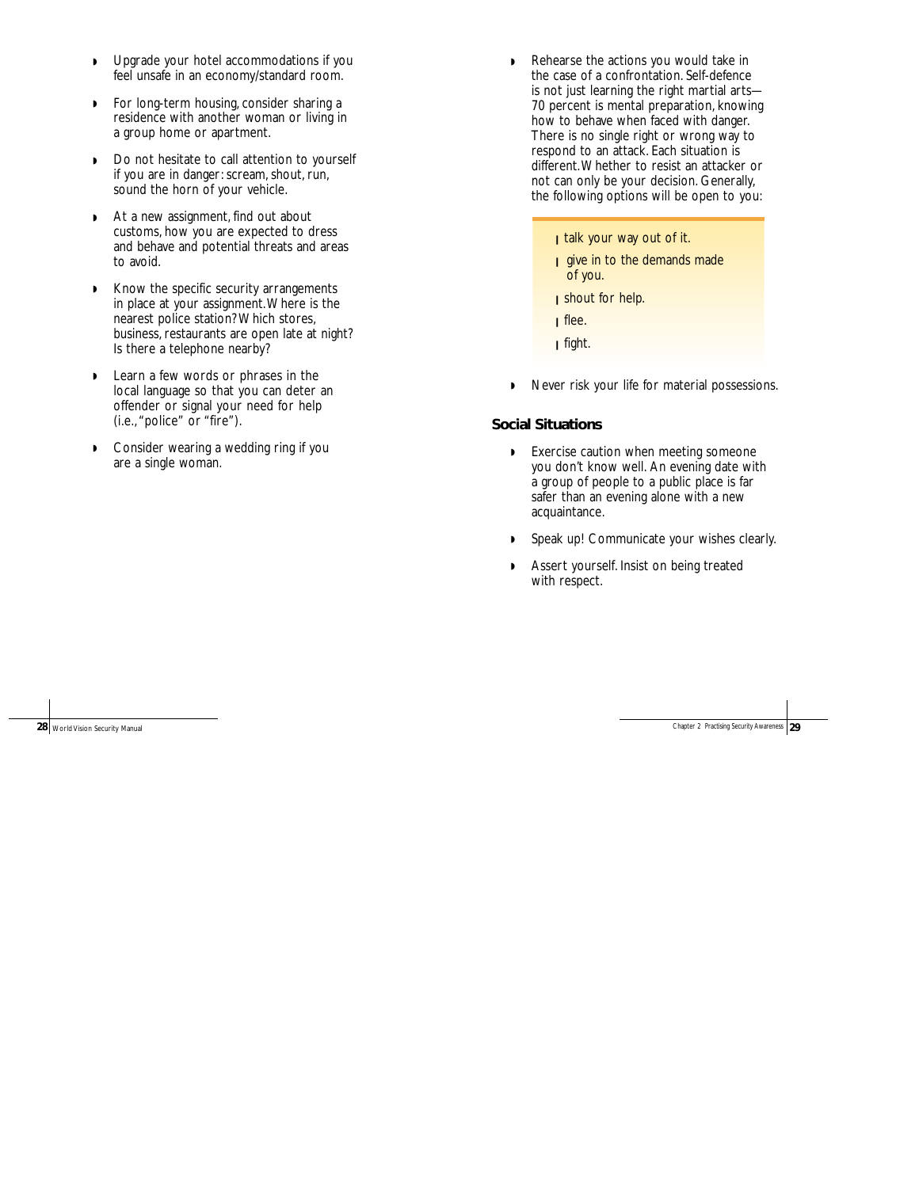- Upgrade your hotel accommodations if you feel unsafe in an economy/standard room.
- For long-term housing, consider sharing a residence with another woman or living in a group home or apartment.
- Do not hesitate to call attention to yourself if you are in danger: scream, shout, run, sound the horn of your vehicle.
- At a new assignment, find out about customs, how you are expected to dress and behave and potential threats and areas to avoid.
- Know the specific security arrangements in place at your assignment. Where is the nearest police station? Which stores, business, restaurants are open late at night? Is there a telephone nearby?
- Learn a few words or phrases in the local language so that you can deter an offender or signal your need for help (i.e., "police" or "fire").
- Consider wearing a wedding ring if you are a single woman.
- Rehearse the actions you would take in the case of a confrontation. Self-defence is not just learning the right martial arts—70 percent is mental preparation, knowing how to behave when faced with danger. There is no single right or wrong way to respond to an attack. Each situation is different. Whether to resist an attacker or not can only be your decision. Generally, the following options will be open to you:
  - talk your way out of it.
  - give in to the demands made of you.
  - shout for help.
  - flee.
  - fight.
- Never risk your life for material possessions.

### Social Situations

- Exercise caution when meeting someone you don't know well. An evening date with a group of people to a public place is far safer than an evening alone with a new acquaintance.
- Speak up! Communicate your wishes clearly.
- Assert yourself. Insist on being treated with respect.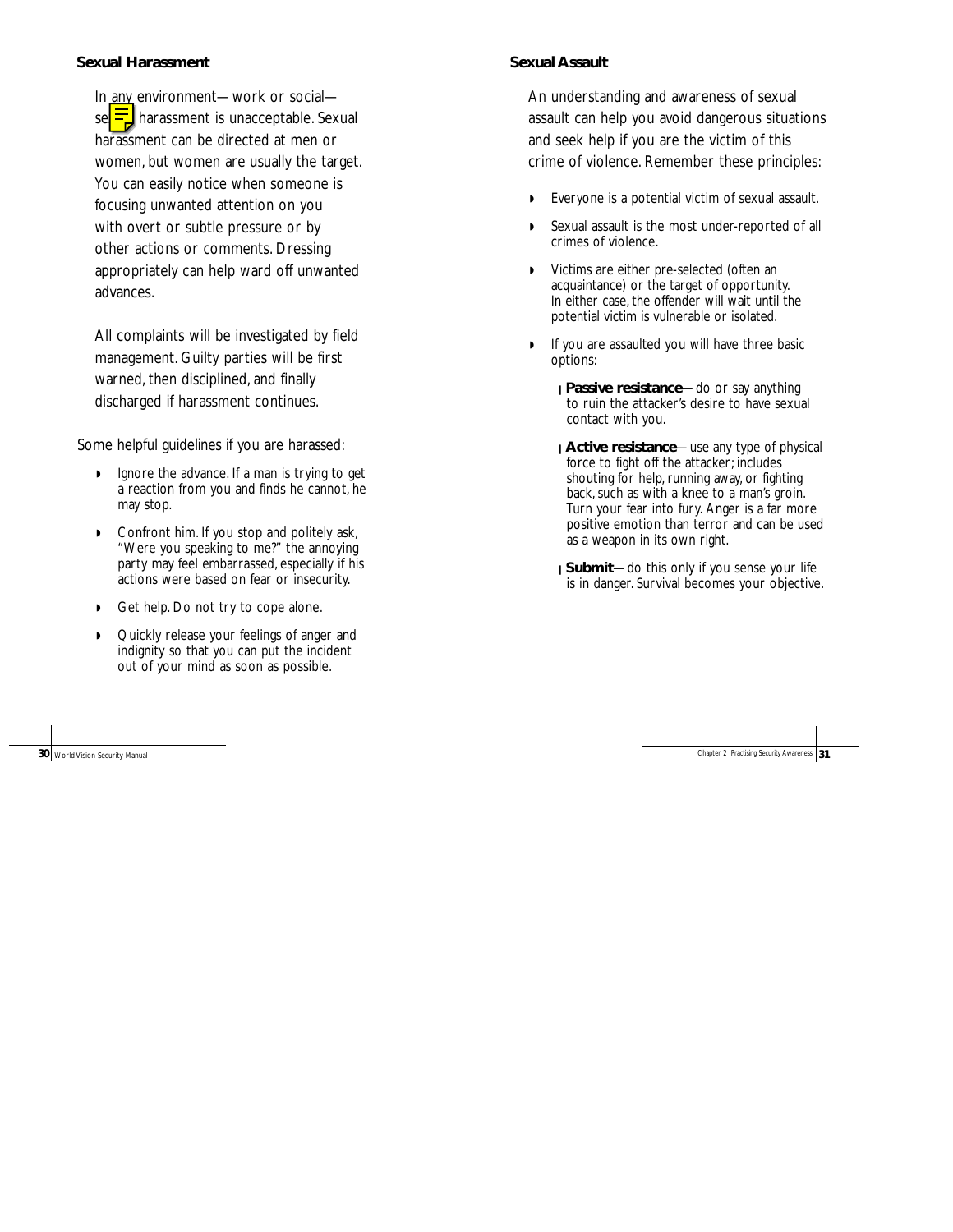### Sexual Harassment

In any environment—work or social—sexual harassment is unacceptable. Sexual harassment can be directed at men or women, but women are usually the target. You can easily notice when someone is focusing unwanted attention on you with overt or subtle pressure or by other actions or comments. Dressing appropriately can help ward off unwanted advances.

All complaints will be investigated by field management. Guilty parties will be first warned, then disciplined, and finally discharged if harassment continues.

Some helpful guidelines if you are harassed:

- Ignore the advance. If a man is trying to get a reaction from you and finds he cannot, he may stop.
- Confront him. If you stop and politely ask, "Were you speaking to me?" the annoying party may feel embarrassed, especially if his actions were based on fear or insecurity.
- Get help. Do not try to cope alone.
- Quickly release your feelings of anger and indignity so that you can put the incident out of your mind as soon as possible.

### Sexual Assault

An understanding and awareness of sexual assault can help you avoid dangerous situations and seek help if you are the victim of this crime of violence. Remember these principles:

- Everyone is a potential victim of sexual assault.
- Sexual assault is the most under-reported of all crimes of violence.
- Victims are either pre-selected (often an acquaintance) or the target of opportunity. In either case, the offender will wait until the potential victim is vulnerable or isolated.
- If you are assaulted you will have three basic options:
  - **Passive resistance**—do or say anything to ruin the attacker's desire to have sexual contact with you.
  - **Active resistance**—use any type of physical force to fight off the attacker; includes shouting for help, running away, or fighting back, such as with a knee to a man's groin. Turn your fear into fury. Anger is a far more positive emotion than terror and can be used as a weapon in its own right.
  - **Submit**—do this only if you sense your life is in danger. Survival becomes your objective.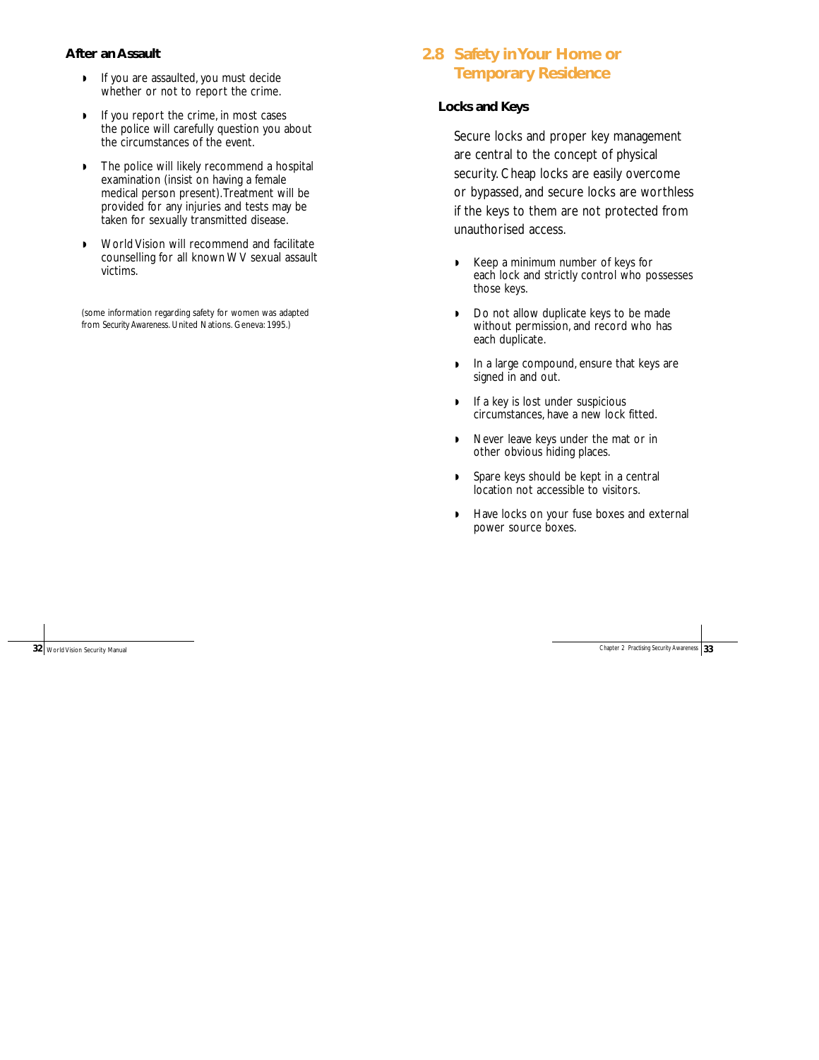### After an Assault

- If you are assaulted, you must decide whether or not to report the crime.
- If you report the crime, in most cases the police will carefully question you about the circumstances of the event.
- The police will likely recommend a hospital examination (insist on having a female medical person present). Treatment will be provided for any injuries and tests may be taken for sexually transmitted disease.
- World Vision will recommend and facilitate counselling for all known WV sexual assault victims.

(some information regarding safety for women was adapted from *Security Awareness*. United Nations. Geneva: 1995.)

## 2.8 Safety in Your Home or Temporary Residence

### Locks and Keys

Secure locks and proper key management are central to the concept of physical security. Cheap locks are easily overcome or bypassed, and secure locks are worthless if the keys to them are not protected from unauthorised access.

- Keep a minimum number of keys for each lock and strictly control who possesses those keys.
- Do not allow duplicate keys to be made without permission, and record who has each duplicate.
- In a large compound, ensure that keys are signed in and out.
- If a key is lost under suspicious circumstances, have a new lock fitted.
- Never leave keys under the mat or in other obvious hiding places.
- Spare keys should be kept in a central location not accessible to visitors.
- Have locks on your fuse boxes and external power source boxes.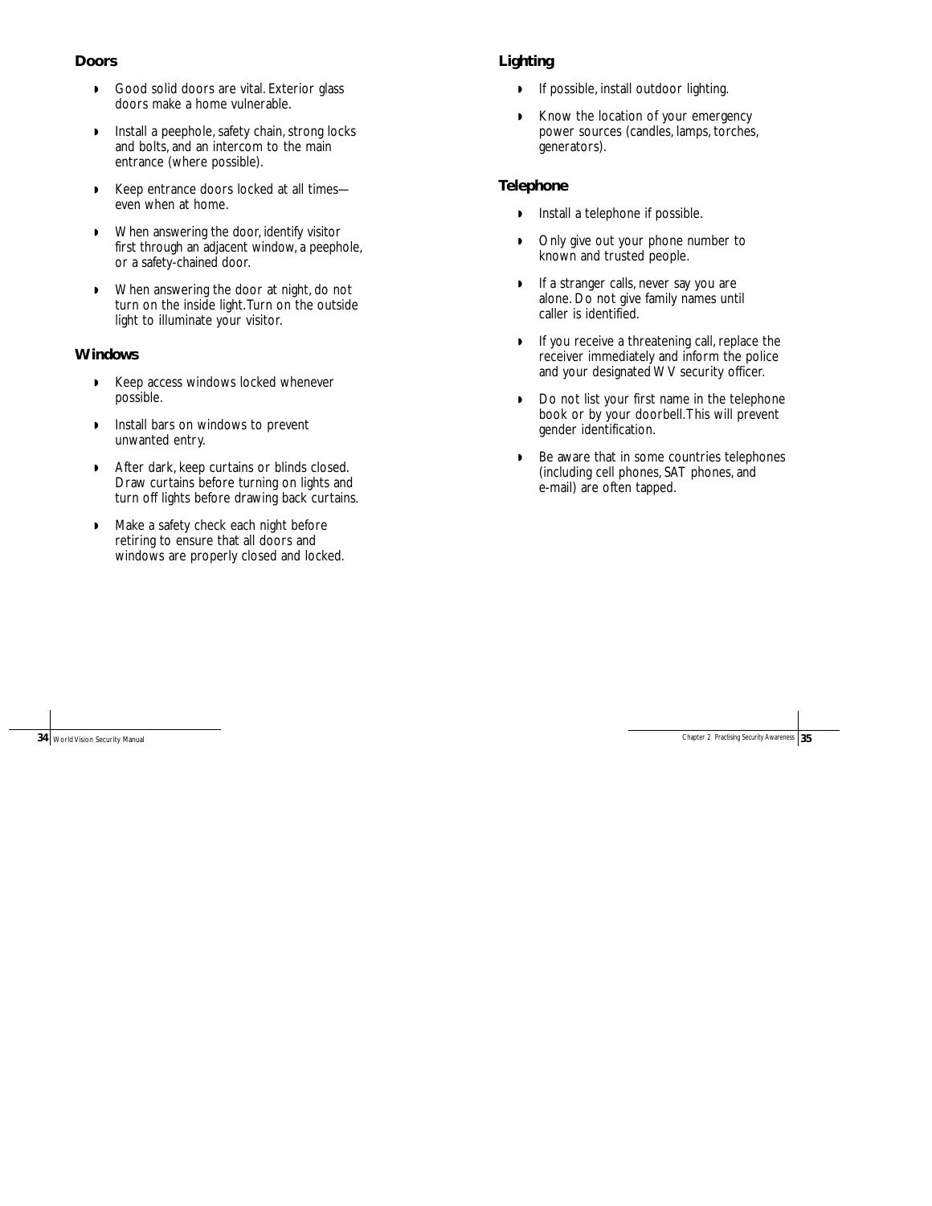### Doors

- Good solid doors are vital. Exterior glass doors make a home vulnerable.
- Install a peephole, safety chain, strong locks and bolts, and an intercom to the main entrance (where possible).
- Keep entrance doors locked at all times—even when at home.
- When answering the door, identify visitor first through an adjacent window, a peephole, or a safety-chained door.
- When answering the door at night, do not turn on the inside light. Turn on the outside light to illuminate your visitor.

### Windows

- Keep access windows locked whenever possible.
- Install bars on windows to prevent unwanted entry.
- After dark, keep curtains or blinds closed. Draw curtains before turning on lights and turn off lights before drawing back curtains.
- Make a safety check each night before retiring to ensure that all doors and windows are properly closed and locked.

### Lighting

- If possible, install outdoor lighting.
- Know the location of your emergency power sources (candles, lamps, torches, generators).

### Telephone

- Install a telephone if possible.
- Only give out your phone number to known and trusted people.
- If a stranger calls, never say you are alone. Do not give family names until caller is identified.
- If you receive a threatening call, replace the receiver immediately and inform the police and your designated WV security officer.
- Do not list your first name in the telephone book or by your doorbell. This will prevent gender identification.
- Be aware that in some countries telephones (including cell phones, SAT phones, and e-mail) are often tapped.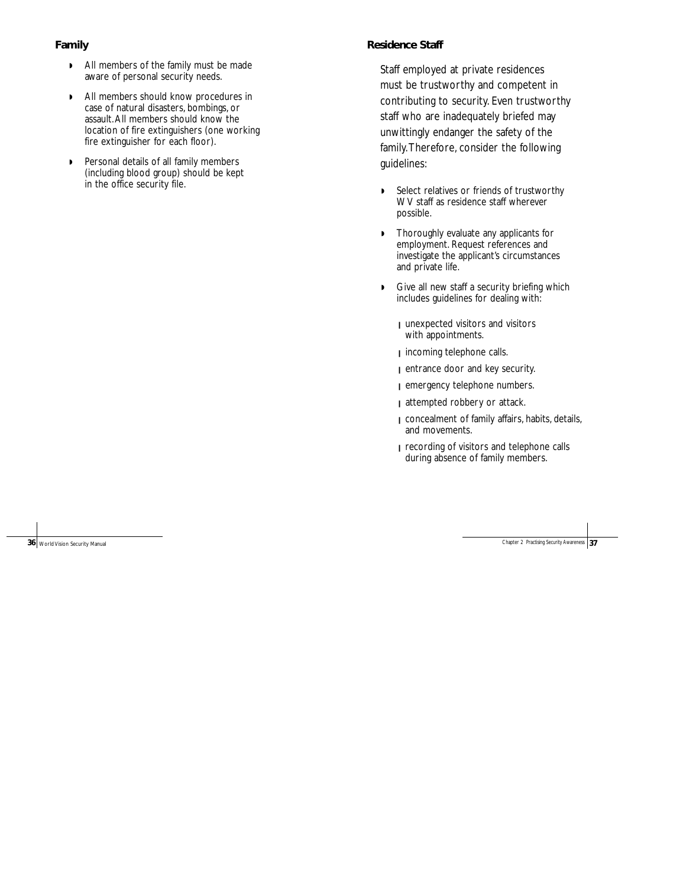### Family

- All members of the family must be made aware of personal security needs.
- All members should know procedures in case of natural disasters, bombings, or assault. All members should know the location of fire extinguishers (one working fire extinguisher for each floor).
- Personal details of all family members (including blood group) should be kept in the office security file.

### Residence Staff

Staff employed at private residences must be trustworthy and competent in contributing to security. Even trustworthy staff who are inadequately briefed may unwittingly endanger the safety of the family. Therefore, consider the following guidelines:

- Select relatives or friends of trustworthy WV staff as residence staff wherever possible.
- Thoroughly evaluate any applicants for employment. Request references and investigate the applicant's circumstances and private life.
- Give all new staff a security briefing which includes guidelines for dealing with:
  - unexpected visitors and visitors with appointments.
  - incoming telephone calls.
  - entrance door and key security.
  - emergency telephone numbers.
  - attempted robbery or attack.
  - concealment of family affairs, habits, details, and movements.
  - recording of visitors and telephone calls during absence of family members.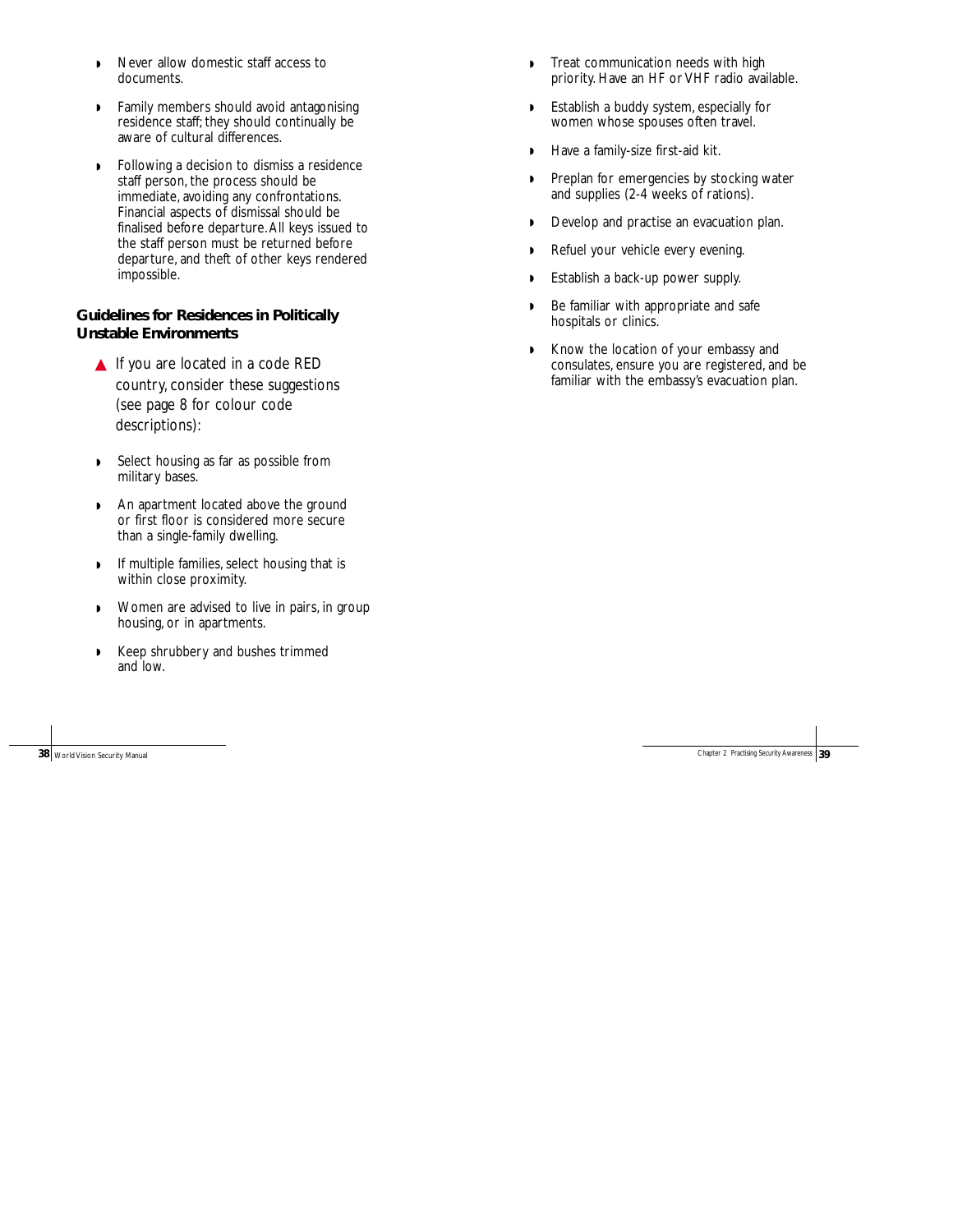- Never allow domestic staff access to documents.
- Family members should avoid antagonising residence staff; they should continually be aware of cultural differences.
- Following a decision to dismiss a residence staff person, the process should be immediate, avoiding any confrontations. Financial aspects of dismissal should be finalised before departure. All keys issued to the staff person must be returned before departure, and theft of other keys rendered impossible.

### Guidelines for Residences in Politically Unstable Environments

▲ If you are located in a code RED country, consider these suggestions (see page 8 for colour code descriptions):

- Select housing as far as possible from military bases.
- An apartment located above the ground or first floor is considered more secure than a single-family dwelling.
- If multiple families, select housing that is within close proximity.
- Women are advised to live in pairs, in group housing, or in apartments.
- Keep shrubbery and bushes trimmed and low.
- Treat communication needs with high priority. Have an HF or VHF radio available.
- Establish a buddy system, especially for women whose spouses often travel.
- Have a family-size first-aid kit.
- Preplan for emergencies by stocking water and supplies (2-4 weeks of rations).
- Develop and practise an evacuation plan.
- Refuel your vehicle every evening.
- Establish a back-up power supply.
- Be familiar with appropriate and safe hospitals or clinics.
- Know the location of your embassy and consulates, ensure you are registered, and be familiar with the embassy's evacuation plan.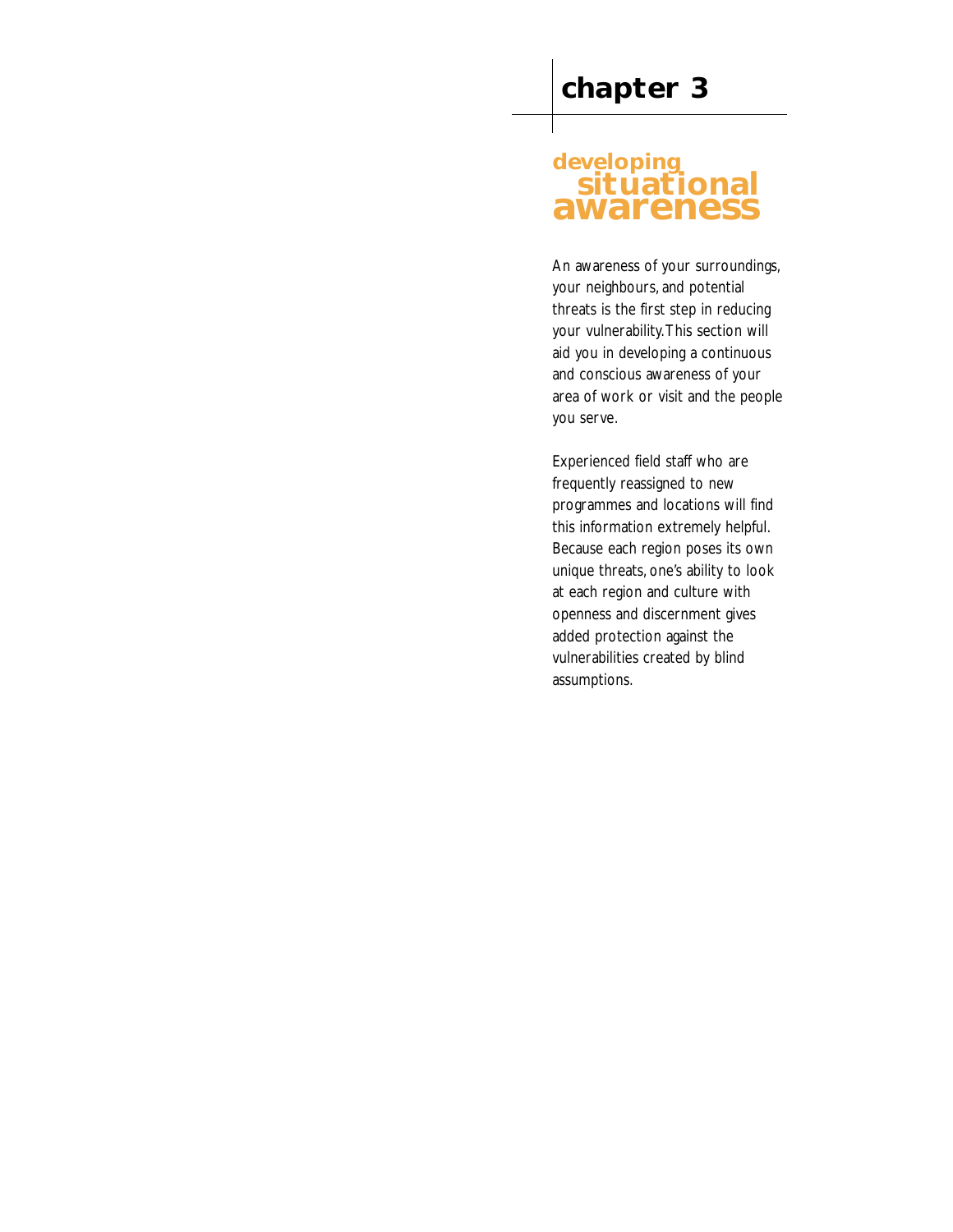# chapter 3

## developing situational awareness

An awareness of your surroundings, your neighbours, and potential threats is the first step in reducing your vulnerability. This section will aid you in developing a continuous and conscious awareness of your area of work or visit and the people you serve.

Experienced field staff who are frequently reassigned to new programmes and locations will find this information extremely helpful. Because each region poses its own unique threats, one's ability to look at each region and culture with openness and discernment gives added protection against the vulnerabilities created by blind assumptions.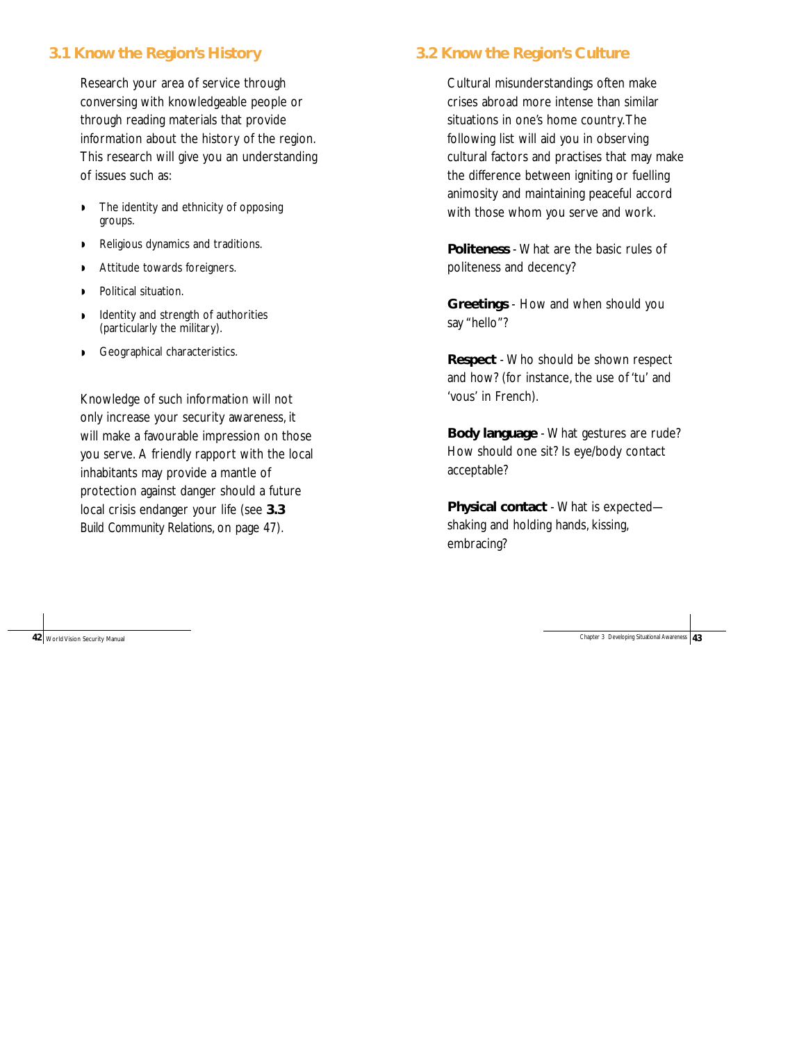## 3.1 Know the Region's History

Research your area of service through conversing with knowledgeable people or through reading materials that provide information about the history of the region. This research will give you an understanding of issues such as:

- The identity and ethnicity of opposing groups.
- Religious dynamics and traditions.
- Attitude towards foreigners.
- Political situation.
- Identity and strength of authorities (particularly the military).
- Geographical characteristics.

Knowledge of such information will not only increase your security awareness, it will make a favourable impression on those you serve. A friendly rapport with the local inhabitants may provide a mantle of protection against danger should a future local crisis endanger your life (see **3.3** Build Community Relations, on page 47).

## 3.2 Know the Region's Culture

Cultural misunderstandings often make crises abroad more intense than similar situations in one's home country. The following list will aid you in observing cultural factors and practises that may make the difference between igniting or fuelling animosity and maintaining peaceful accord with those whom you serve and work.

**Politeness** - What are the basic rules of politeness and decency?

**Greetings** - How and when should you say "hello"?

**Respect** - Who should be shown respect and how? (for instance, the use of 'tu' and 'vous' in French).

**Body language** - What gestures are rude? How should one sit? Is eye/body contact acceptable?

**Physical contact** - What is expected—shaking and holding hands, kissing, embracing?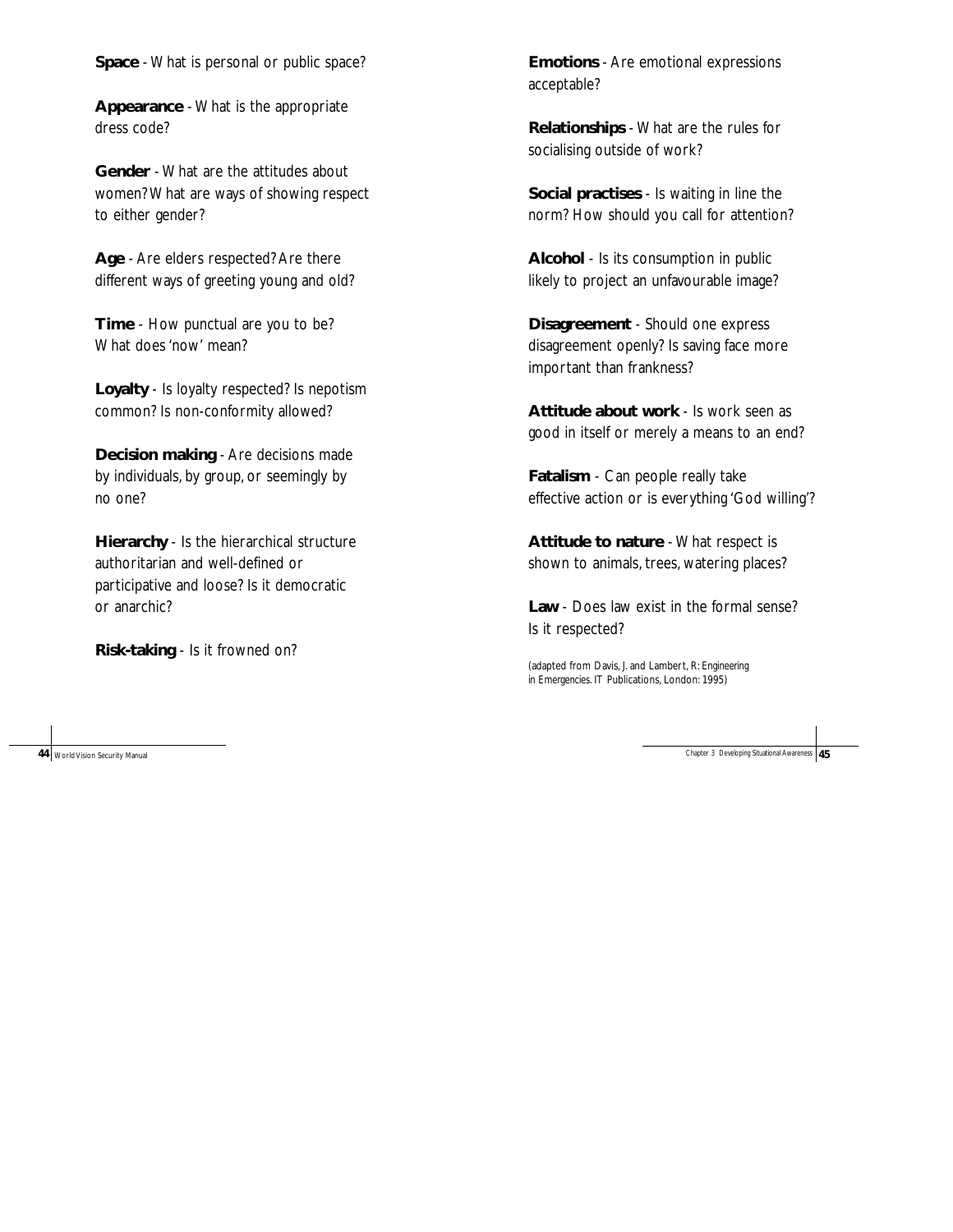**Space** - What is personal or public space?

**Appearance** - What is the appropriate dress code?

**Gender** - What are the attitudes about women? What are ways of showing respect to either gender?

**Age** - Are elders respected? Are there different ways of greeting young and old?

**Time** - How punctual are you to be? What does 'now' mean?

**Loyalty** - Is loyalty respected? Is nepotism common? Is non-conformity allowed?

**Decision making** - Are decisions made by individuals, by group, or seemingly by no one?

**Hierarchy** - Is the hierarchical structure authoritarian and well-defined or participative and loose? Is it democratic or anarchic?

**Risk-taking** - Is it frowned on?

**Emotions** - Are emotional expressions acceptable?

**Relationships** - What are the rules for socialising outside of work?

**Social practises** - Is waiting in line the norm? How should you call for attention?

**Alcohol** - Is its consumption in public likely to project an unfavourable image?

**Disagreement** - Should one express disagreement openly? Is saving face more important than frankness?

**Attitude about work** - Is work seen as good in itself or merely a means to an end?

**Fatalism** - Can people really take effective action or is everything 'God willing'?

**Attitude to nature** - What respect is shown to animals, trees, watering places?

**Law** - Does law exist in the formal sense? Is it respected?

(adapted from Davis, J. and Lambert, R: Engineering in Emergencies. IT Publications, London: 1995)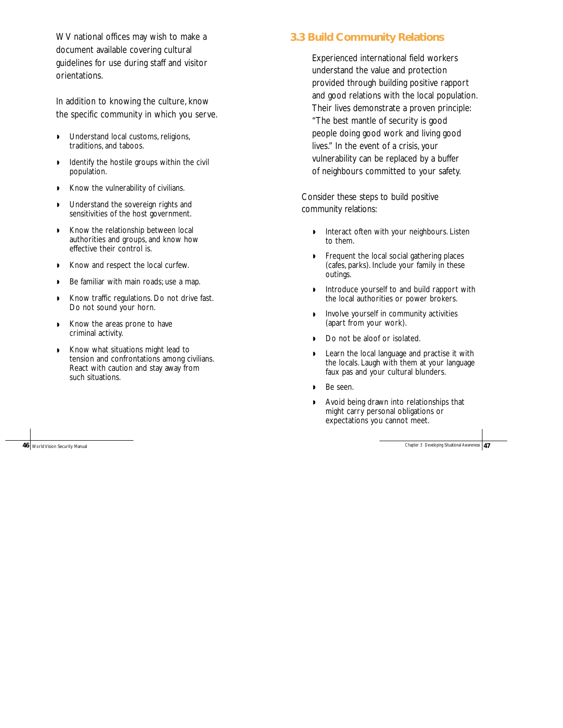WV national offices may wish to make a document available covering cultural guidelines for use during staff and visitor orientations.

In addition to knowing the culture, know the specific community in which you serve.

- Understand local customs, religions, traditions, and taboos.
- Identify the hostile groups within the civil population.
- Know the vulnerability of civilians.
- Understand the sovereign rights and sensitivities of the host government.
- Know the relationship between local authorities and groups, and know how effective their control is.
- Know and respect the local curfew.
- Be familiar with main roads; use a map.
- Know traffic regulations. Do not drive fast. Do not sound your horn.
- Know the areas prone to have criminal activity.
- Know what situations might lead to tension and confrontations among civilians. React with caution and stay away from such situations.

## 3.3 Build Community Relations

Experienced international field workers understand the value and protection provided through building positive rapport and good relations with the local population. Their lives demonstrate a proven principle: "The best mantle of security is good people doing good work and living good lives." In the event of a crisis, your vulnerability can be replaced by a buffer of neighbours committed to your safety.

Consider these steps to build positive community relations:

- Interact often with your neighbours. Listen to them.
- Frequent the local social gathering places (cafes, parks). Include your family in these outings.
- Introduce yourself to and build rapport with the local authorities or power brokers.
- Involve yourself in community activities (apart from your work).
- Do not be aloof or isolated.
- Learn the local language and practise it with the locals. Laugh with them at your language faux pas and your cultural blunders.
- Be seen.
- Avoid being drawn into relationships that might carry personal obligations or expectations you cannot meet.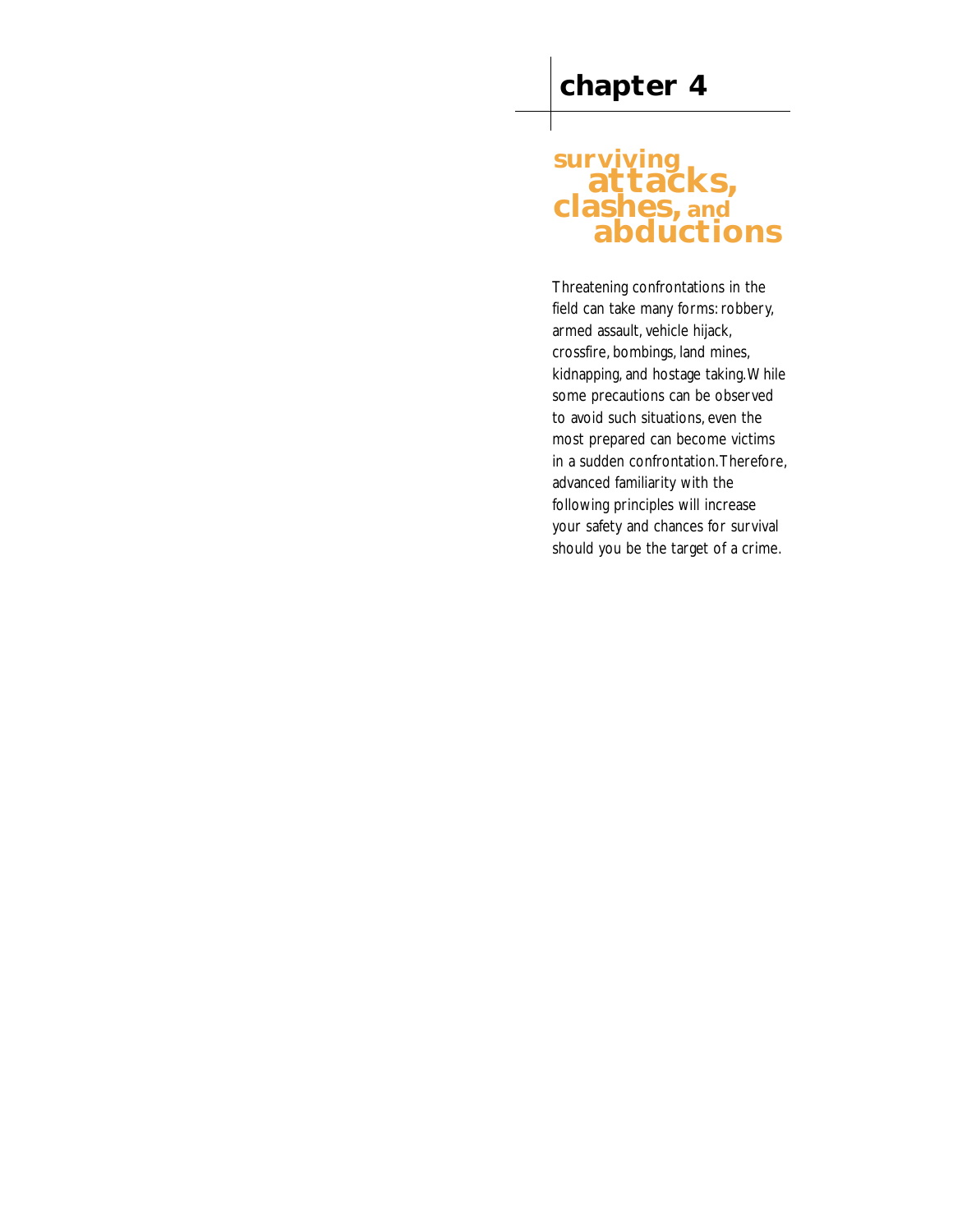# chapter 4

## surviving attacks, clashes, and abductions

Threatening confrontations in the field can take many forms: robbery, armed assault, vehicle hijack, crossfire, bombings, land mines, kidnapping, and hostage taking. While some precautions can be observed to avoid such situations, even the most prepared can become victims in a sudden confrontation. Therefore, advanced familiarity with the following principles will increase your safety and chances for survival should you be the target of a crime.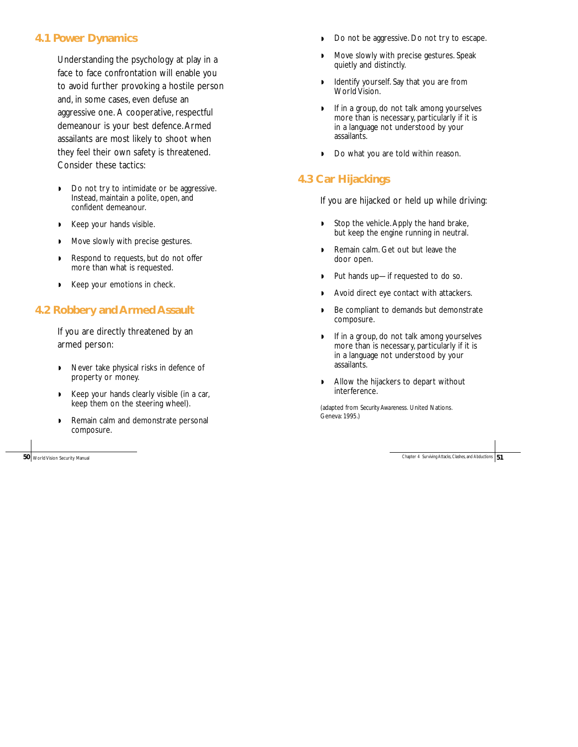## 4.1 Power Dynamics

Understanding the psychology at play in a face to face confrontation will enable you to avoid further provoking a hostile person and, in some cases, even defuse an aggressive one. A cooperative, respectful demeanour is your best defence. Armed assailants are most likely to shoot when they feel their own safety is threatened. Consider these tactics:

- Do not try to intimidate or be aggressive. Instead, maintain a polite, open, and confident demeanour.
- Keep your hands visible.
- Move slowly with precise gestures.
- Respond to requests, but do not offer more than what is requested.
- Keep your emotions in check.

## 4.2 Robbery and Armed Assault

If you are directly threatened by an armed person:

- Never take physical risks in defence of property or money.
- Keep your hands clearly visible (in a car, keep them on the steering wheel).
- Remain calm and demonstrate personal composure.
- Do not be aggressive. Do not try to escape.
- Move slowly with precise gestures. Speak quietly and distinctly.
- Identify yourself. Say that you are from World Vision.
- If in a group, do not talk among yourselves more than is necessary, particularly if it is in a language not understood by your assailants.
- Do what you are told within reason.

## 4.3 Car Hijackings

If you are hijacked or held up while driving:

- Stop the vehicle. Apply the hand brake, but keep the engine running in neutral.
- Remain calm. Get out but leave the door open.
- Put hands up—if requested to do so.
- Avoid direct eye contact with attackers.
- Be compliant to demands but demonstrate composure.
- If in a group, do not talk among yourselves more than is necessary, particularly if it is in a language not understood by your assailants.
- Allow the hijackers to depart without interference.

(adapted from *Security Awareness*. United Nations. Geneva: 1995.)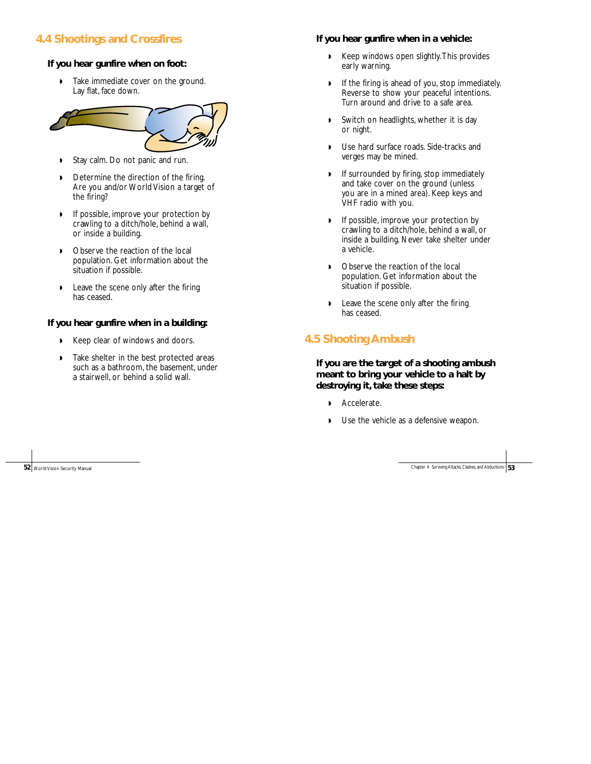## 4.4 Shootings and Crossfires

### If you hear gunfire when on foot:

- Take immediate cover on the ground. Lay flat, face down.
- Stay calm. Do not panic and run.
- Determine the direction of the firing. Are you and/or World Vision a target of the firing?
- If possible, improve your protection by crawling to a ditch/hole, behind a wall, or inside a building.
- Observe the reaction of the local population. Get information about the situation if possible.
- Leave the scene only after the firing has ceased.

### If you hear gunfire when in a building:

- Keep clear of windows and doors.
- Take shelter in the best protected areas such as a bathroom, the basement, under a stairwell, or behind a solid wall.

### If you hear gunfire when in a vehicle:

- Keep windows open slightly. This provides early warning.
- If the firing is ahead of you, stop immediately. Reverse to show your peaceful intentions. Turn around and drive to a safe area.
- Switch on headlights, whether it is day or night.
- Use hard surface roads. Side-tracks and verges may be mined.
- If surrounded by firing, stop immediately and take cover on the ground (unless you are in a mined area). Keep keys and VHF radio with you.
- If possible, improve your protection by crawling to a ditch/hole, behind a wall, or inside a building. Never take shelter under a vehicle.
- Observe the reaction of the local population. Get information about the situation if possible.
- Leave the scene only after the firing has ceased.

## 4.5 Shooting Ambush

### If you are the target of a shooting ambush meant to bring your vehicle to a halt by destroying it, take these steps:

- Accelerate.
- Use the vehicle as a defensive weapon.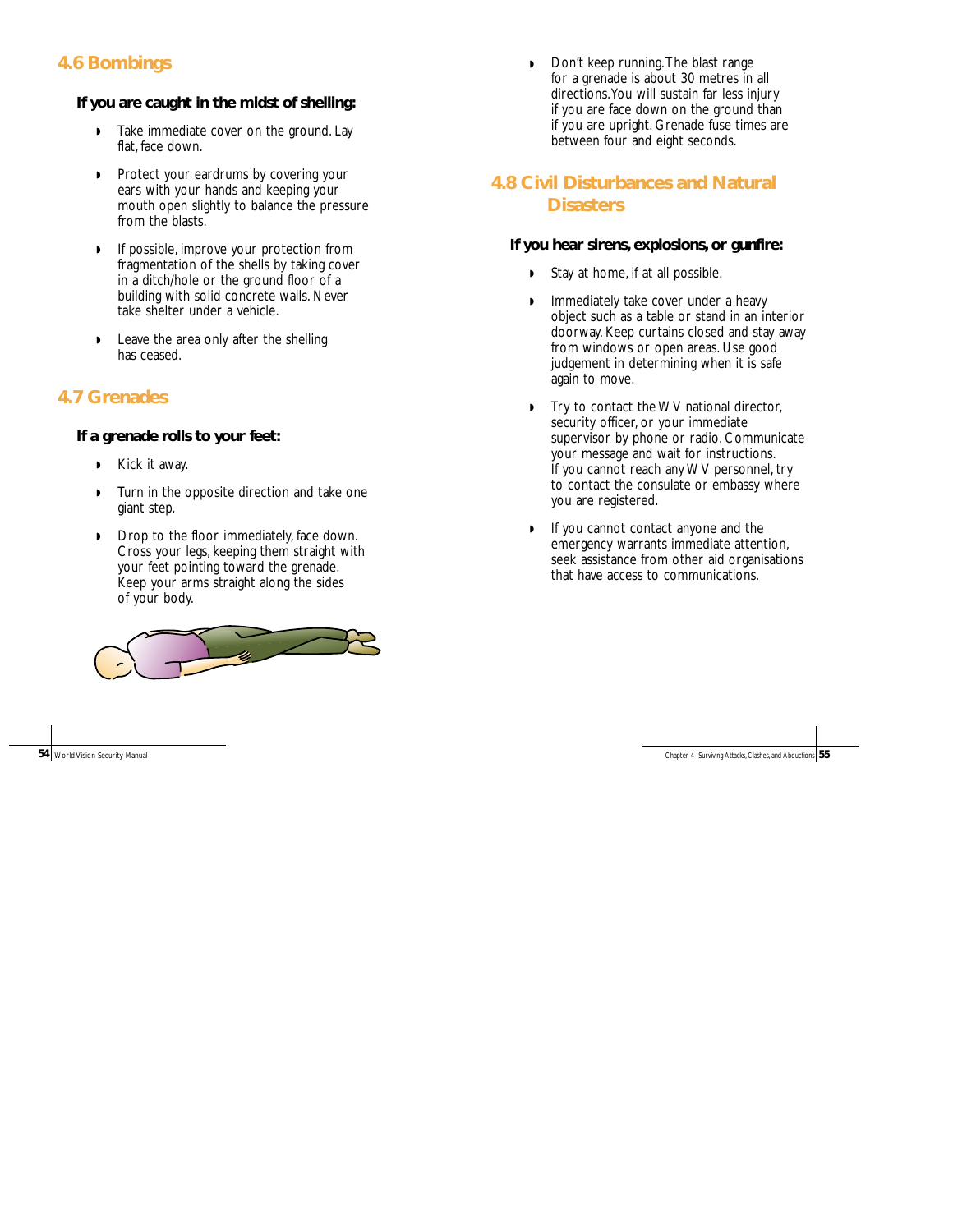## 4.6 Bombings

**If you are caught in the midst of shelling:**

- Take immediate cover on the ground. Lay flat, face down.
- Protect your eardrums by covering your ears with your hands and keeping your mouth open slightly to balance the pressure from the blasts.
- If possible, improve your protection from fragmentation of the shells by taking cover in a ditch/hole or the ground floor of a building with solid concrete walls. Never take shelter under a vehicle.
- Leave the area only after the shelling has ceased.

## 4.7 Grenades

**If a grenade rolls to your feet:**

- Kick it away.
- Turn in the opposite direction and take one giant step.
- Drop to the floor immediately, face down. Cross your legs, keeping them straight with your feet pointing toward the grenade. Keep your arms straight along the sides of your body.
- Don't keep running. The blast range for a grenade is about 30 metres in all directions. You will sustain far less injury if you are face down on the ground than if you are upright. Grenade fuse times are between four and eight seconds.

## 4.8 Civil Disturbances and Natural Disasters

**If you hear sirens, explosions, or gunfire:**

- Stay at home, if at all possible.
- Immediately take cover under a heavy object such as a table or stand in an interior doorway. Keep curtains closed and stay away from windows or open areas. Use good judgement in determining when it is safe again to move.
- Try to contact the WV national director, security officer, or your immediate supervisor by phone or radio. Communicate your message and wait for instructions. If you cannot reach any WV personnel, try to contact the consulate or embassy where you are registered.
- If you cannot contact anyone and the emergency warrants immediate attention, seek assistance from other aid organisations that have access to communications.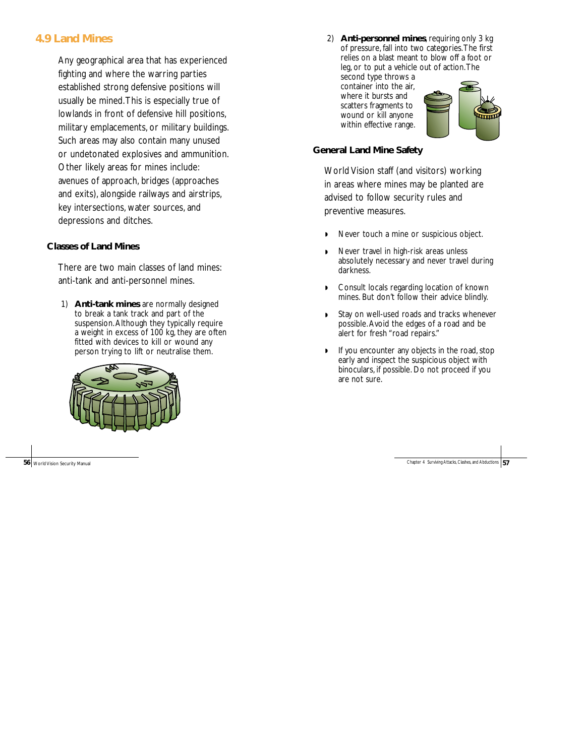## 4.9 Land Mines

Any geographical area that has experienced fighting and where the warring parties established strong defensive positions will usually be mined. This is especially true of lowlands in front of defensive hill positions, military emplacements, or military buildings. Such areas may also contain many unused or undetonated explosives and ammunition. Other likely areas for mines include: avenues of approach, bridges (approaches and exits), alongside railways and airstrips, key intersections, water sources, and depressions and ditches.

### Classes of Land Mines

There are two main classes of land mines: anti-tank and anti-personnel mines.

1) **Anti-tank mines** are normally designed to break a tank track and part of the suspension. Although they typically require a weight in excess of 100 kg, they are often fitted with devices to kill or wound any person trying to lift or neutralise them.

2) **Anti-personnel mines**, requiring only 3 kg of pressure, fall into two categories. The first relies on a blast meant to blow off a foot or leg, or to put a vehicle out of action. The second type throws a container into the air, where it bursts and scatters fragments to wound or kill anyone within effective range.

### General Land Mine Safety

World Vision staff (and visitors) working in areas where mines may be planted are advised to follow security rules and preventive measures.

- Never touch a mine or suspicious object.
- Never travel in high-risk areas unless absolutely necessary and never travel during darkness.
- Consult locals regarding location of known mines. But don't follow their advice blindly.
- Stay on well-used roads and tracks whenever possible. Avoid the edges of a road and be alert for fresh "road repairs."
- If you encounter any objects in the road, stop early and inspect the suspicious object with binoculars, if possible. Do not proceed if you are not sure.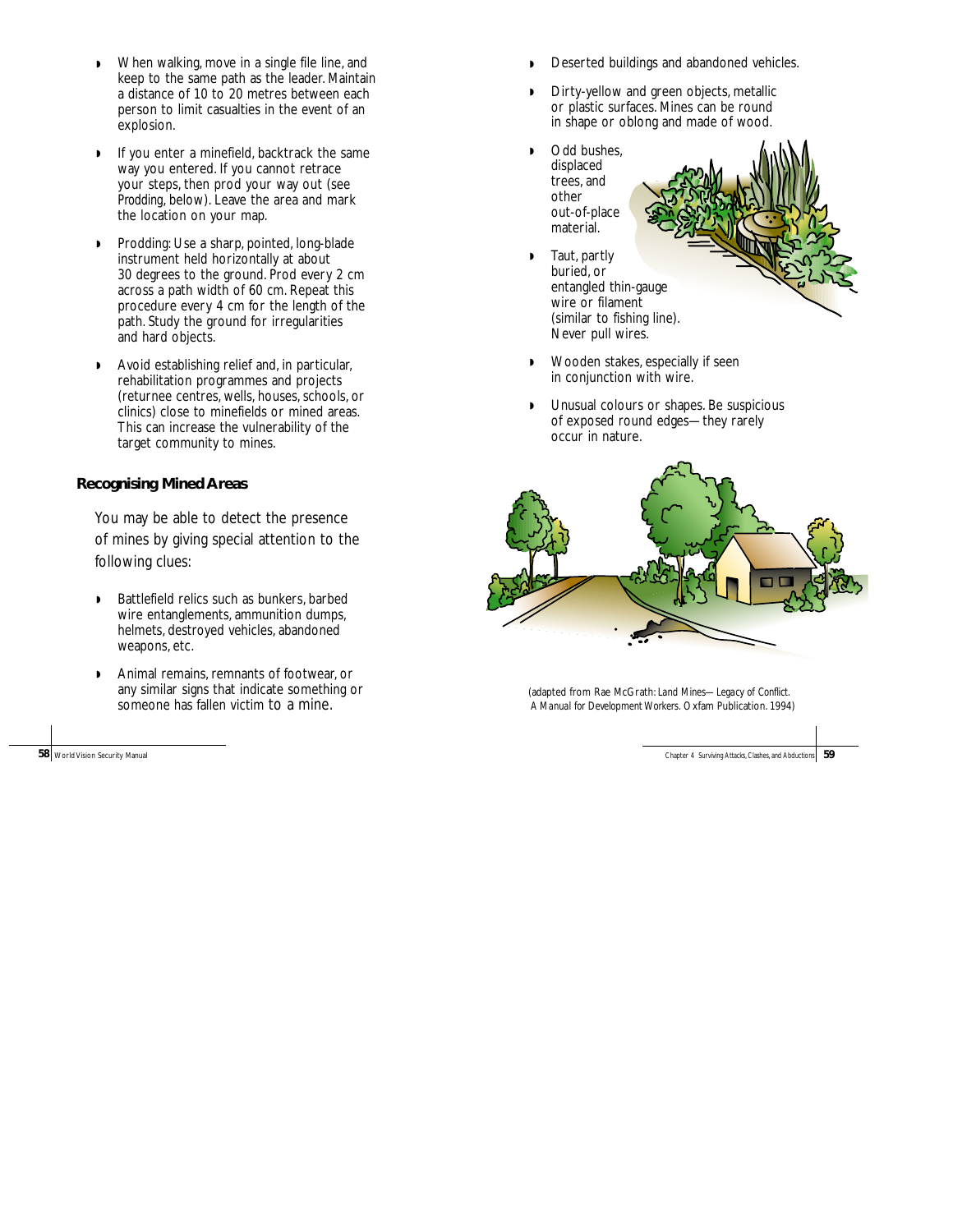- When walking, move in a single file line, and keep to the same path as the leader. Maintain a distance of 10 to 20 metres between each person to limit casualties in the event of an explosion.
- If you enter a minefield, backtrack the same way you entered. If you cannot retrace your steps, then prod your way out (see *Prodding*, below). Leave the area and mark the location on your map.
- Prodding: Use a sharp, pointed, long-blade instrument held horizontally at about 30 degrees to the ground. Prod every 2 cm across a path width of 60 cm. Repeat this procedure every 4 cm for the length of the path. Study the ground for irregularities and hard objects.
- Avoid establishing relief and, in particular, rehabilitation programmes and projects (returnee centres, wells, houses, schools, or clinics) close to minefields or mined areas. This can increase the vulnerability of the target community to mines.

### Recognising Mined Areas

You may be able to detect the presence of mines by giving special attention to the following clues:

- Battlefield relics such as bunkers, barbed wire entanglements, ammunition dumps, helmets, destroyed vehicles, abandoned weapons, etc.
- Animal remains, remnants of footwear, or any similar signs that indicate something or someone has fallen victim to a mine.
- Deserted buildings and abandoned vehicles.
- Dirty-yellow and green objects, metallic or plastic surfaces. Mines can be round in shape or oblong and made of wood.
- Odd bushes, displaced trees, and other out-of-place material.
- Taut, partly buried, or entangled thin-gauge wire or filament (similar to fishing line). Never pull wires.
- Wooden stakes, especially if seen in conjunction with wire.
- Unusual colours or shapes. Be suspicious of exposed round edges—they rarely occur in nature.

(adapted from Rae McGrath: *Land Mines—Legacy of Conflict. A Manual for Development Workers*. Oxfam Publication. 1994)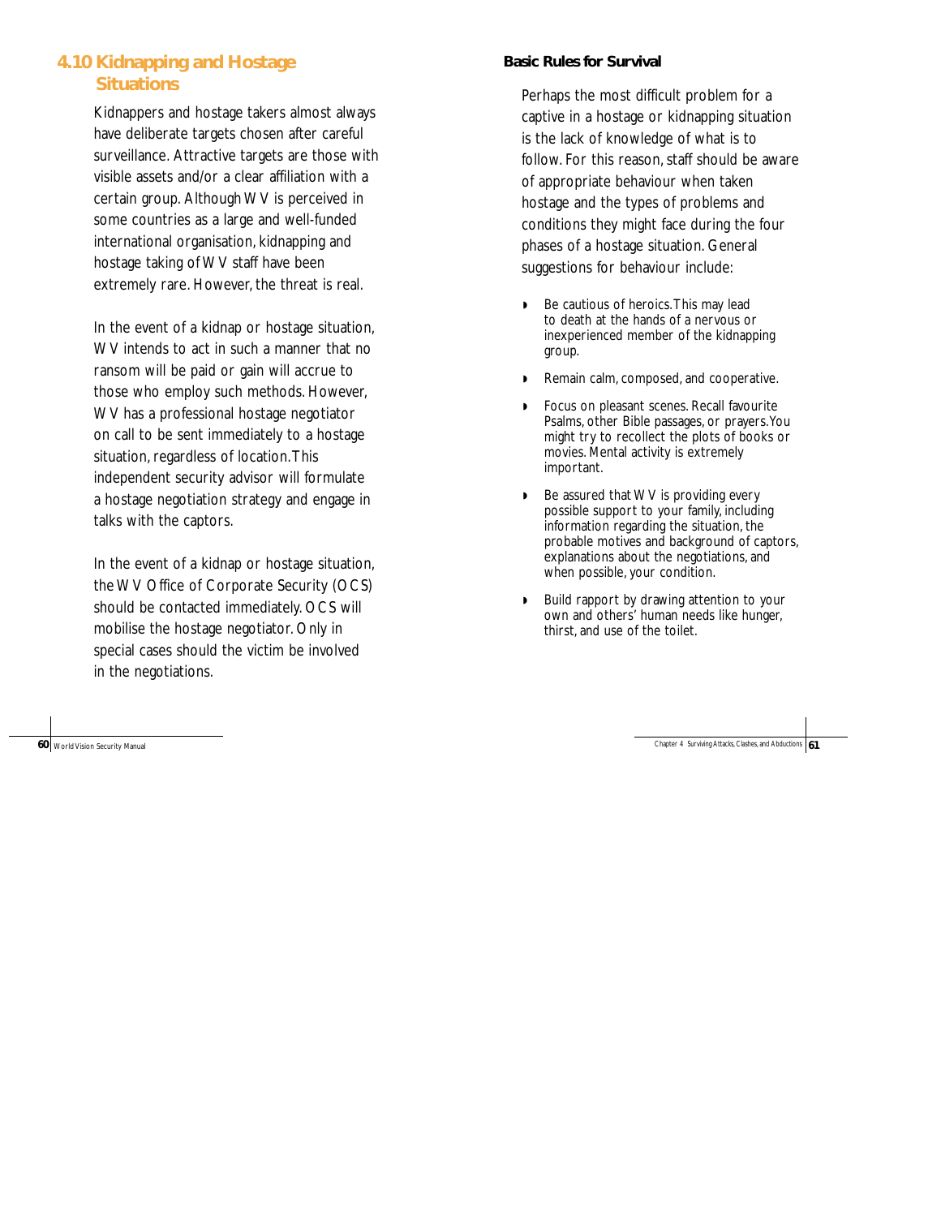## 4.10 Kidnapping and Hostage Situations

Kidnappers and hostage takers almost always have deliberate targets chosen after careful surveillance. Attractive targets are those with visible assets and/or a clear affiliation with a certain group. Although WV is perceived in some countries as a large and well-funded international organisation, kidnapping and hostage taking of WV staff have been extremely rare. However, the threat is real.

In the event of a kidnap or hostage situation, WV intends to act in such a manner that no ransom will be paid or gain will accrue to those who employ such methods. However, WV has a professional hostage negotiator on call to be sent immediately to a hostage situation, regardless of location. This independent security advisor will formulate a hostage negotiation strategy and engage in talks with the captors.

In the event of a kidnap or hostage situation, the WV Office of Corporate Security (OCS) should be contacted immediately. OCS will mobilise the hostage negotiator. Only in special cases should the victim be involved in the negotiations.

**Basic Rules for Survival**

Perhaps the most difficult problem for a captive in a hostage or kidnapping situation is the lack of knowledge of what is to follow. For this reason, staff should be aware of appropriate behaviour when taken hostage and the types of problems and conditions they might face during the four phases of a hostage situation. General suggestions for behaviour include:

- Be cautious of heroics. This may lead to death at the hands of a nervous or inexperienced member of the kidnapping group.
- Remain calm, composed, and cooperative.
- Focus on pleasant scenes. Recall favourite Psalms, other Bible passages, or prayers. You might try to recollect the plots of books or movies. Mental activity is extremely important.
- Be assured that WV is providing every possible support to your family, including information regarding the situation, the probable motives and background of captors, explanations about the negotiations, and when possible, your condition.
- Build rapport by drawing attention to your own and others' human needs like hunger, thirst, and use of the toilet.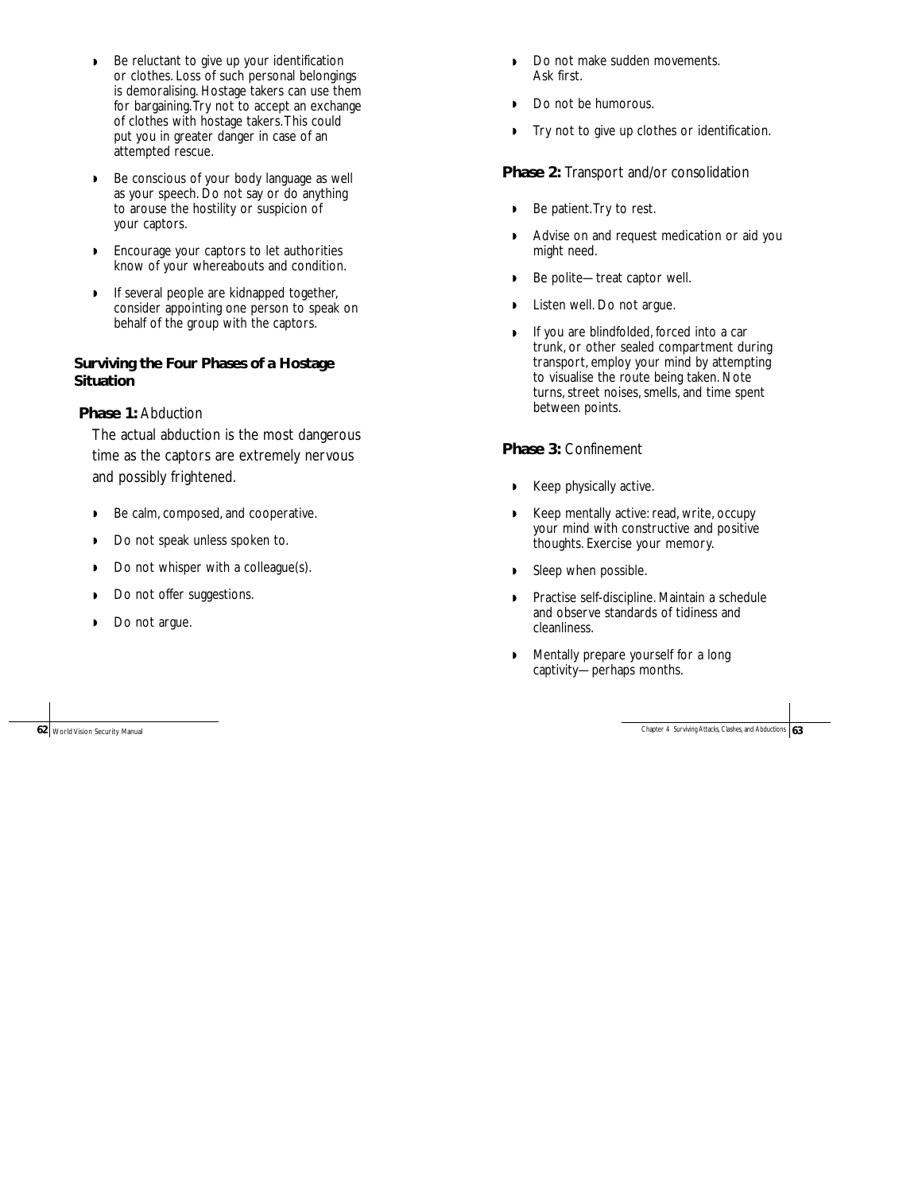- Be reluctant to give up your identification or clothes. Loss of such personal belongings is demoralising. Hostage takers can use them for bargaining. Try not to accept an exchange of clothes with hostage takers. This could put you in greater danger in case of an attempted rescue.
- Be conscious of your body language as well as your speech. Do not say or do anything to arouse the hostility or suspicion of your captors.
- Encourage your captors to let authorities know of your whereabouts and condition.
- If several people are kidnapped together, consider appointing one person to speak on behalf of the group with the captors.

### Surviving the Four Phases of a Hostage Situation

**Phase 1:** Abduction

The actual abduction is the most dangerous time as the captors are extremely nervous and possibly frightened.

- Be calm, composed, and cooperative.
- Do not speak unless spoken to.
- Do not whisper with a colleague(s).
- Do not offer suggestions.
- Do not argue.
- Do not make sudden movements. Ask first.
- Do not be humorous.
- Try not to give up clothes or identification.

**Phase 2:** Transport and/or consolidation

- Be patient. Try to rest.
- Advise on and request medication or aid you might need.
- Be polite—treat captor well.
- Listen well. Do not argue.
- If you are blindfolded, forced into a car trunk, or other sealed compartment during transport, employ your mind by attempting to visualise the route being taken. Note turns, street noises, smells, and time spent between points.

**Phase 3:** Confinement

- Keep physically active.
- Keep mentally active: read, write, occupy your mind with constructive and positive thoughts. Exercise your memory.
- Sleep when possible.
- Practise self-discipline. Maintain a schedule and observe standards of tidiness and cleanliness.
- Mentally prepare yourself for a long captivity—perhaps months.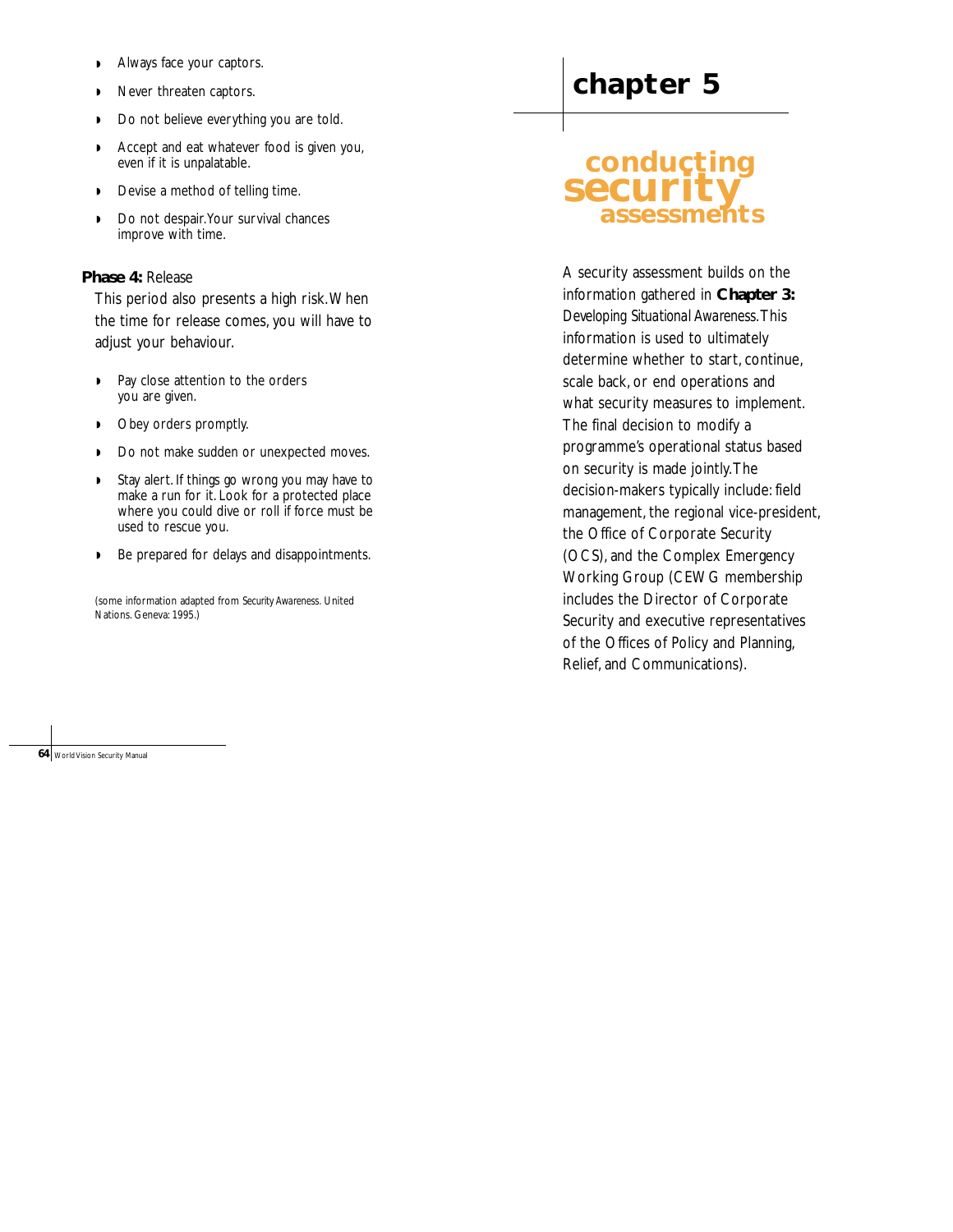- Always face your captors.
- Never threaten captors.
- Do not believe everything you are told.
- Accept and eat whatever food is given you, even if it is unpalatable.
- Devise a method of telling time.
- Do not despair. Your survival chances improve with time.

**Phase 4:** Release

This period also presents a high risk. When the time for release comes, you will have to adjust your behaviour.

- Pay close attention to the orders you are given.
- Obey orders promptly.
- Do not make sudden or unexpected moves.
- Stay alert. If things go wrong you may have to make a run for it. Look for a protected place where you could dive or roll if force must be used to rescue you.
- Be prepared for delays and disappointments.

(some information adapted from *Security Awareness*. United Nations. Geneva: 1995.)

# chapter 5

## conducting security assessments

A security assessment builds on the information gathered in **Chapter 3:** *Developing Situational Awareness*. This information is used to ultimately determine whether to start, continue, scale back, or end operations and what security measures to implement. The final decision to modify a programme's operational status based on security is made jointly. The decision-makers typically include: field management, the regional vice-president, the Office of Corporate Security (OCS), and the Complex Emergency Working Group (CEWG membership includes the Director of Corporate Security and executive representatives of the Offices of Policy and Planning, Relief, and Communications).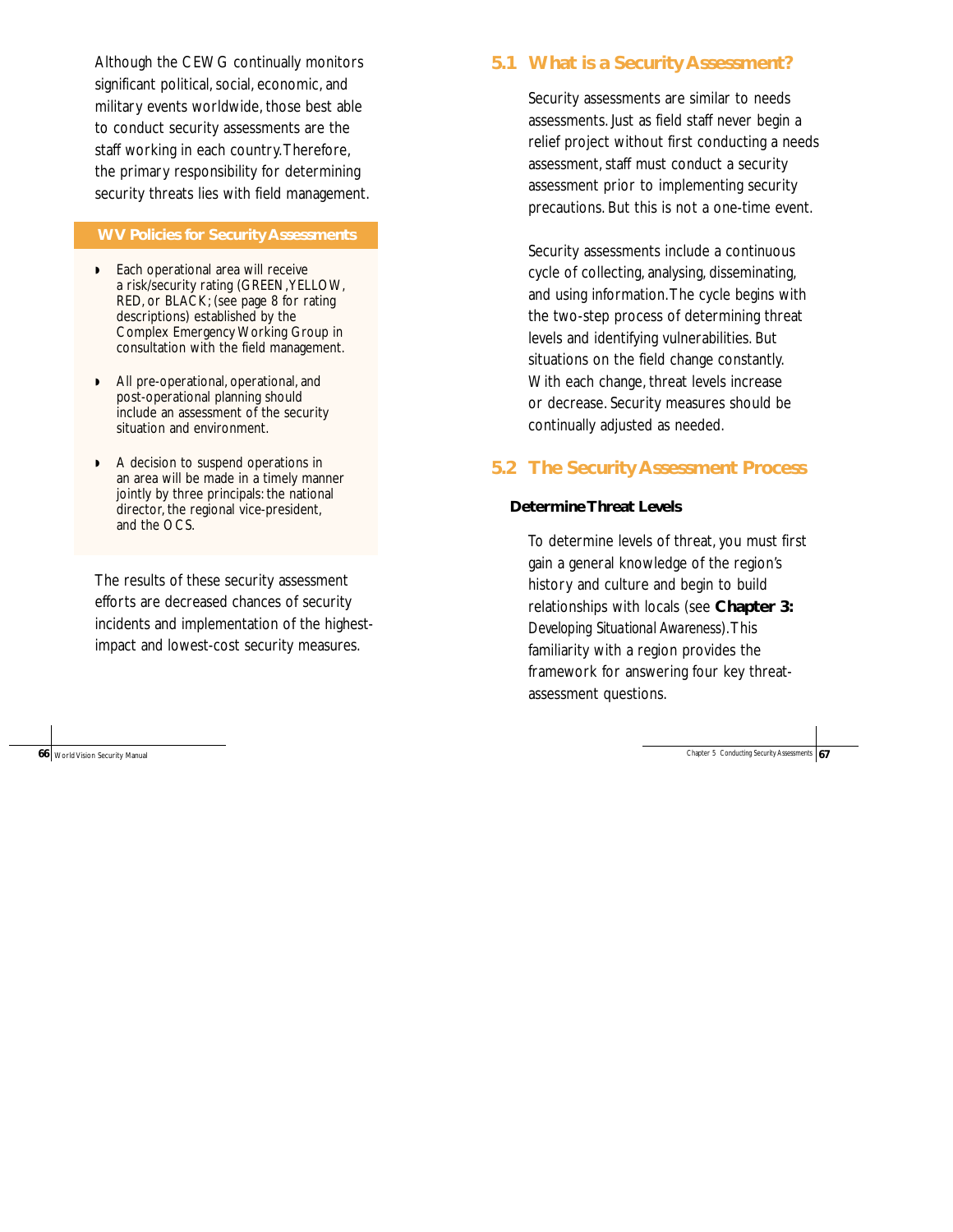Although the CEWG continually monitors significant political, social, economic, and military events worldwide, those best able to conduct security assessments are the staff working in each country. Therefore, the primary responsibility for determining security threats lies with field management.

**WV Policies for Security Assessments**

- Each operational area will receive a risk/security rating (GREEN, YELLOW, RED, or BLACK; (see page 8 for rating descriptions) established by the Complex Emergency Working Group in consultation with the field management.
- All pre-operational, operational, and post-operational planning should include an assessment of the security situation and environment.
- A decision to suspend operations in an area will be made in a timely manner jointly by three principals: the national director, the regional vice-president, and the OCS.

The results of these security assessment efforts are decreased chances of security incidents and implementation of the highest-impact and lowest-cost security measures.

## 5.1 What is a Security Assessment?

Security assessments are similar to needs assessments. Just as field staff never begin a relief project without first conducting a needs assessment, staff must conduct a security assessment prior to implementing security precautions. But this is not a one-time event.

Security assessments include a continuous cycle of collecting, analysing, disseminating, and using information. The cycle begins with the two-step process of determining threat levels and identifying vulnerabilities. But situations on the field change constantly. With each change, threat levels increase or decrease. Security measures should be continually adjusted as needed.

## 5.2 The Security Assessment Process

### Determine Threat Levels

To determine levels of threat, you must first gain a general knowledge of the region's history and culture and begin to build relationships with locals (see **Chapter 3:** *Developing Situational Awareness*). This familiarity with a region provides the framework for answering four key threat-assessment questions.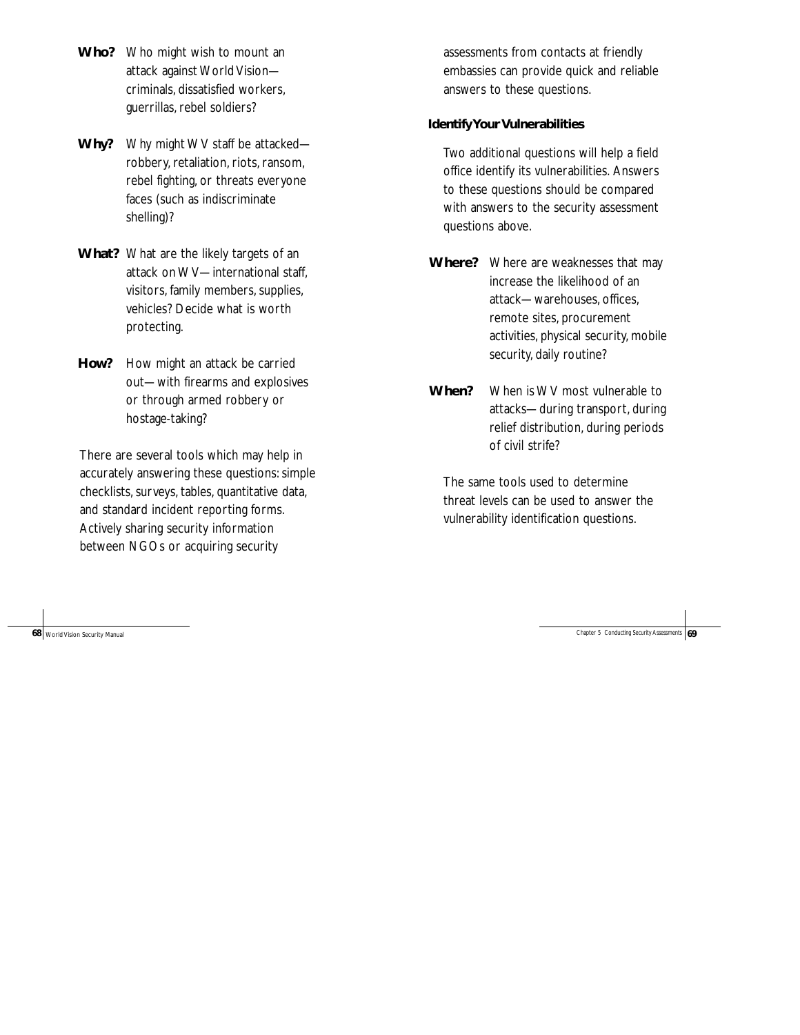**Who?** Who might wish to mount an attack against World Vision—criminals, dissatisfied workers, guerrillas, rebel soldiers?

**Why?** Why might WV staff be attacked—robbery, retaliation, riots, ransom, rebel fighting, or threats everyone faces (such as indiscriminate shelling)?

**What?** What are the likely targets of an attack on WV—international staff, visitors, family members, supplies, vehicles? Decide what is worth protecting.

**How?** How might an attack be carried out—with firearms and explosives or through armed robbery or hostage-taking?

There are several tools which may help in accurately answering these questions: simple checklists, surveys, tables, quantitative data, and standard incident reporting forms. Actively sharing security information between NGOs or acquiring security assessments from contacts at friendly embassies can provide quick and reliable answers to these questions.

### Identify Your Vulnerabilities

Two additional questions will help a field office identify its vulnerabilities. Answers to these questions should be compared with answers to the security assessment questions above.

**Where?** Where are weaknesses that may increase the likelihood of an attack—warehouses, offices, remote sites, procurement activities, physical security, mobile security, daily routine?

**When?** When is WV most vulnerable to attacks—during transport, during relief distribution, during periods of civil strife?

The same tools used to determine threat levels can be used to answer the vulnerability identification questions.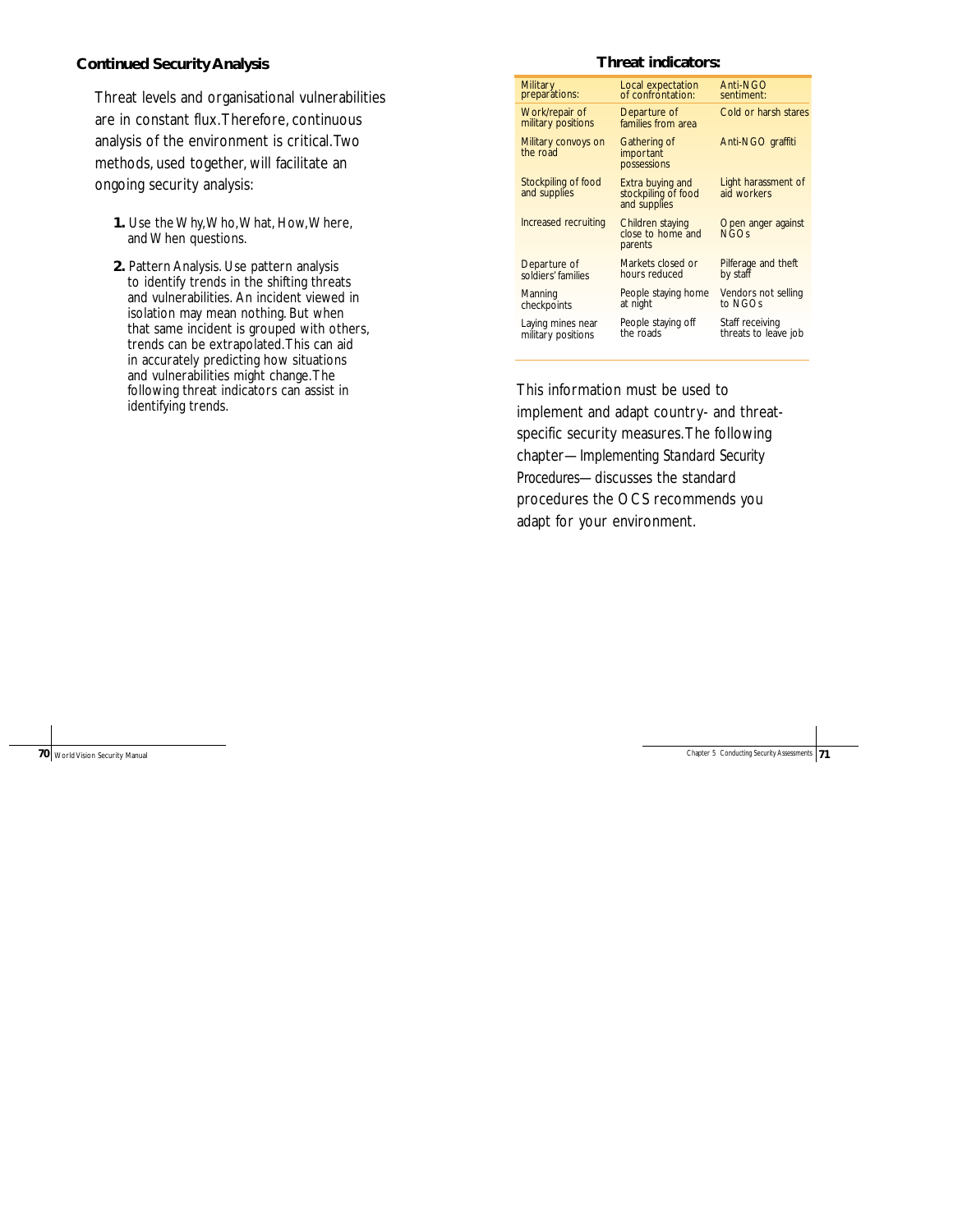### Continued Security Analysis

Threat levels and organisational vulnerabilities are in constant flux. Therefore, continuous analysis of the environment is critical. Two methods, used together, will facilitate an ongoing security analysis:

1. Use the Why, Who, What, How, Where, and When questions.
2. Pattern Analysis. Use pattern analysis to identify trends in the shifting threats and vulnerabilities. An incident viewed in isolation may mean nothing. But when that same incident is grouped with others, trends can be extrapolated. This can aid in accurately predicting how situations and vulnerabilities might change. The following threat indicators can assist in identifying trends.

**Threat indicators:**

| Military preparations: | Local expectation of confrontation: | Anti-NGO sentiment: |
|---|---|---|
| Work/repair of military positions | Departure of families from area | Cold or harsh stares |
| Military convoys on the road | Gathering of important possessions | Anti-NGO graffiti |
| Stockpiling of food and supplies | Extra buying and stockpiling of food and supplies | Light harassment of aid workers |
| Increased recruiting | Children staying close to home and parents | Open anger against NGOs |
| Departure of soldiers' families | Markets closed or hours reduced | Pilferage and theft by staff |
| Manning checkpoints | People staying home at night | Vendors not selling to NGOs |
| Laying mines near military positions | People staying off the roads | Staff receiving threats to leave job |

This information must be used to implement and adapt country- and threat-specific security measures. The following chapter—*Implementing Standard Security Procedures*—discusses the standard procedures the OCS recommends you adapt for your environment.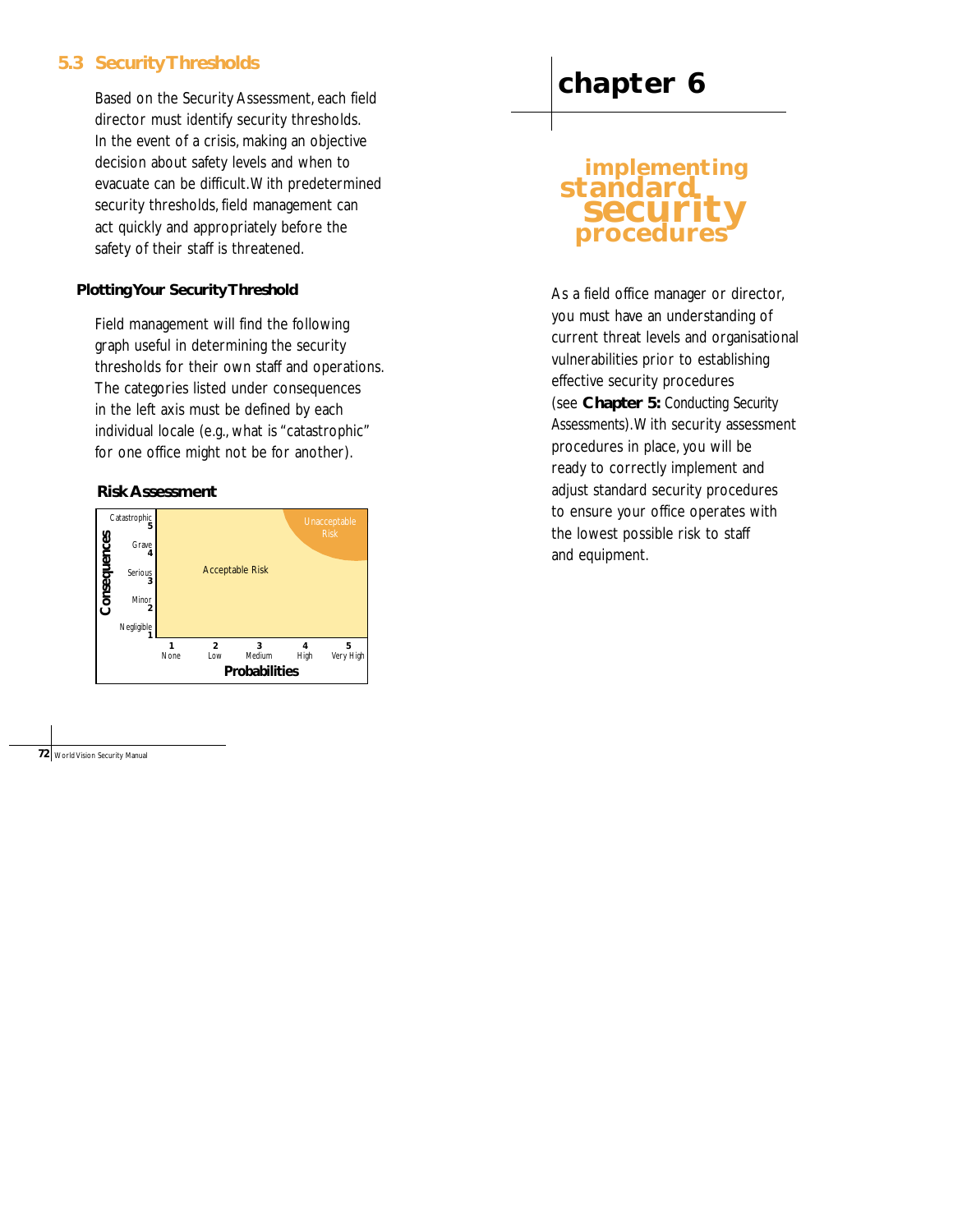## 5.3 Security Thresholds

Based on the Security Assessment, each field director must identify security thresholds. In the event of a crisis, making an objective decision about safety levels and when to evacuate can be difficult. With predetermined security thresholds, field management can act quickly and appropriately before the safety of their staff is threatened.

### Plotting Your Security Threshold

Field management will find the following graph useful in determining the security thresholds for their own staff and operations. The categories listed under consequences in the left axis must be defined by each individual locale (e.g., what is "catastrophic" for one office might not be for another).

**Risk Assessment**

| Consequences | | | | | |
|---|---|---|---|---|---|
| Catastrophic 5 | | | | | Unacceptable Risk |
| Grave 4 | | | | | |
| Serious 3 | | Acceptable Risk | | | |
| Minor 2 | | | | | |
| Negligible 1 | | | | | |
| **Probabilities** | 1 None | 2 Low | 3 Medium | 4 High | 5 Very High |

# chapter 6

## implementing standard security procedures

As a field office manager or director, you must have an understanding of current threat levels and organisational vulnerabilities prior to establishing effective security procedures (see **Chapter 5:** Conducting Security Assessments). With security assessment procedures in place, you will be ready to correctly implement and adjust standard security procedures to ensure your office operates with the lowest possible risk to staff and equipment.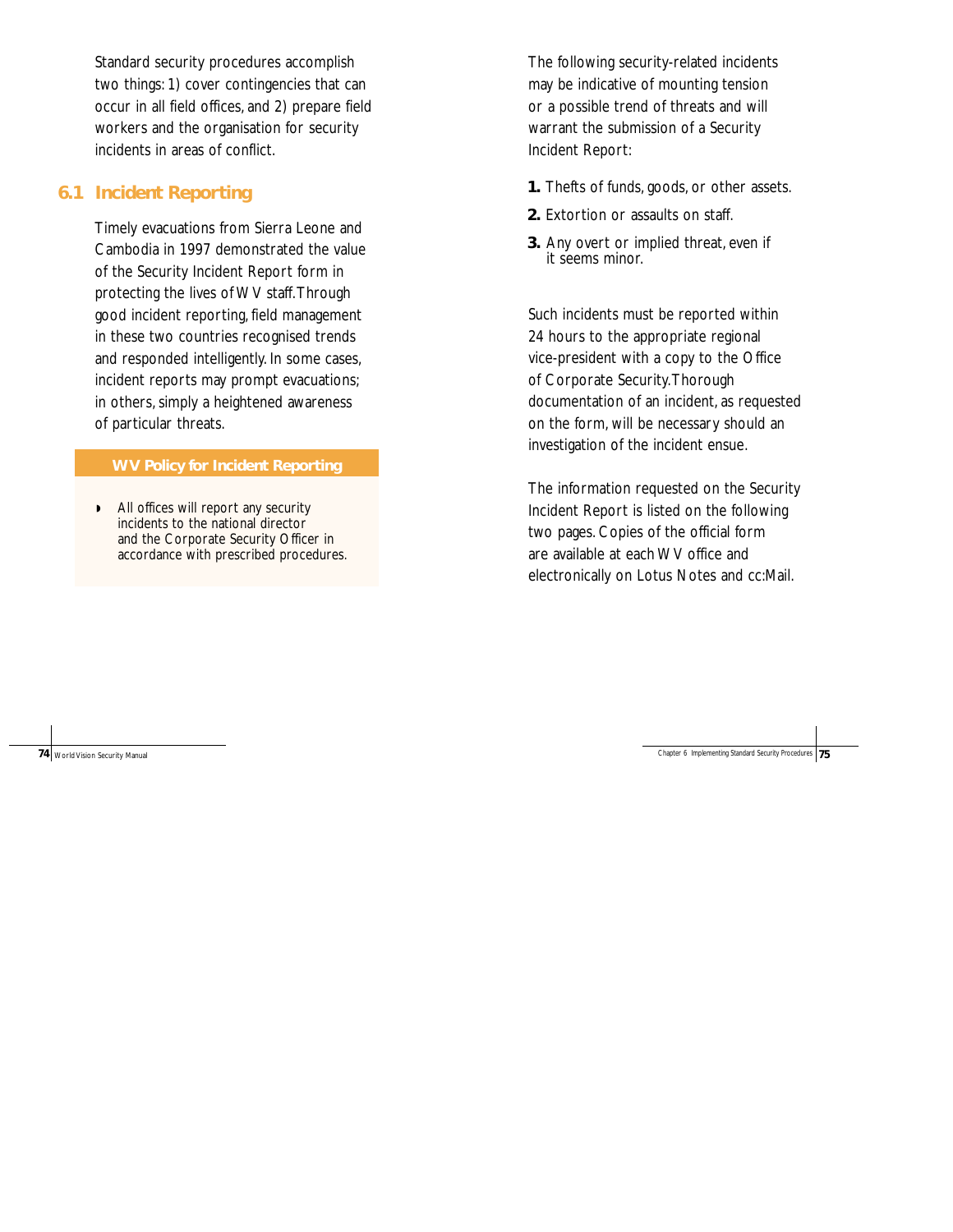Standard security procedures accomplish two things: 1) cover contingencies that can occur in all field offices, and 2) prepare field workers and the organisation for security incidents in areas of conflict.

## 6.1 Incident Reporting

Timely evacuations from Sierra Leone and Cambodia in 1997 demonstrated the value of the Security Incident Report form in protecting the lives of WV staff. Through good incident reporting, field management in these two countries recognised trends and responded intelligently. In some cases, incident reports may prompt evacuations; in others, simply a heightened awareness of particular threats.

**WV Policy for Incident Reporting**

- All offices will report any security incidents to the national director and the Corporate Security Officer in accordance with prescribed procedures.

The following security-related incidents may be indicative of mounting tension or a possible trend of threats and will warrant the submission of a Security Incident Report:

1. Thefts of funds, goods, or other assets.
2. Extortion or assaults on staff.
3. Any overt or implied threat, even if it seems minor.

Such incidents must be reported within 24 hours to the appropriate regional vice-president with a copy to the Office of Corporate Security. Thorough documentation of an incident, as requested on the form, will be necessary should an investigation of the incident ensue.

The information requested on the Security Incident Report is listed on the following two pages. Copies of the official form are available at each WV office and electronically on Lotus Notes and cc:Mail.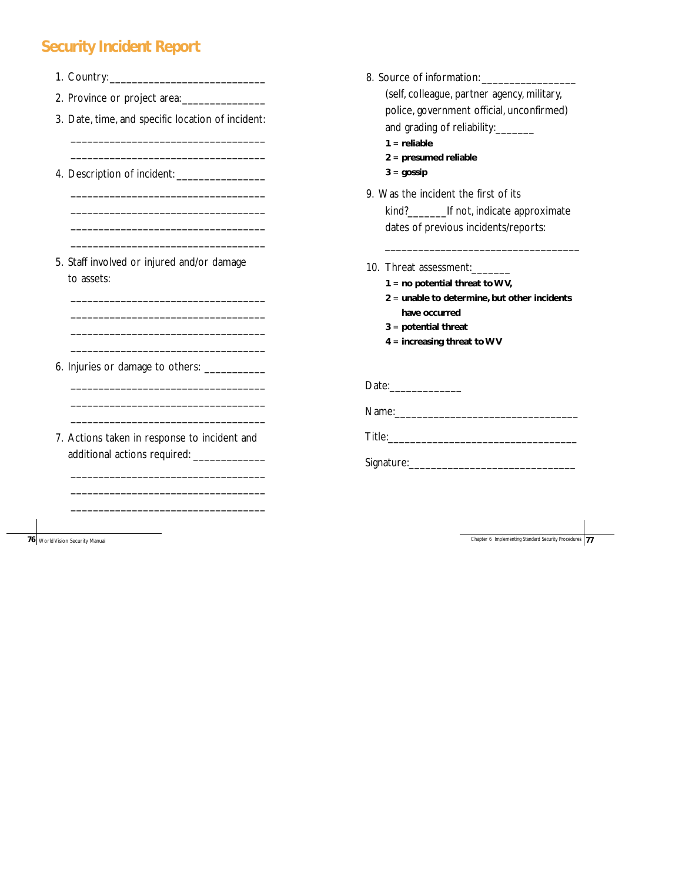## Security Incident Report

1. Country:____________________________
2. Province or project area:______________
3. Date, time, and specific location of incident:

   __________________________________

   __________________________________

4. Description of incident:________________

   __________________________________

   __________________________________

   __________________________________

   __________________________________

5. Staff involved or injured and/or damage to assets:

   __________________________________

   __________________________________

   __________________________________

   __________________________________

6. Injuries or damage to others: ___________

   __________________________________

   __________________________________

   __________________________________

7. Actions taken in response to incident and additional actions required: _____________

   __________________________________

   __________________________________

   __________________________________

8. Source of information:_________________ (self, colleague, partner agency, military, police, government official, unconfirmed) and grading of reliability:_______
   - **1** = **reliable**
   - **2** = **presumed reliable**
   - **3** = **gossip**

9. Was the incident the first of its kind?_______If not, indicate approximate dates of previous incidents/reports:

   __________________________________

10. Threat assessment:_______
    - **1** = **no potential threat to WV,**
    - **2** = **unable to determine, but other incidents have occurred**
    - **3** = **potential threat**
    - **4** = **increasing threat to WV**

Date:_____________

Name:________________________________

Title:_________________________________

Signature:_____________________________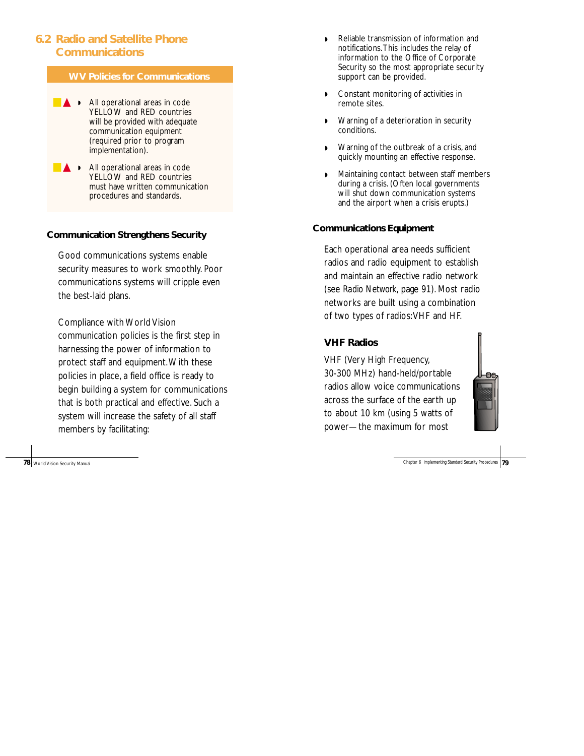## 6.2 Radio and Satellite Phone Communications

**WV Policies for Communications**

- All operational areas in code YELLOW and RED countries will be provided with adequate communication equipment (required prior to program implementation).
- All operational areas in code YELLOW and RED countries must have written communication procedures and standards.

### Communication Strengthens Security

Good communications systems enable security measures to work smoothly. Poor communications systems will cripple even the best-laid plans.

Compliance with World Vision communication policies is the first step in harnessing the power of information to protect staff and equipment. With these policies in place, a field office is ready to begin building a system for communications that is both practical and effective. Such a system will increase the safety of all staff members by facilitating:

- Reliable transmission of information and notifications. This includes the relay of information to the Office of Corporate Security so the most appropriate security support can be provided.
- Constant monitoring of activities in remote sites.
- Warning of a deterioration in security conditions.
- Warning of the outbreak of a crisis, and quickly mounting an effective response.
- Maintaining contact between staff members during a crisis. (Often local governments will shut down communication systems and the airport when a crisis erupts.)

### Communications Equipment

Each operational area needs sufficient radios and radio equipment to establish and maintain an effective radio network (see *Radio Network*, page 91). Most radio networks are built using a combination of two types of radios: VHF and HF.

#### VHF Radios

VHF (Very High Frequency, 30-300 MHz) hand-held/portable radios allow voice communications across the surface of the earth up to about 10 km (using 5 watts of power—the maximum for most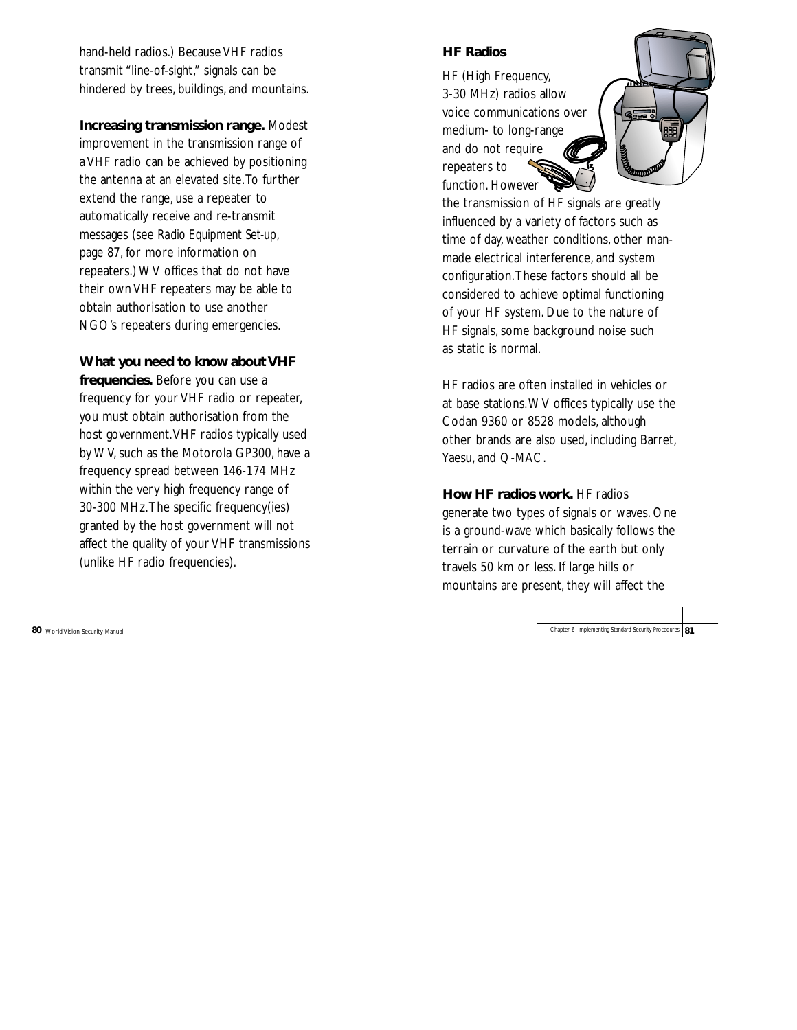hand-held radios.) Because VHF radios transmit "line-of-sight," signals can be hindered by trees, buildings, and mountains.

**Increasing transmission range.** Modest improvement in the transmission range of a VHF radio can be achieved by positioning the antenna at an elevated site. To further extend the range, use a repeater to automatically receive and re-transmit messages (see *Radio Equipment Set-up*, page 87, for more information on repeaters.) WV offices that do not have their own VHF repeaters may be able to obtain authorisation to use another NGO's repeaters during emergencies.

**What you need to know about VHF frequencies.** Before you can use a frequency for your VHF radio or repeater, you must obtain authorisation from the host government. VHF radios typically used by WV, such as the Motorola GP300, have a frequency spread between 146-174 MHz within the very high frequency range of 30-300 MHz. The specific frequency(ies) granted by the host government will not affect the quality of your VHF transmissions (unlike HF radio frequencies).

## HF Radios

HF (High Frequency, 3-30 MHz) radios allow voice communications over medium- to long-range and do not require repeaters to function. However the transmission of HF signals are greatly influenced by a variety of factors such as time of day, weather conditions, other man-made electrical interference, and system configuration. These factors should all be considered to achieve optimal functioning of your HF system. Due to the nature of HF signals, some background noise such as static is normal.

HF radios are often installed in vehicles or at base stations. WV offices typically use the Codan 9360 or 8528 models, although other brands are also used, including Barret, Yaesu, and Q-MAC.

**How HF radios work.** HF radios generate two types of signals or waves. One is a ground-wave which basically follows the terrain or curvature of the earth but only travels 50 km or less. If large hills or mountains are present, they will affect the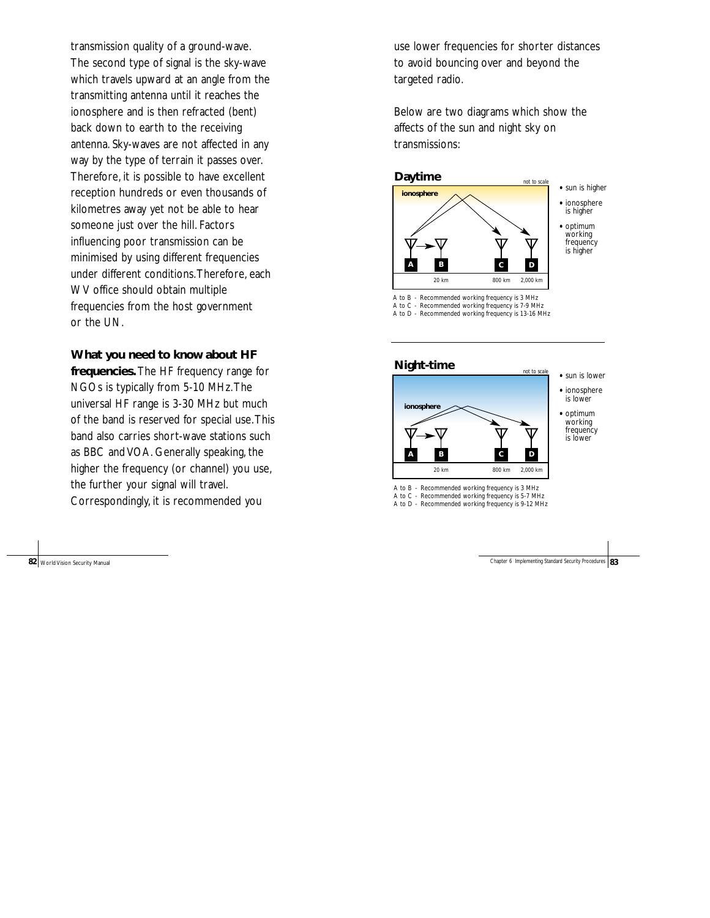transmission quality of a ground-wave. The second type of signal is the sky-wave which travels upward at an angle from the transmitting antenna until it reaches the ionosphere and is then refracted (bent) back down to earth to the receiving antenna. Sky-waves are not affected in any way by the type of terrain it passes over. Therefore, it is possible to have excellent reception hundreds or even thousands of kilometres away yet not be able to hear someone just over the hill. Factors influencing poor transmission can be minimised by using different frequencies under different conditions. Therefore, each WV office should obtain multiple frequencies from the host government or the UN.

**What you need to know about HF frequencies.** The HF frequency range for NGOs is typically from 5-10 MHz. The universal HF range is 3-30 MHz but much of the band is reserved for special use. This band also carries short-wave stations such as BBC and VOA. Generally speaking, the higher the frequency (or channel) you use, the further your signal will travel. Correspondingly, it is recommended you use lower frequencies for shorter distances to avoid bouncing over and beyond the targeted radio.

Below are two diagrams which show the affects of the sun and night sky on transmissions:

**Daytime**

not to scale

ionosphere

A B C D

20 km 800 km 2,000 km

- sun is higher
- ionosphere is higher
- optimum working frequency is higher

A to B - Recommended working frequency is 3 MHz
A to C - Recommended working frequency is 7-9 MHz
A to D - Recommended working frequency is 13-16 MHz

**Night-time**

not to scale

ionosphere

A B C D

20 km 800 km 2,000 km

- sun is lower
- ionosphere is lower
- optimum working frequency is lower

A to B - Recommended working frequency is 3 MHz
A to C - Recommended working frequency is 5-7 MHz
A to D - Recommended working frequency is 9-12 MHz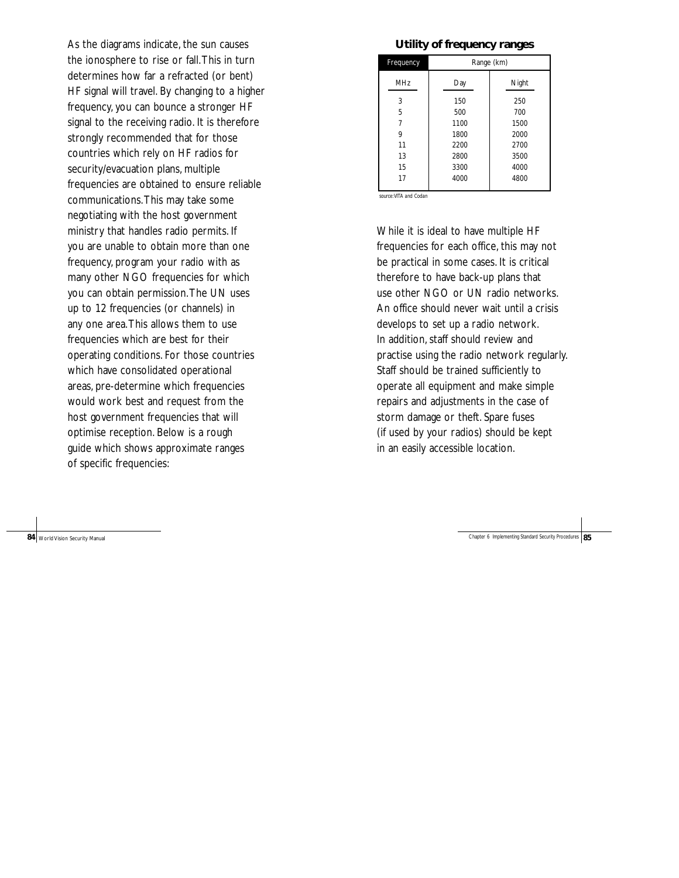As the diagrams indicate, the sun causes the ionosphere to rise or fall. This in turn determines how far a refracted (or bent) HF signal will travel. By changing to a higher frequency, you can bounce a stronger HF signal to the receiving radio. It is therefore strongly recommended that for those countries which rely on HF radios for security/evacuation plans, multiple frequencies are obtained to ensure reliable communications. This may take some negotiating with the host government ministry that handles radio permits. If you are unable to obtain more than one frequency, program your radio with as many other NGO frequencies for which you can obtain permission. The UN uses up to 12 frequencies (or channels) in any one area. This allows them to use frequencies which are best for their operating conditions. For those countries which have consolidated operational areas, pre-determine which frequencies would work best and request from the host government frequencies that will optimise reception. Below is a rough guide which shows approximate ranges of specific frequencies:

**Utility of frequency ranges**

| Frequency | Range (km) | |
|---|---|---|
| MHz | Day | Night |
| 3 | 150 | 250 |
| 5 | 500 | 700 |
| 7 | 1100 | 1500 |
| 9 | 1800 | 2000 |
| 11 | 2200 | 2700 |
| 13 | 2800 | 3500 |
| 15 | 3300 | 4000 |
| 17 | 4000 | 4800 |

source: VITA and Codan

While it is ideal to have multiple HF frequencies for each office, this may not be practical in some cases. It is critical therefore to have back-up plans that use other NGO or UN radio networks. An office should never wait until a crisis develops to set up a radio network. In addition, staff should review and practise using the radio network regularly. Staff should be trained sufficiently to operate all equipment and make simple repairs and adjustments in the case of storm damage or theft. Spare fuses (if used by your radios) should be kept in an easily accessible location.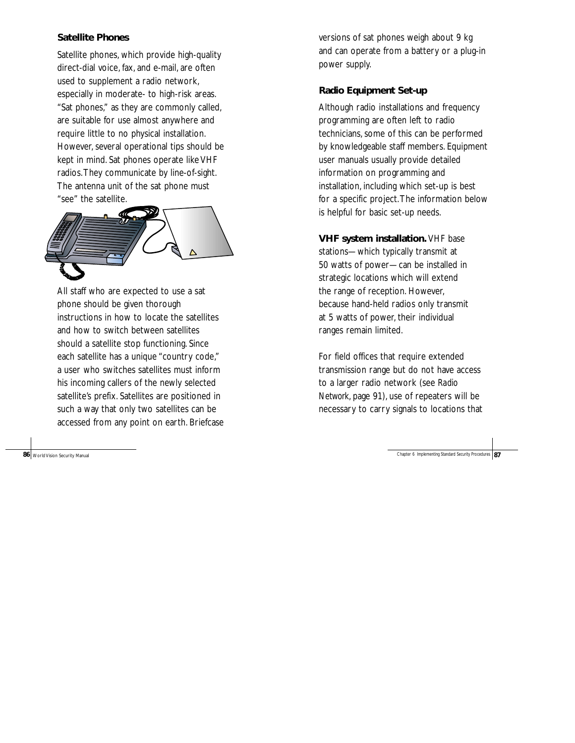## Satellite Phones

Satellite phones, which provide high-quality direct-dial voice, fax, and e-mail, are often used to supplement a radio network, especially in moderate- to high-risk areas. "Sat phones," as they are commonly called, are suitable for use almost anywhere and require little to no physical installation. However, several operational tips should be kept in mind. Sat phones operate like VHF radios. They communicate by line-of-sight. The antenna unit of the sat phone must "see" the satellite.

All staff who are expected to use a sat phone should be given thorough instructions in how to locate the satellites and how to switch between satellites should a satellite stop functioning. Since each satellite has a unique "country code," a user who switches satellites must inform his incoming callers of the newly selected satellite's prefix. Satellites are positioned in such a way that only two satellites can be accessed from any point on earth. Briefcase versions of sat phones weigh about 9 kg and can operate from a battery or a plug-in power supply.

## Radio Equipment Set-up

Although radio installations and frequency programming are often left to radio technicians, some of this can be performed by knowledgeable staff members. Equipment user manuals usually provide detailed information on programming and installation, including which set-up is best for a specific project. The information below is helpful for basic set-up needs.

**VHF system installation.** VHF base stations—which typically transmit at 50 watts of power—can be installed in strategic locations which will extend the range of reception. However, because hand-held radios only transmit at 5 watts of power, their individual ranges remain limited.

For field offices that require extended transmission range but do not have access to a larger radio network (see *Radio Network*, page 91), use of repeaters will be necessary to carry signals to locations that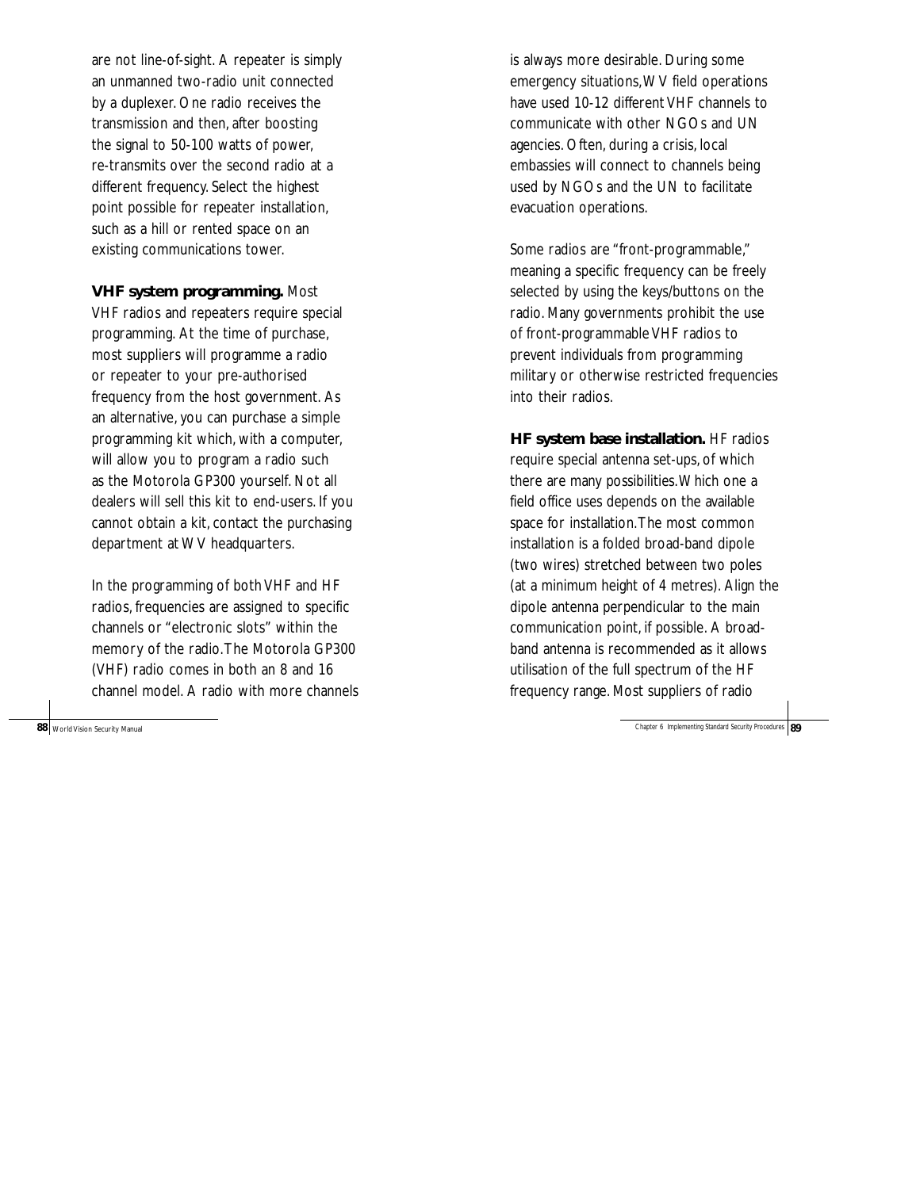are not line-of-sight. A repeater is simply an unmanned two-radio unit connected by a duplexer. One radio receives the transmission and then, after boosting the signal to 50-100 watts of power, re-transmits over the second radio at a different frequency. Select the highest point possible for repeater installation, such as a hill or rented space on an existing communications tower.

**VHF system programming.** Most VHF radios and repeaters require special programming. At the time of purchase, most suppliers will programme a radio or repeater to your pre-authorised frequency from the host government. As an alternative, you can purchase a simple programming kit which, with a computer, will allow you to program a radio such as the Motorola GP300 yourself. Not all dealers will sell this kit to end-users. If you cannot obtain a kit, contact the purchasing department at WV headquarters.

In the programming of both VHF and HF radios, frequencies are assigned to specific channels or "electronic slots" within the memory of the radio. The Motorola GP300 (VHF) radio comes in both an 8 and 16 channel model. A radio with more channels is always more desirable. During some emergency situations, WV field operations have used 10-12 different VHF channels to communicate with other NGOs and UN agencies. Often, during a crisis, local embassies will connect to channels being used by NGOs and the UN to facilitate evacuation operations.

Some radios are "front-programmable," meaning a specific frequency can be freely selected by using the keys/buttons on the radio. Many governments prohibit the use of front-programmable VHF radios to prevent individuals from programming military or otherwise restricted frequencies into their radios.

**HF system base installation.** HF radios require special antenna set-ups, of which there are many possibilities. Which one a field office uses depends on the available space for installation. The most common installation is a folded broad-band dipole (two wires) stretched between two poles (at a minimum height of 4 metres). Align the dipole antenna perpendicular to the main communication point, if possible. A broad-band antenna is recommended as it allows utilisation of the full spectrum of the HF frequency range. Most suppliers of radio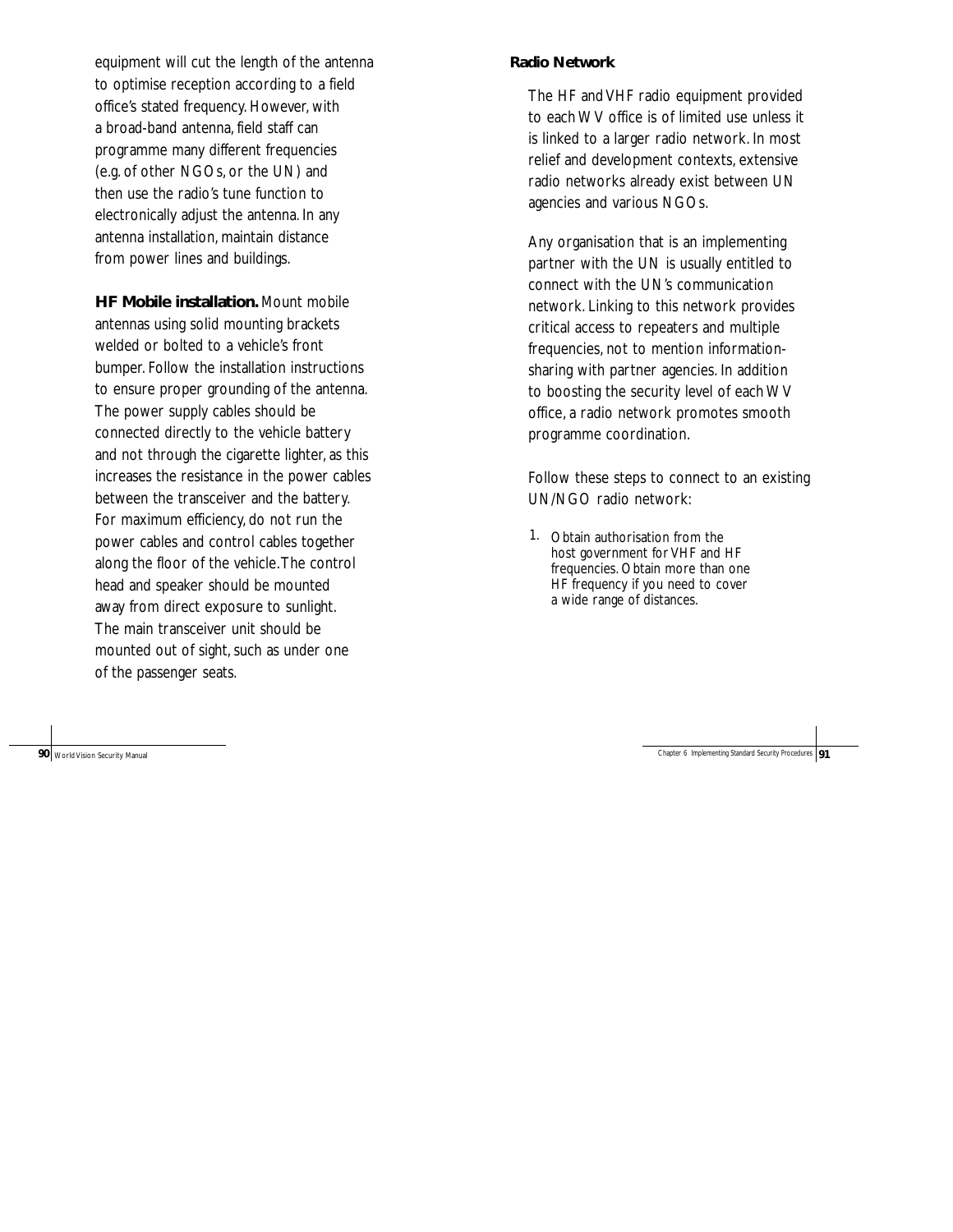equipment will cut the length of the antenna to optimise reception according to a field office's stated frequency. However, with a broad-band antenna, field staff can programme many different frequencies (e.g. of other NGOs, or the UN) and then use the radio's tune function to electronically adjust the antenna. In any antenna installation, maintain distance from power lines and buildings.

**HF Mobile installation.** Mount mobile antennas using solid mounting brackets welded or bolted to a vehicle's front bumper. Follow the installation instructions to ensure proper grounding of the antenna. The power supply cables should be connected directly to the vehicle battery and not through the cigarette lighter, as this increases the resistance in the power cables between the transceiver and the battery. For maximum efficiency, do not run the power cables and control cables together along the floor of the vehicle. The control head and speaker should be mounted away from direct exposure to sunlight. The main transceiver unit should be mounted out of sight, such as under one of the passenger seats.

**Radio Network**

The HF and VHF radio equipment provided to each WV office is of limited use unless it is linked to a larger radio network. In most relief and development contexts, extensive radio networks already exist between UN agencies and various NGOs.

Any organisation that is an implementing partner with the UN is usually entitled to connect with the UN's communication network. Linking to this network provides critical access to repeaters and multiple frequencies, not to mention information-sharing with partner agencies. In addition to boosting the security level of each WV office, a radio network promotes smooth programme coordination.

Follow these steps to connect to an existing UN/NGO radio network:

1. Obtain authorisation from the host government for VHF and HF frequencies. Obtain more than one HF frequency if you need to cover a wide range of distances.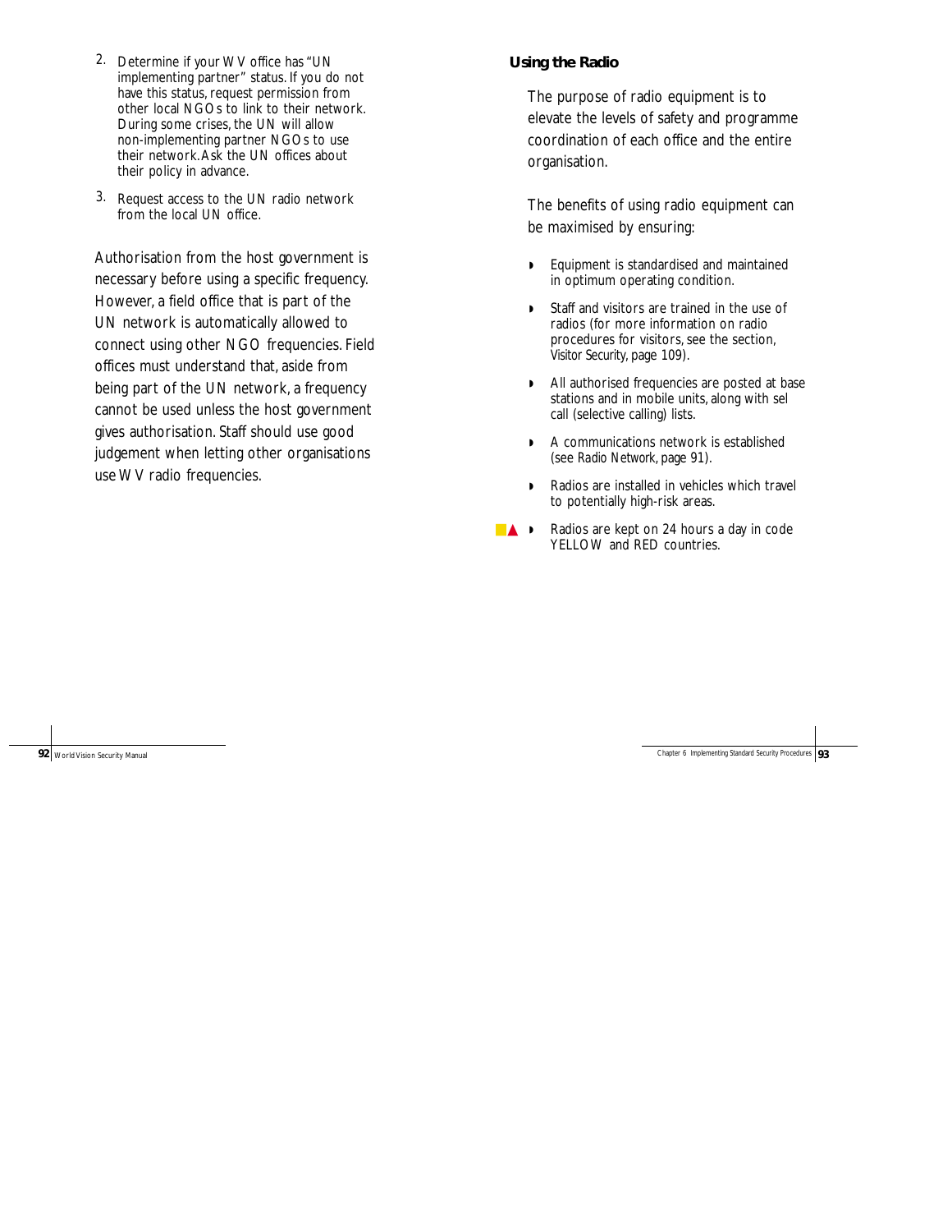2. Determine if your WV office has "UN implementing partner" status. If you do not have this status, request permission from other local NGOs to link to their network. During some crises, the UN will allow non-implementing partner NGOs to use their network. Ask the UN offices about their policy in advance.

3. Request access to the UN radio network from the local UN office.

Authorisation from the host government is necessary before using a specific frequency. However, a field office that is part of the UN network is automatically allowed to connect using other NGO frequencies. Field offices must understand that, aside from being part of the UN network, a frequency cannot be used unless the host government gives authorisation. Staff should use good judgement when letting other organisations use WV radio frequencies.

### Using the Radio

The purpose of radio equipment is to elevate the levels of safety and programme coordination of each office and the entire organisation.

The benefits of using radio equipment can be maximised by ensuring:

- Equipment is standardised and maintained in optimum operating condition.
- Staff and visitors are trained in the use of radios (for more information on radio procedures for visitors, see the section, *Visitor Security*, page 109).
- All authorised frequencies are posted at base stations and in mobile units, along with sel call (selective calling) lists.
- A communications network is established (see *Radio Network*, page 91).
- Radios are installed in vehicles which travel to potentially high-risk areas.
- Radios are kept on 24 hours a day in code YELLOW and RED countries.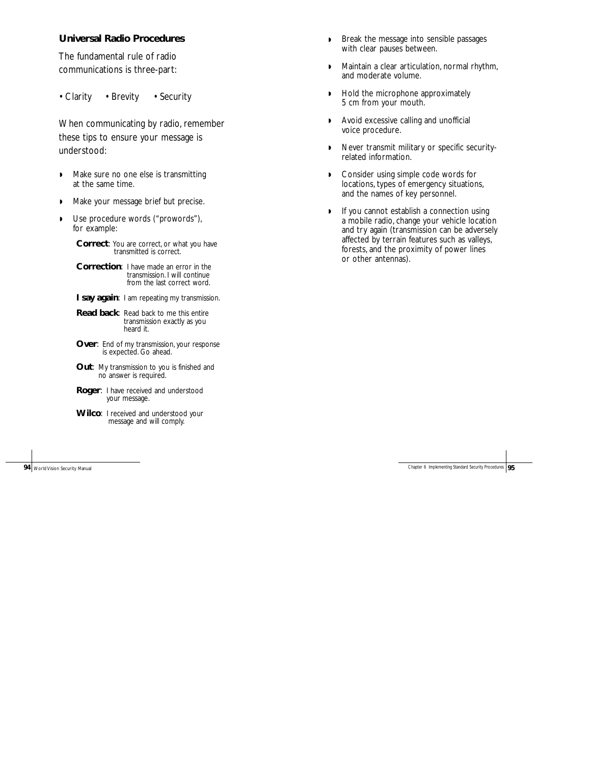### Universal Radio Procedures

The fundamental rule of radio communications is three-part:

• Clarity • Brevity • Security

When communicating by radio, remember these tips to ensure your message is understood:

- Make sure no one else is transmitting at the same time.
- Make your message brief but precise.
- Use procedure words ("prowords"), for example:

  **Correct**: You are correct, or what you have transmitted is correct.

  **Correction**: I have made an error in the transmission. I will continue from the last correct word.

  **I say again**: I am repeating my transmission.

  **Read back**: Read back to me this entire transmission exactly as you heard it.

  **Over**: End of my transmission, your response is expected. Go ahead.

  **Out**: My transmission to you is finished and no answer is required.

  **Roger**: I have received and understood your message.

  **Wilco**: I received and understood your message and will comply.

- Break the message into sensible passages with clear pauses between.
- Maintain a clear articulation, normal rhythm, and moderate volume.
- Hold the microphone approximately 5 cm from your mouth.
- Avoid excessive calling and unofficial voice procedure.
- Never transmit military or specific security-related information.
- Consider using simple code words for locations, types of emergency situations, and the names of key personnel.
- If you cannot establish a connection using a mobile radio, change your vehicle location and try again (transmission can be adversely affected by terrain features such as valleys, forests, and the proximity of power lines or other antennas).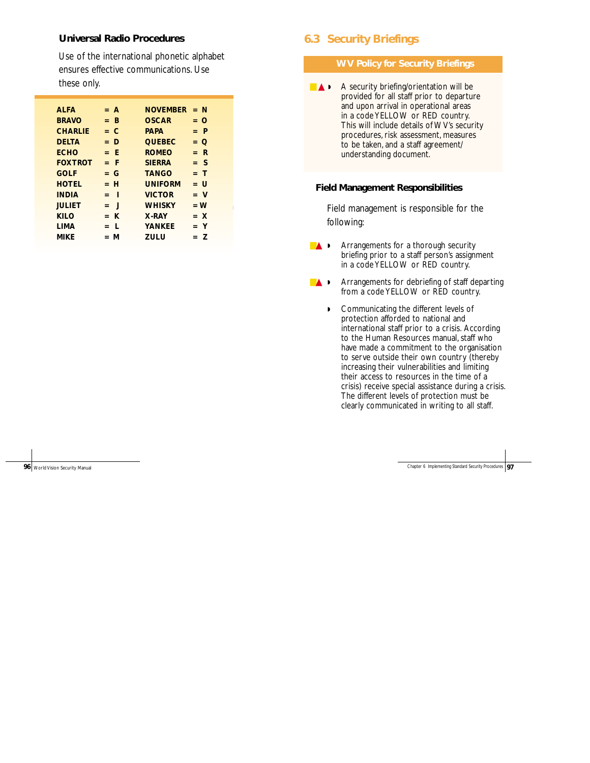### Universal Radio Procedures

Use of the international phonetic alphabet ensures effective communications. Use these only.

| | | | |
|---|---|---|---|
| **ALFA** | **= A** | **NOVEMBER** | **= N** |
| **BRAVO** | **= B** | **OSCAR** | **= O** |
| **CHARLIE** | **= C** | **PAPA** | **= P** |
| **DELTA** | **= D** | **QUEBEC** | **= Q** |
| **ECHO** | **= E** | **ROMEO** | **= R** |
| **FOXTROT** | **= F** | **SIERRA** | **= S** |
| **GOLF** | **= G** | **TANGO** | **= T** |
| **HOTEL** | **= H** | **UNIFORM** | **= U** |
| **INDIA** | **= I** | **VICTOR** | **= V** |
| **JULIET** | **= J** | **WHISKY** | **= W** |
| **KILO** | **= K** | **X-RAY** | **= X** |
| **LIMA** | **= L** | **YANKEE** | **= Y** |
| **MIKE** | **= M** | **ZULU** | **= Z** |

## 6.3 Security Briefings

**WV Policy for Security Briefings**

- A security briefing/orientation will be provided for all staff prior to departure and upon arrival in operational areas in a code YELLOW or RED country. This will include details of WV's security procedures, risk assessment, measures to be taken, and a staff agreement/understanding document.

### Field Management Responsibilities

Field management is responsible for the following:

- Arrangements for a thorough security briefing prior to a staff person's assignment in a code YELLOW or RED country.
- Arrangements for debriefing of staff departing from a code YELLOW or RED country.
- Communicating the different levels of protection afforded to national and international staff prior to a crisis. According to the Human Resources manual, staff who have made a commitment to the organisation to serve outside their own country (thereby increasing their vulnerabilities and limiting their access to resources in the time of a crisis) receive special assistance during a crisis. The different levels of protection must be clearly communicated in writing to all staff.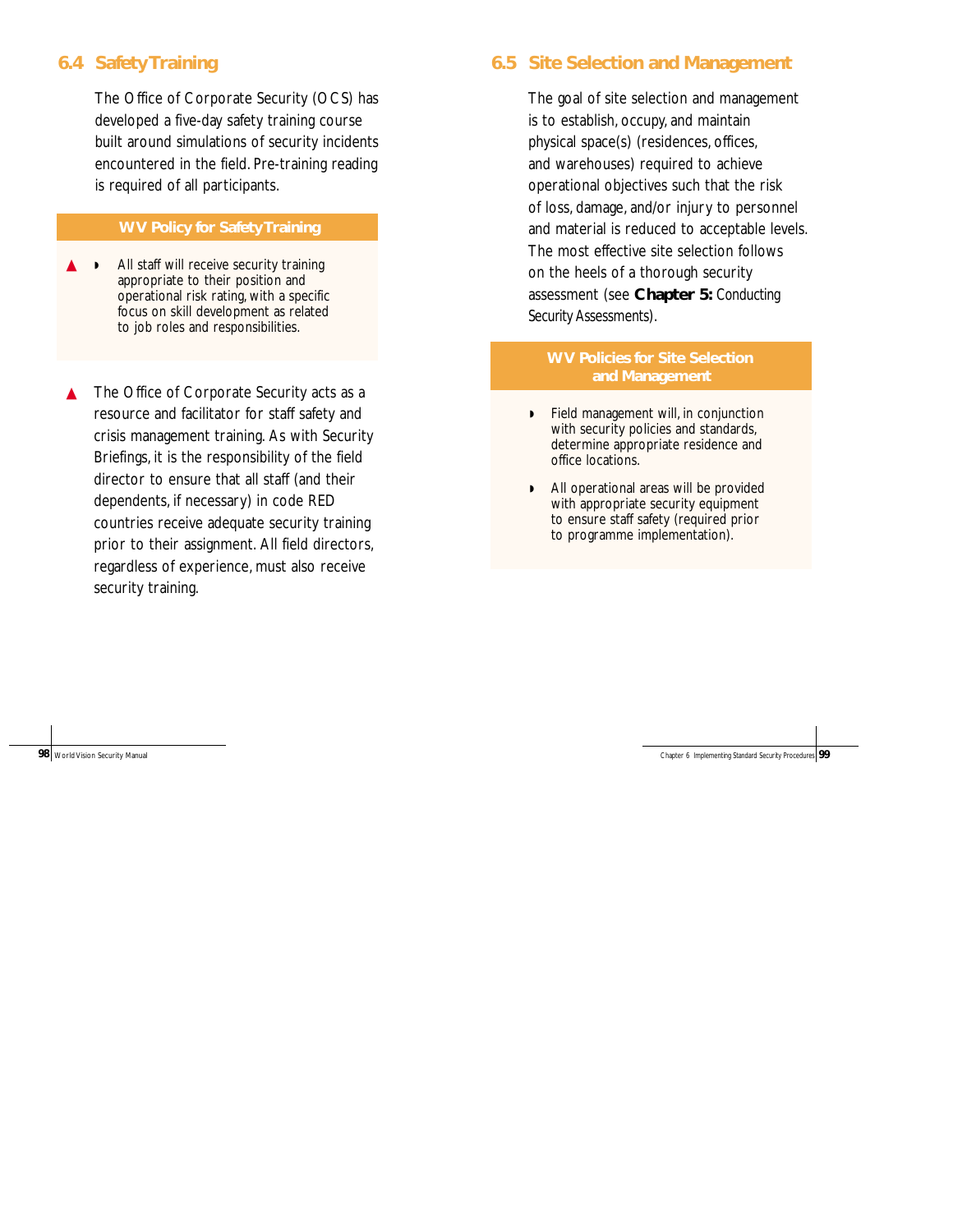## 6.4 Safety Training

The Office of Corporate Security (OCS) has developed a five-day safety training course built around simulations of security incidents encountered in the field. Pre-training reading is required of all participants.

**WV Policy for Safety Training**

▲ ◗ All staff will receive security training appropriate to their position and operational risk rating, with a specific focus on skill development as related to job roles and responsibilities.

▲ The Office of Corporate Security acts as a resource and facilitator for staff safety and crisis management training. As with Security Briefings, it is the responsibility of the field director to ensure that all staff (and their dependents, if necessary) in code RED countries receive adequate security training prior to their assignment. All field directors, regardless of experience, must also receive security training.

## 6.5 Site Selection and Management

The goal of site selection and management is to establish, occupy, and maintain physical space(s) (residences, offices, and warehouses) required to achieve operational objectives such that the risk of loss, damage, and/or injury to personnel and material is reduced to acceptable levels. The most effective site selection follows on the heels of a thorough security assessment (see **Chapter 5:** Conducting Security Assessments).

**WV Policies for Site Selection and Management**

- ◗ Field management will, in conjunction with security policies and standards, determine appropriate residence and office locations.
- ◗ All operational areas will be provided with appropriate security equipment to ensure staff safety (required prior to programme implementation).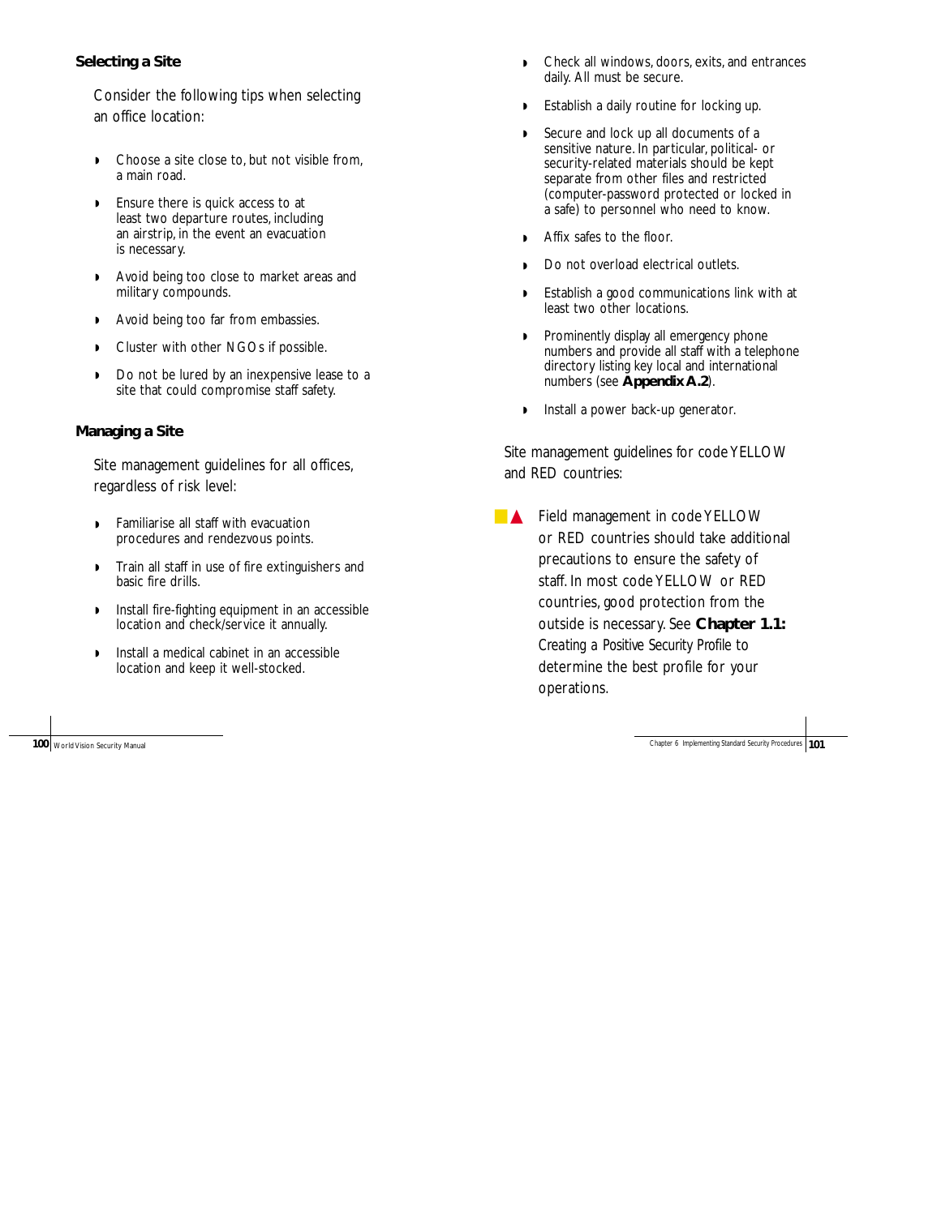### Selecting a Site

Consider the following tips when selecting an office location:

- Choose a site close to, but not visible from, a main road.
- Ensure there is quick access to at least two departure routes, including an airstrip, in the event an evacuation is necessary.
- Avoid being too close to market areas and military compounds.
- Avoid being too far from embassies.
- Cluster with other NGOs if possible.
- Do not be lured by an inexpensive lease to a site that could compromise staff safety.

### Managing a Site

Site management guidelines for all offices, regardless of risk level:

- Familiarise all staff with evacuation procedures and rendezvous points.
- Train all staff in use of fire extinguishers and basic fire drills.
- Install fire-fighting equipment in an accessible location and check/service it annually.
- Install a medical cabinet in an accessible location and keep it well-stocked.
- Check all windows, doors, exits, and entrances daily. All must be secure.
- Establish a daily routine for locking up.
- Secure and lock up all documents of a sensitive nature. In particular, political- or security-related materials should be kept separate from other files and restricted (computer-password protected or locked in a safe) to personnel who need to know.
- Affix safes to the floor.
- Do not overload electrical outlets.
- Establish a good communications link with at least two other locations.
- Prominently display all emergency phone numbers and provide all staff with a telephone directory listing key local and international numbers (see **Appendix A.2**).
- Install a power back-up generator.

Site management guidelines for code YELLOW and RED countries:

■▲ Field management in code YELLOW or RED countries should take additional precautions to ensure the safety of staff. In most code YELLOW or RED countries, good protection from the outside is necessary. See **Chapter 1.1:** *Creating a Positive Security Profile* to determine the best profile for your operations.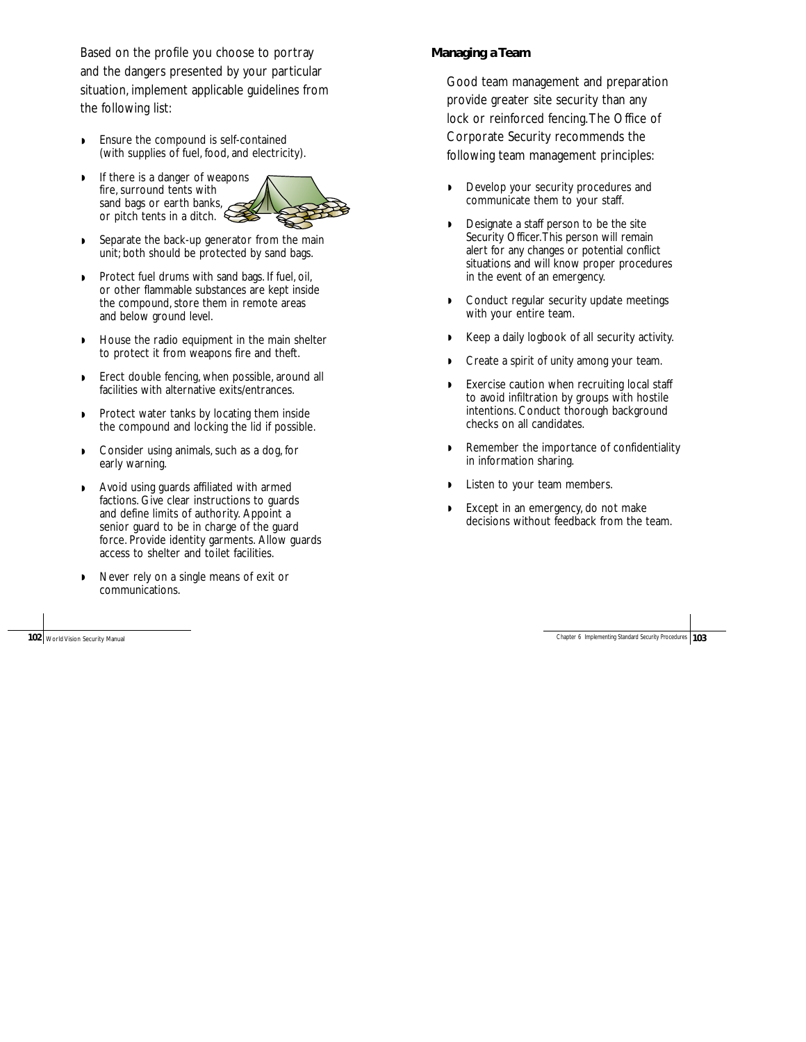Based on the profile you choose to portray and the dangers presented by your particular situation, implement applicable guidelines from the following list:

- Ensure the compound is self-contained (with supplies of fuel, food, and electricity).
- If there is a danger of weapons fire, surround tents with sand bags or earth banks, or pitch tents in a ditch.
- Separate the back-up generator from the main unit; both should be protected by sand bags.
- Protect fuel drums with sand bags. If fuel, oil, or other flammable substances are kept inside the compound, store them in remote areas and below ground level.
- House the radio equipment in the main shelter to protect it from weapons fire and theft.
- Erect double fencing, when possible, around all facilities with alternative exits/entrances.
- Protect water tanks by locating them inside the compound and locking the lid if possible.
- Consider using animals, such as a dog, for early warning.
- Avoid using guards affiliated with armed factions. Give clear instructions to guards and define limits of authority. Appoint a senior guard to be in charge of the guard force. Provide identity garments. Allow guards access to shelter and toilet facilities.
- Never rely on a single means of exit or communications.

## Managing a Team

Good team management and preparation provide greater site security than any lock or reinforced fencing. The Office of Corporate Security recommends the following team management principles:

- Develop your security procedures and communicate them to your staff.
- Designate a staff person to be the site Security Officer. This person will remain alert for any changes or potential conflict situations and will know proper procedures in the event of an emergency.
- Conduct regular security update meetings with your entire team.
- Keep a daily logbook of all security activity.
- Create a spirit of unity among your team.
- Exercise caution when recruiting local staff to avoid infiltration by groups with hostile intentions. Conduct thorough background checks on all candidates.
- Remember the importance of confidentiality in information sharing.
- Listen to your team members.
- Except in an emergency, do not make decisions without feedback from the team.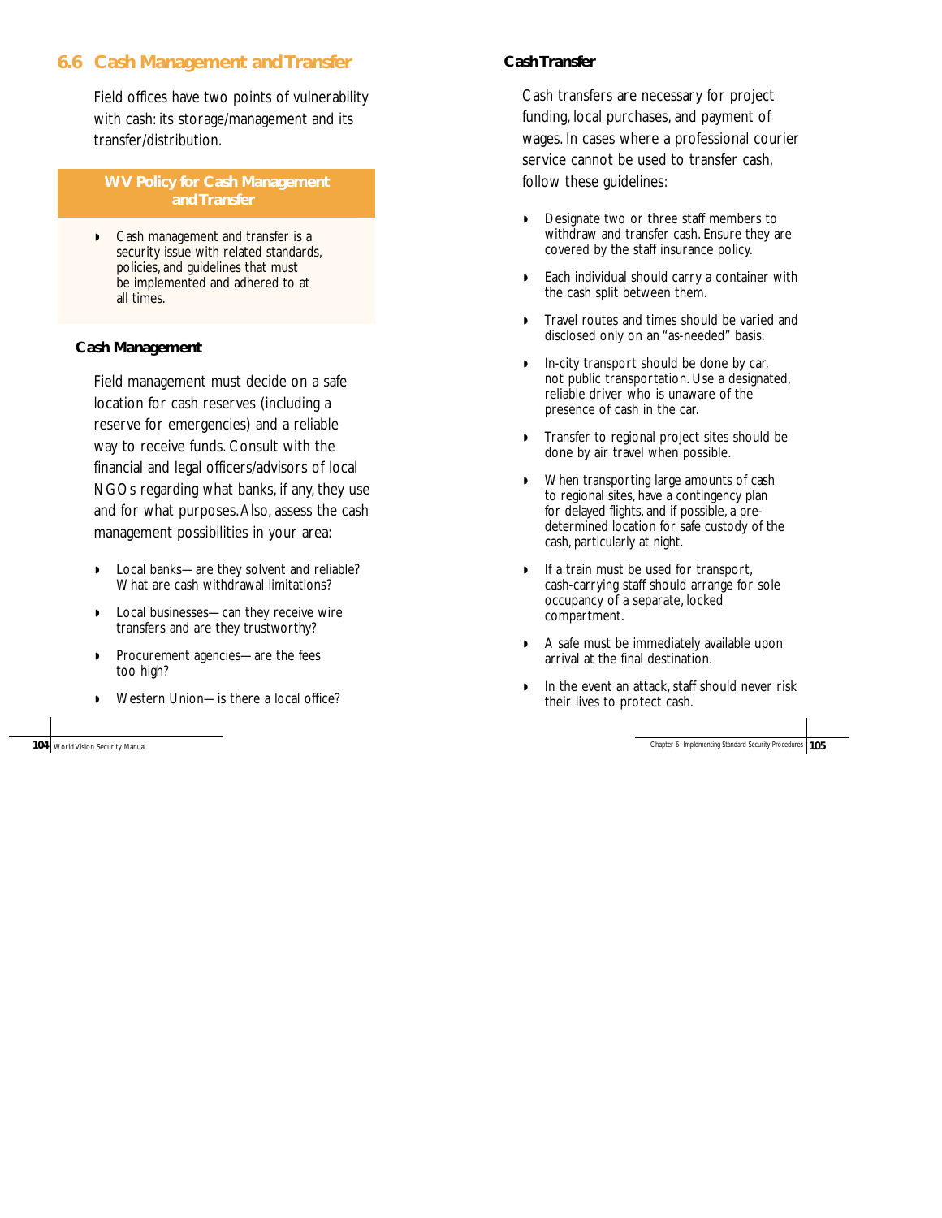## 6.6 Cash Management and Transfer

Field offices have two points of vulnerability with cash: its storage/management and its transfer/distribution.

**WV Policy for Cash Management and Transfer**

- Cash management and transfer is a security issue with related standards, policies, and guidelines that must be implemented and adhered to at all times.

### Cash Management

Field management must decide on a safe location for cash reserves (including a reserve for emergencies) and a reliable way to receive funds. Consult with the financial and legal officers/advisors of local NGOs regarding what banks, if any, they use and for what purposes. Also, assess the cash management possibilities in your area:

- Local banks—are they solvent and reliable? What are cash withdrawal limitations?
- Local businesses—can they receive wire transfers and are they trustworthy?
- Procurement agencies—are the fees too high?
- Western Union—is there a local office?

### Cash Transfer

Cash transfers are necessary for project funding, local purchases, and payment of wages. In cases where a professional courier service cannot be used to transfer cash, follow these guidelines:

- Designate two or three staff members to withdraw and transfer cash. Ensure they are covered by the staff insurance policy.
- Each individual should carry a container with the cash split between them.
- Travel routes and times should be varied and disclosed only on an "as-needed" basis.
- In-city transport should be done by car, not public transportation. Use a designated, reliable driver who is unaware of the presence of cash in the car.
- Transfer to regional project sites should be done by air travel when possible.
- When transporting large amounts of cash to regional sites, have a contingency plan for delayed flights, and if possible, a pre-determined location for safe custody of the cash, particularly at night.
- If a train must be used for transport, cash-carrying staff should arrange for sole occupancy of a separate, locked compartment.
- A safe must be immediately available upon arrival at the final destination.
- In the event an attack, staff should never risk their lives to protect cash.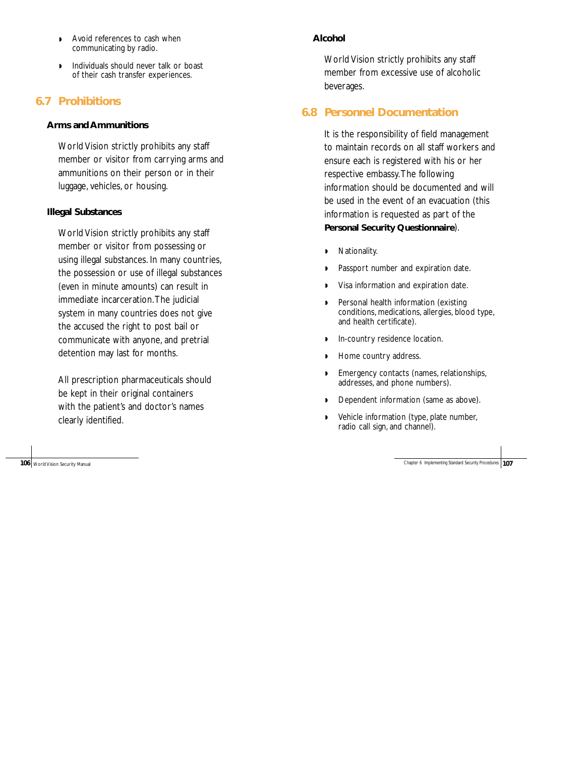- Avoid references to cash when communicating by radio.
- Individuals should never talk or boast of their cash transfer experiences.

## 6.7 Prohibitions

### Arms and Ammunitions

World Vision strictly prohibits any staff member or visitor from carrying arms and ammunitions on their person or in their luggage, vehicles, or housing.

### Illegal Substances

World Vision strictly prohibits any staff member or visitor from possessing or using illegal substances. In many countries, the possession or use of illegal substances (even in minute amounts) can result in immediate incarceration. The judicial system in many countries does not give the accused the right to post bail or communicate with anyone, and pretrial detention may last for months.

All prescription pharmaceuticals should be kept in their original containers with the patient's and doctor's names clearly identified.

### Alcohol

World Vision strictly prohibits any staff member from excessive use of alcoholic beverages.

## 6.8 Personnel Documentation

It is the responsibility of field management to maintain records on all staff workers and ensure each is registered with his or her respective embassy. The following information should be documented and will be used in the event of an evacuation (this information is requested as part of the **Personal Security Questionnaire**).

- Nationality.
- Passport number and expiration date.
- Visa information and expiration date.
- Personal health information (existing conditions, medications, allergies, blood type, and health certificate).
- In-country residence location.
- Home country address.
- Emergency contacts (names, relationships, addresses, and phone numbers).
- Dependent information (same as above).
- Vehicle information (type, plate number, radio call sign, and channel).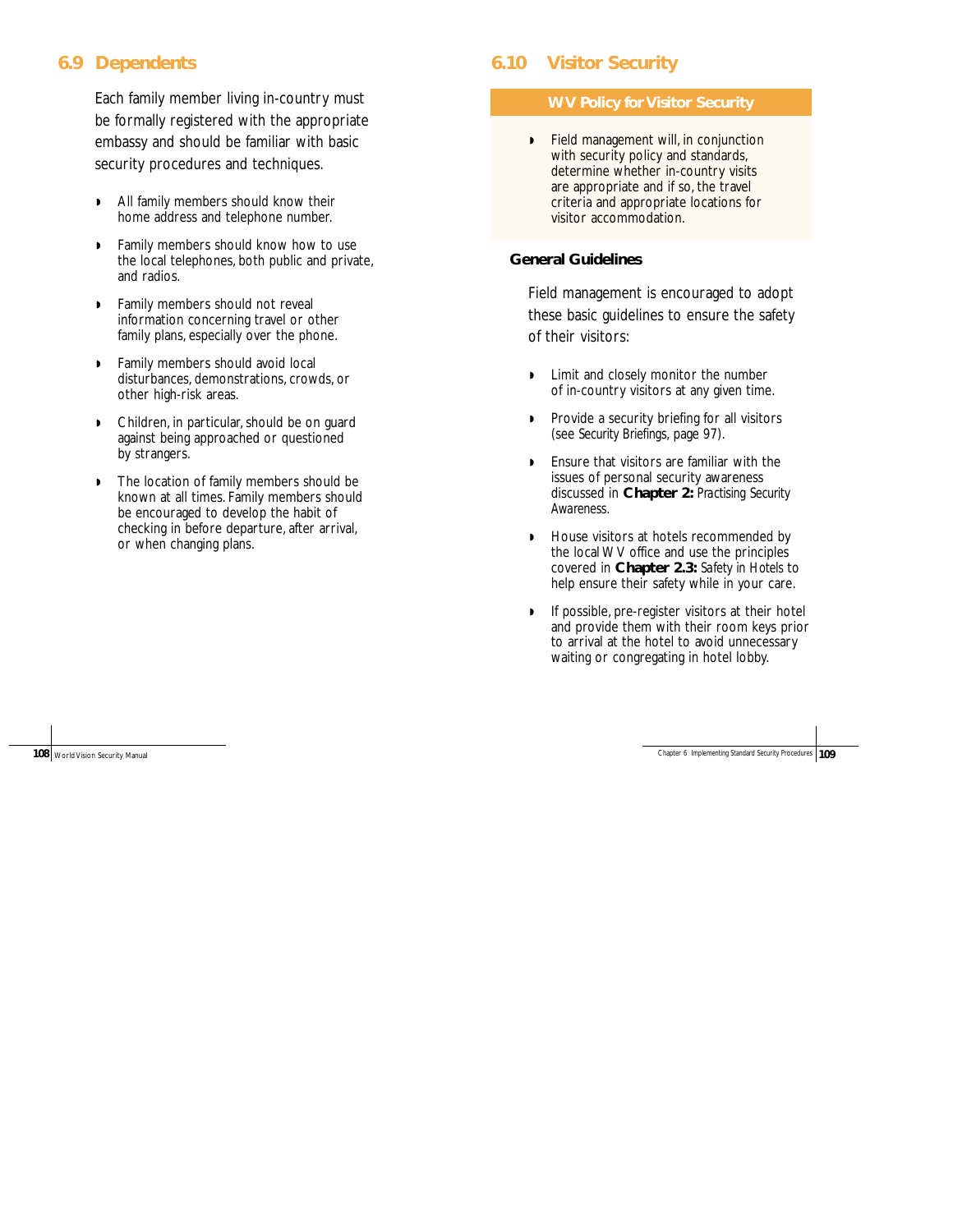## 6.9 Dependents

Each family member living in-country must be formally registered with the appropriate embassy and should be familiar with basic security procedures and techniques.

- All family members should know their home address and telephone number.
- Family members should know how to use the local telephones, both public and private, and radios.
- Family members should not reveal information concerning travel or other family plans, especially over the phone.
- Family members should avoid local disturbances, demonstrations, crowds, or other high-risk areas.
- Children, in particular, should be on guard against being approached or questioned by strangers.
- The location of family members should be known at all times. Family members should be encouraged to develop the habit of checking in before departure, after arrival, or when changing plans.

## 6.10 Visitor Security

**WV Policy for Visitor Security**

- Field management will, in conjunction with security policy and standards, determine whether in-country visits are appropriate and if so, the travel criteria and appropriate locations for visitor accommodation.

### General Guidelines

Field management is encouraged to adopt these basic guidelines to ensure the safety of their visitors:

- Limit and closely monitor the number of in-country visitors at any given time.
- Provide a security briefing for all visitors (see *Security Briefings*, page 97).
- Ensure that visitors are familiar with the issues of personal security awareness discussed in **Chapter 2:** *Practising Security Awareness*.
- House visitors at hotels recommended by the local WV office and use the principles covered in **Chapter 2.3:** *Safety in Hotels* to help ensure their safety while in your care.
- If possible, pre-register visitors at their hotel and provide them with their room keys prior to arrival at the hotel to avoid unnecessary waiting or congregating in hotel lobby.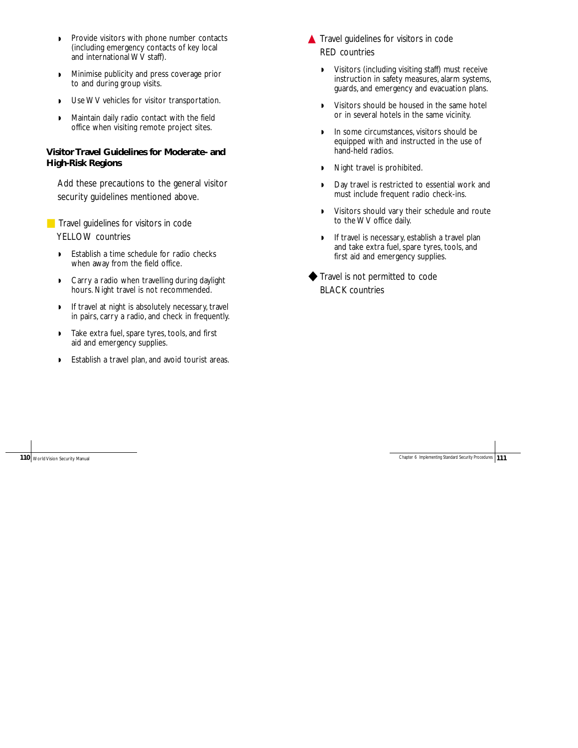- Provide visitors with phone number contacts (including emergency contacts of key local and international WV staff).
- Minimise publicity and press coverage prior to and during group visits.
- Use WV vehicles for visitor transportation.
- Maintain daily radio contact with the field office when visiting remote project sites.

### Visitor Travel Guidelines for Moderate- and High-Risk Regions

Add these precautions to the general visitor security guidelines mentioned above.

■ Travel guidelines for visitors in code YELLOW countries

- Establish a time schedule for radio checks when away from the field office.
- Carry a radio when travelling during daylight hours. Night travel is not recommended.
- If travel at night is absolutely necessary, travel in pairs, carry a radio, and check in frequently.
- Take extra fuel, spare tyres, tools, and first aid and emergency supplies.
- Establish a travel plan, and avoid tourist areas.

▲ Travel guidelines for visitors in code RED countries

- Visitors (including visiting staff) must receive instruction in safety measures, alarm systems, guards, and emergency and evacuation plans.
- Visitors should be housed in the same hotel or in several hotels in the same vicinity.
- In some circumstances, visitors should be equipped with and instructed in the use of hand-held radios.
- Night travel is prohibited.
- Day travel is restricted to essential work and must include frequent radio check-ins.
- Visitors should vary their schedule and route to the WV office daily.
- If travel is necessary, establish a travel plan and take extra fuel, spare tyres, tools, and first aid and emergency supplies.

◆ Travel is not permitted to code BLACK countries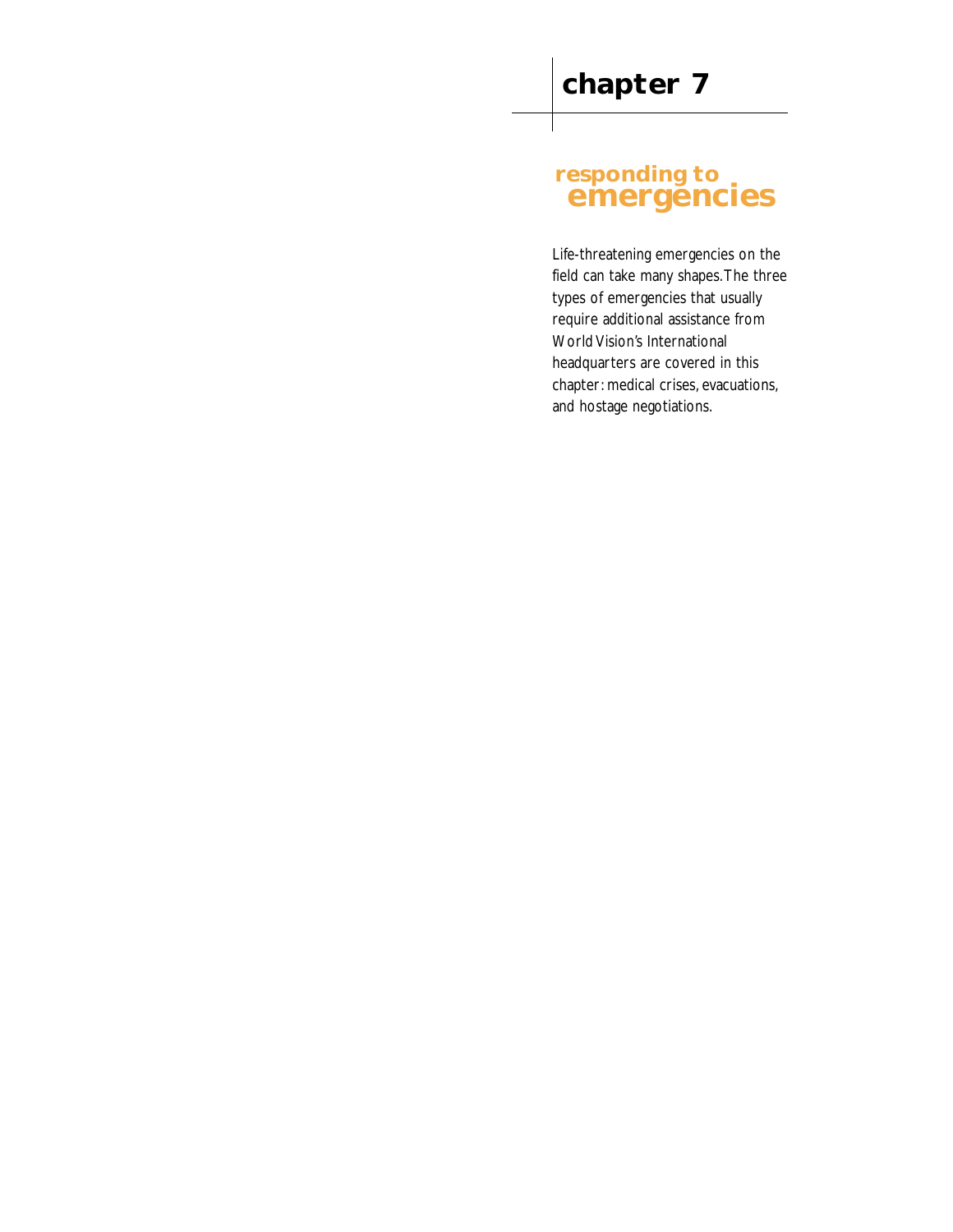# chapter 7

## responding to emergencies

Life-threatening emergencies on the field can take many shapes. The three types of emergencies that usually require additional assistance from World Vision's International headquarters are covered in this chapter: medical crises, evacuations, and hostage negotiations.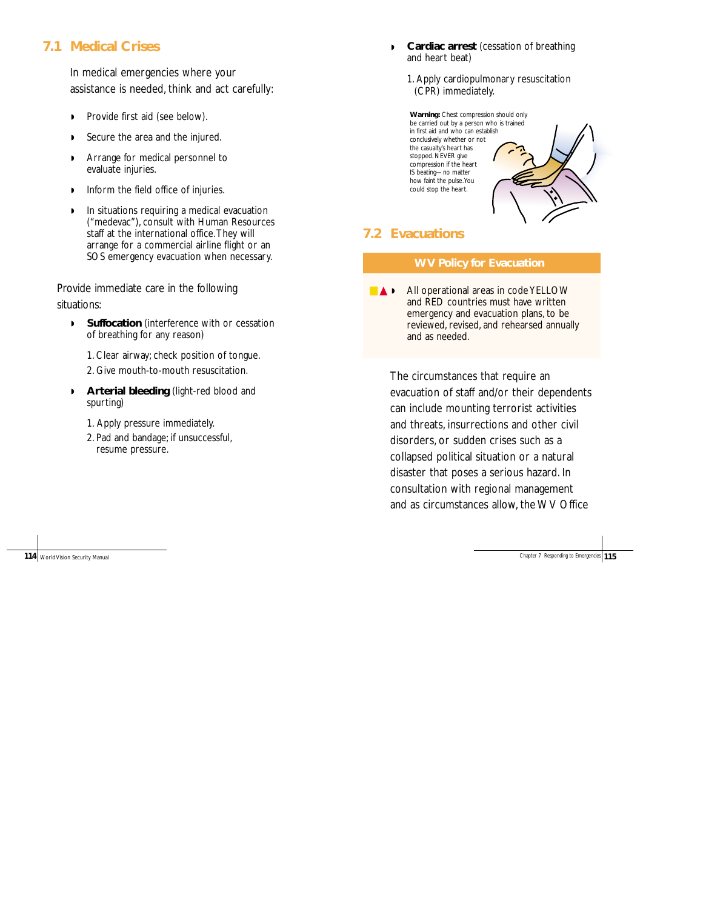## 7.1 Medical Crises

In medical emergencies where your assistance is needed, think and act carefully:

- Provide first aid (see below).
- Secure the area and the injured.
- Arrange for medical personnel to evaluate injuries.
- Inform the field office of injuries.
- In situations requiring a medical evacuation ("medevac"), consult with Human Resources staff at the international office. They will arrange for a commercial airline flight or an SOS emergency evacuation when necessary.

Provide immediate care in the following situations:

- **Suffocation** (interference with or cessation of breathing for any reason)
  1. Clear airway; check position of tongue.
  2. Give mouth-to-mouth resuscitation.
- **Arterial bleeding** (light-red blood and spurting)
  1. Apply pressure immediately.
  2. Pad and bandage; if unsuccessful, resume pressure.
- **Cardiac arrest** (cessation of breathing and heart beat)
  1. Apply cardiopulmonary resuscitation (CPR) immediately.

**Warning:** Chest compression should only be carried out by a person who is trained in first aid and who can establish conclusively whether or not the casualty's heart has stopped. NEVER give compression if the heart IS beating—no matter how faint the pulse. You could stop the heart.

## 7.2 Evacuations

**WV Policy for Evacuation**

- All operational areas in code YELLOW and RED countries must have written emergency and evacuation plans, to be reviewed, revised, and rehearsed annually and as needed.

The circumstances that require an evacuation of staff and/or their dependents can include mounting terrorist activities and threats, insurrections and other civil disorders, or sudden crises such as a collapsed political situation or a natural disaster that poses a serious hazard. In consultation with regional management and as circumstances allow, the WV Office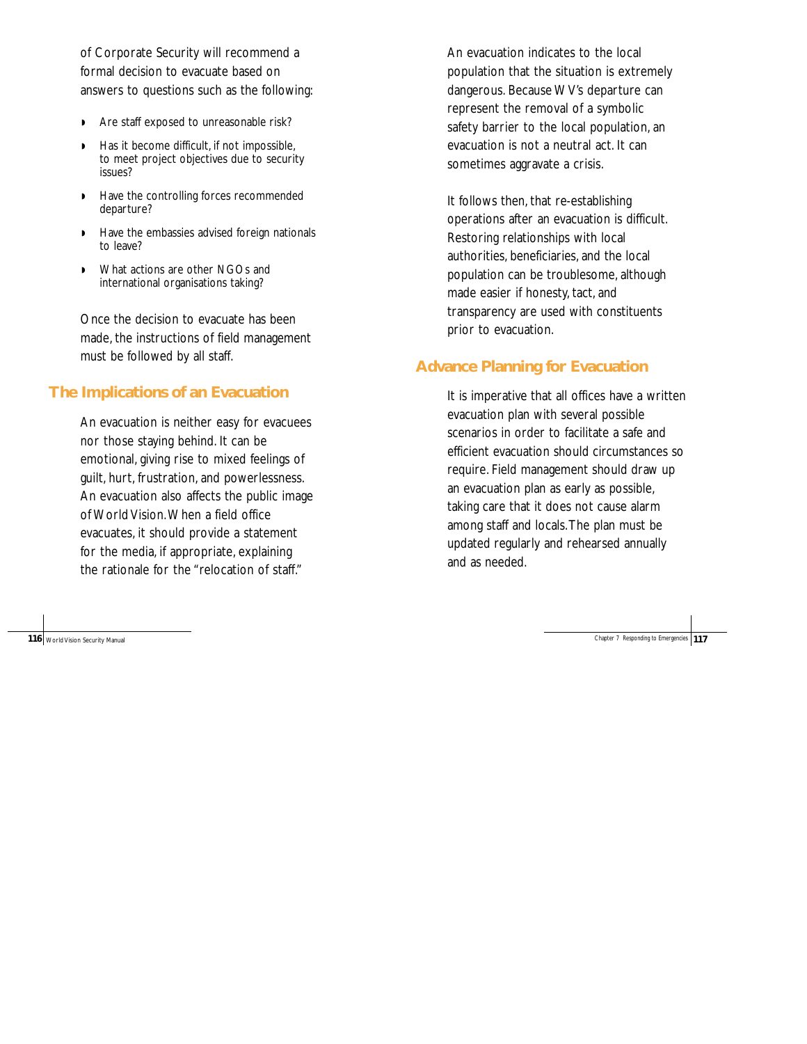of Corporate Security will recommend a formal decision to evacuate based on answers to questions such as the following:

- Are staff exposed to unreasonable risk?
- Has it become difficult, if not impossible, to meet project objectives due to security issues?
- Have the controlling forces recommended departure?
- Have the embassies advised foreign nationals to leave?
- What actions are other NGOs and international organisations taking?

Once the decision to evacuate has been made, the instructions of field management must be followed by all staff.

## The Implications of an Evacuation

An evacuation is neither easy for evacuees nor those staying behind. It can be emotional, giving rise to mixed feelings of guilt, hurt, frustration, and powerlessness. An evacuation also affects the public image of World Vision. When a field office evacuates, it should provide a statement for the media, if appropriate, explaining the rationale for the "relocation of staff."

An evacuation indicates to the local population that the situation is extremely dangerous. Because WV's departure can represent the removal of a symbolic safety barrier to the local population, an evacuation is not a neutral act. It can sometimes aggravate a crisis.

It follows then, that re-establishing operations after an evacuation is difficult. Restoring relationships with local authorities, beneficiaries, and the local population can be troublesome, although made easier if honesty, tact, and transparency are used with constituents prior to evacuation.

## Advance Planning for Evacuation

It is imperative that all offices have a written evacuation plan with several possible scenarios in order to facilitate a safe and efficient evacuation should circumstances so require. Field management should draw up an evacuation plan as early as possible, taking care that it does not cause alarm among staff and locals. The plan must be updated regularly and rehearsed annually and as needed.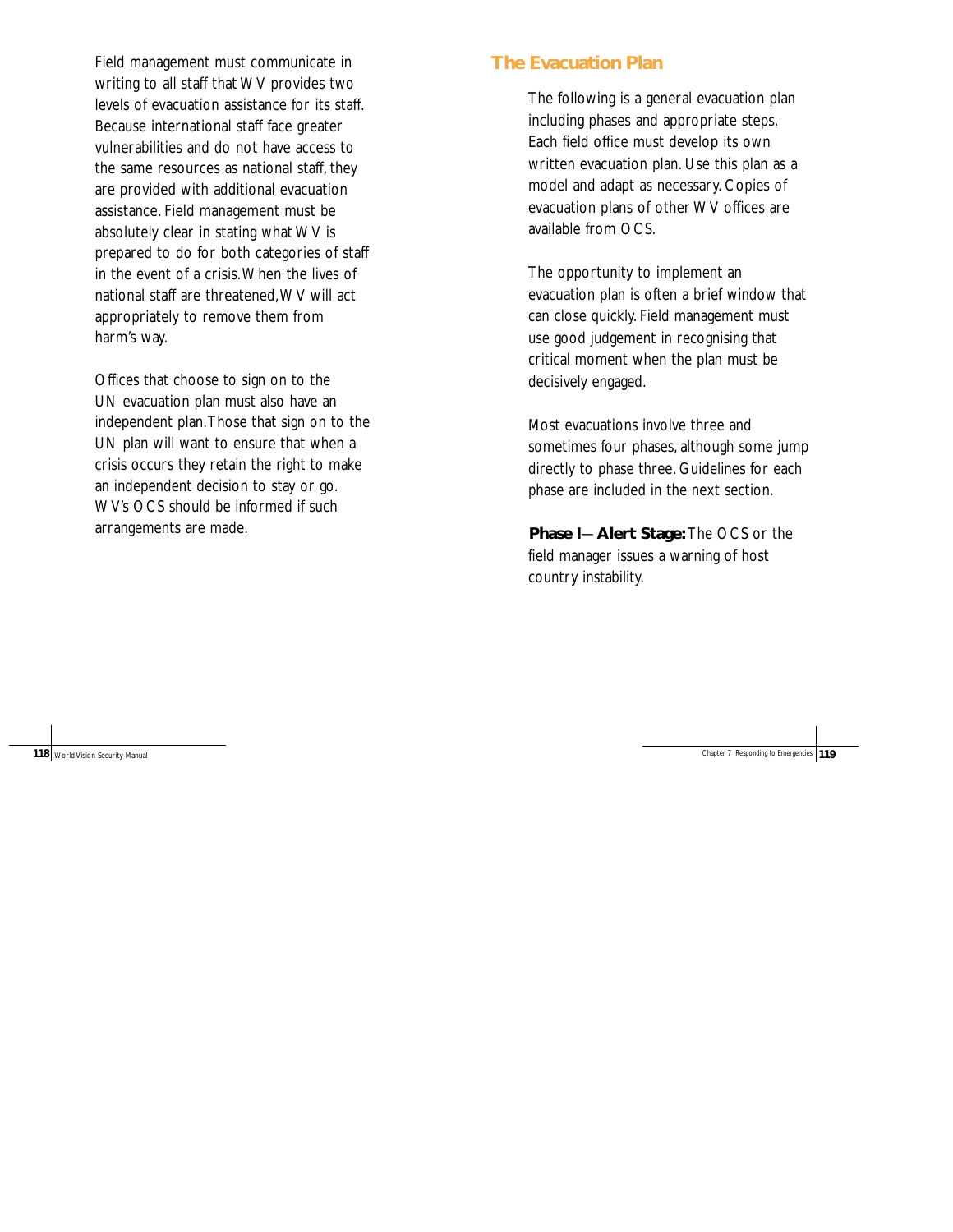Field management must communicate in writing to all staff that WV provides two levels of evacuation assistance for its staff. Because international staff face greater vulnerabilities and do not have access to the same resources as national staff, they are provided with additional evacuation assistance. Field management must be absolutely clear in stating what WV is prepared to do for both categories of staff in the event of a crisis. When the lives of national staff are threatened, WV will act appropriately to remove them from harm's way.

Offices that choose to sign on to the UN evacuation plan must also have an independent plan. Those that sign on to the UN plan will want to ensure that when a crisis occurs they retain the right to make an independent decision to stay or go. WV's OCS should be informed if such arrangements are made.

## The Evacuation Plan

The following is a general evacuation plan including phases and appropriate steps. Each field office must develop its own written evacuation plan. Use this plan as a model and adapt as necessary. Copies of evacuation plans of other WV offices are available from OCS.

The opportunity to implement an evacuation plan is often a brief window that can close quickly. Field management must use good judgement in recognising that critical moment when the plan must be decisively engaged.

Most evacuations involve three and sometimes four phases, although some jump directly to phase three. Guidelines for each phase are included in the next section.

**Phase I — Alert Stage:** The OCS or the field manager issues a warning of host country instability.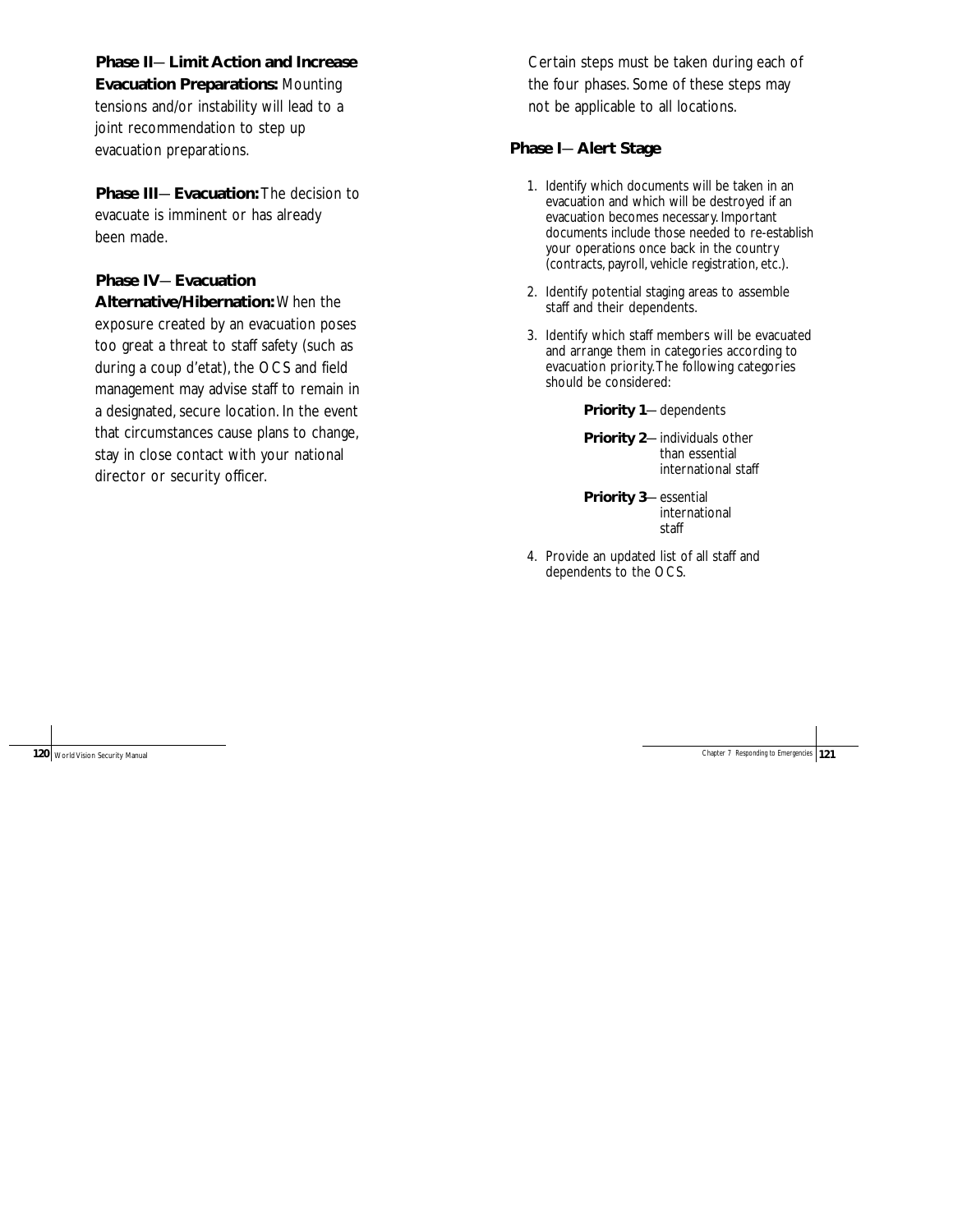**Phase II— Limit Action and Increase Evacuation Preparations:** Mounting tensions and/or instability will lead to a joint recommendation to step up evacuation preparations.

**Phase III— Evacuation:** The decision to evacuate is imminent or has already been made.

**Phase IV— Evacuation Alternative/Hibernation:** When the exposure created by an evacuation poses too great a threat to staff safety (such as during a coup d'etat), the OCS and field management may advise staff to remain in a designated, secure location. In the event that circumstances cause plans to change, stay in close contact with your national director or security officer.

Certain steps must be taken during each of the four phases. Some of these steps may not be applicable to all locations.

### Phase I— Alert Stage

1. Identify which documents will be taken in an evacuation and which will be destroyed if an evacuation becomes necessary. Important documents include those needed to re-establish your operations once back in the country (contracts, payroll, vehicle registration, etc.).
2. Identify potential staging areas to assemble staff and their dependents.
3. Identify which staff members will be evacuated and arrange them in categories according to evacuation priority. The following categories should be considered:

   **Priority 1**— dependents

   **Priority 2**— individuals other than essential international staff

   **Priority 3**— essential international staff

4. Provide an updated list of all staff and dependents to the OCS.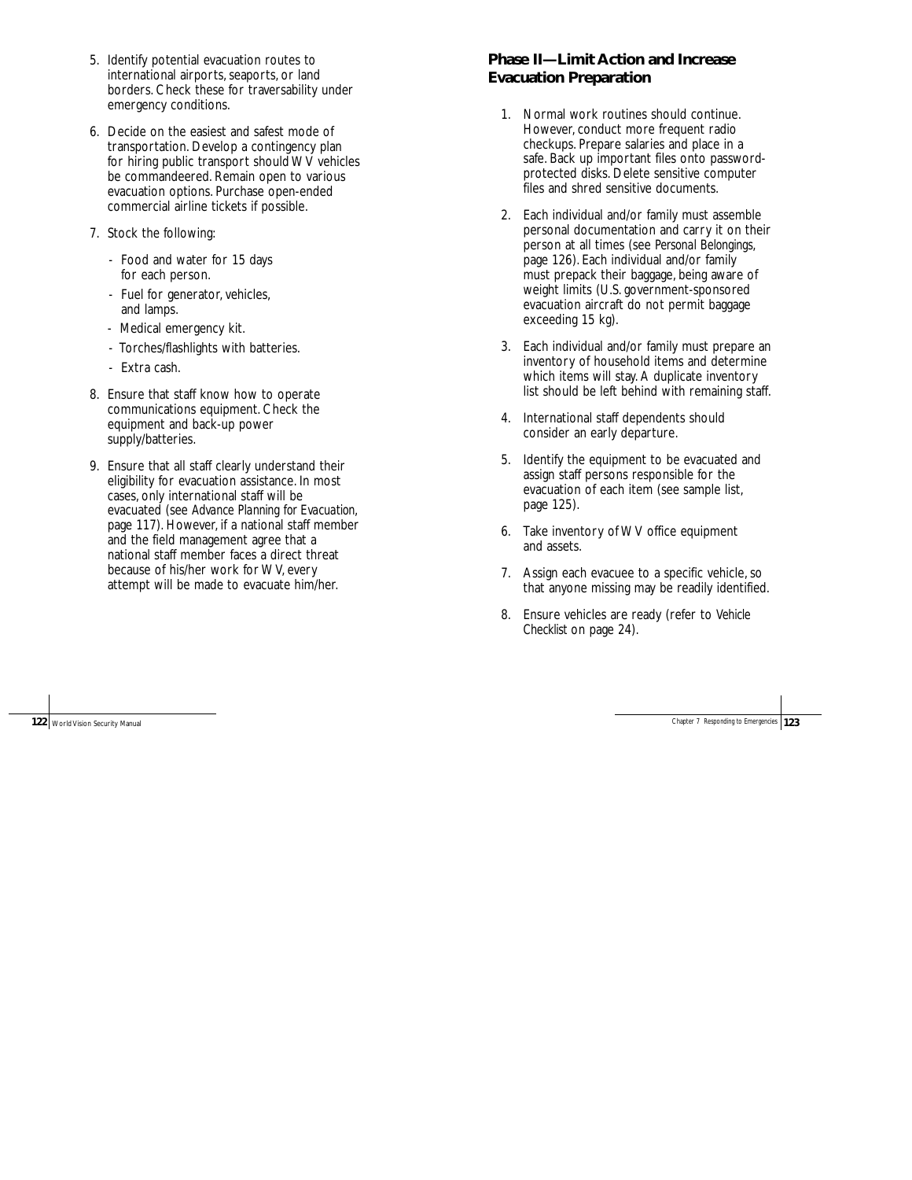5. Identify potential evacuation routes to international airports, seaports, or land borders. Check these for traversability under emergency conditions.

6. Decide on the easiest and safest mode of transportation. Develop a contingency plan for hiring public transport should WV vehicles be commandeered. Remain open to various evacuation options. Purchase open-ended commercial airline tickets if possible.

7. Stock the following:
   - Food and water for 15 days for each person.
   - Fuel for generator, vehicles, and lamps.
   - Medical emergency kit.
   - Torches/flashlights with batteries.
   - Extra cash.

8. Ensure that staff know how to operate communications equipment. Check the equipment and back-up power supply/batteries.

9. Ensure that all staff clearly understand their eligibility for evacuation assistance. In most cases, only international staff will be evacuated (see *Advance Planning for Evacuation*, page 117). However, if a national staff member and the field management agree that a national staff member faces a direct threat because of his/her work for WV, every attempt will be made to evacuate him/her.

## Phase II—Limit Action and Increase Evacuation Preparation

1. Normal work routines should continue. However, conduct more frequent radio checkups. Prepare salaries and place in a safe. Back up important files onto password-protected disks. Delete sensitive computer files and shred sensitive documents.

2. Each individual and/or family must assemble personal documentation and carry it on their person at all times (see *Personal Belongings*, page 126). Each individual and/or family must prepack their baggage, being aware of weight limits (U.S. government-sponsored evacuation aircraft do not permit baggage exceeding 15 kg).

3. Each individual and/or family must prepare an inventory of household items and determine which items will stay. A duplicate inventory list should be left behind with remaining staff.

4. International staff dependents should consider an early departure.

5. Identify the equipment to be evacuated and assign staff persons responsible for the evacuation of each item (see sample list, page 125).

6. Take inventory of WV office equipment and assets.

7. Assign each evacuee to a specific vehicle, so that anyone missing may be readily identified.

8. Ensure vehicles are ready (refer to *Vehicle Checklist* on page 24).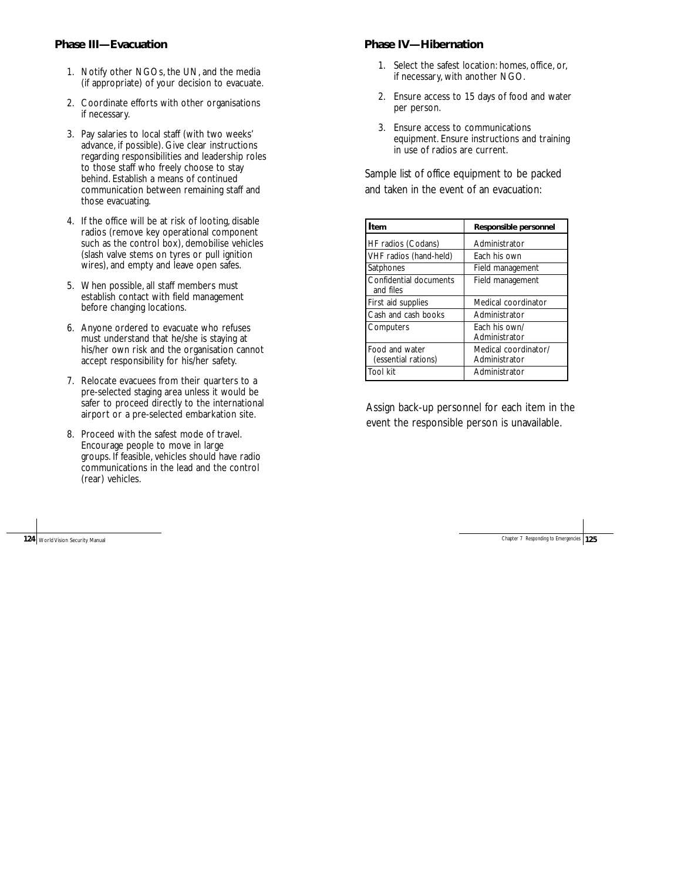### Phase III—Evacuation

1. Notify other NGOs, the UN, and the media (if appropriate) of your decision to evacuate.
2. Coordinate efforts with other organisations if necessary.
3. Pay salaries to local staff (with two weeks' advance, if possible). Give clear instructions regarding responsibilities and leadership roles to those staff who freely choose to stay behind. Establish a means of continued communication between remaining staff and those evacuating.
4. If the office will be at risk of looting, disable radios (remove key operational component such as the control box), demobilise vehicles (slash valve stems on tyres or pull ignition wires), and empty and leave open safes.
5. When possible, all staff members must establish contact with field management before changing locations.
6. Anyone ordered to evacuate who refuses must understand that he/she is staying at his/her own risk and the organisation cannot accept responsibility for his/her safety.
7. Relocate evacuees from their quarters to a pre-selected staging area unless it would be safer to proceed directly to the international airport or a pre-selected embarkation site.
8. Proceed with the safest mode of travel. Encourage people to move in large groups. If feasible, vehicles should have radio communications in the lead and the control (rear) vehicles.

### Phase IV—Hibernation

1. Select the safest location: homes, office, or, if necessary, with another NGO.
2. Ensure access to 15 days of food and water per person.
3. Ensure access to communications equipment. Ensure instructions and training in use of radios are current.

Sample list of office equipment to be packed and taken in the event of an evacuation:

| Item | Responsible personnel |
|---|---|
| HF radios (Codans) | Administrator |
| VHF radios (hand-held) | Each his own |
| Satphones | Field management |
| Confidential documents and files | Field management |
| First aid supplies | Medical coordinator |
| Cash and cash books | Administrator |
| Computers | Each his own/ Administrator |
| Food and water (essential rations) | Medical coordinator/ Administrator |
| Tool kit | Administrator |

Assign back-up personnel for each item in the event the responsible person is unavailable.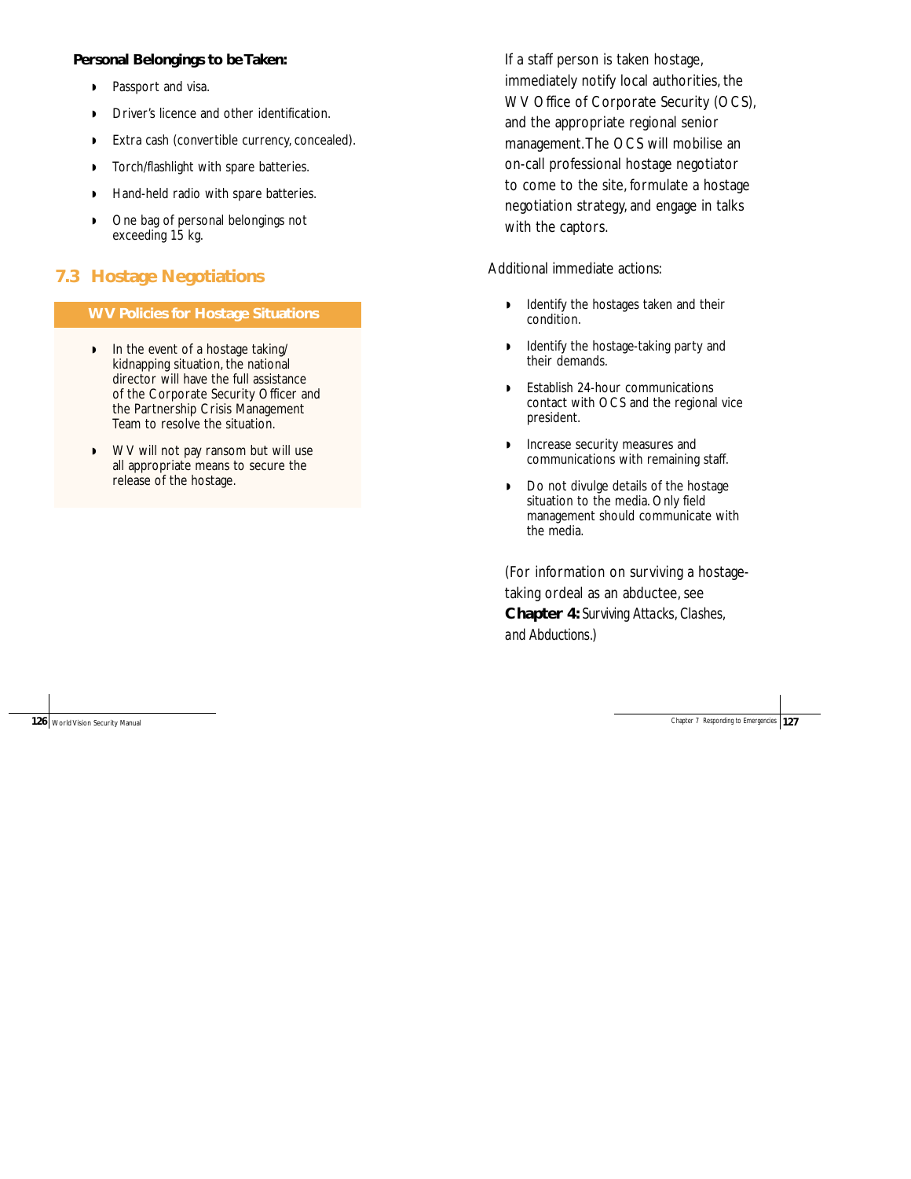**Personal Belongings to be Taken:**

- Passport and visa.
- Driver's licence and other identification.
- Extra cash (convertible currency, concealed).
- Torch/flashlight with spare batteries.
- Hand-held radio with spare batteries.
- One bag of personal belongings not exceeding 15 kg.

## 7.3 Hostage Negotiations

**WV Policies for Hostage Situations**

- In the event of a hostage taking/kidnapping situation, the national director will have the full assistance of the Corporate Security Officer and the Partnership Crisis Management Team to resolve the situation.
- WV will not pay ransom but will use all appropriate means to secure the release of the hostage.

If a staff person is taken hostage, immediately notify local authorities, the WV Office of Corporate Security (OCS), and the appropriate regional senior management. The OCS will mobilise an on-call professional hostage negotiator to come to the site, formulate a hostage negotiation strategy, and engage in talks with the captors.

Additional immediate actions:

- Identify the hostages taken and their condition.
- Identify the hostage-taking party and their demands.
- Establish 24-hour communications contact with OCS and the regional vice president.
- Increase security measures and communications with remaining staff.
- Do not divulge details of the hostage situation to the media. Only field management should communicate with the media.

(For information on surviving a hostage-taking ordeal as an abductee, see **Chapter 4:** *Surviving Attacks, Clashes, and Abductions.*)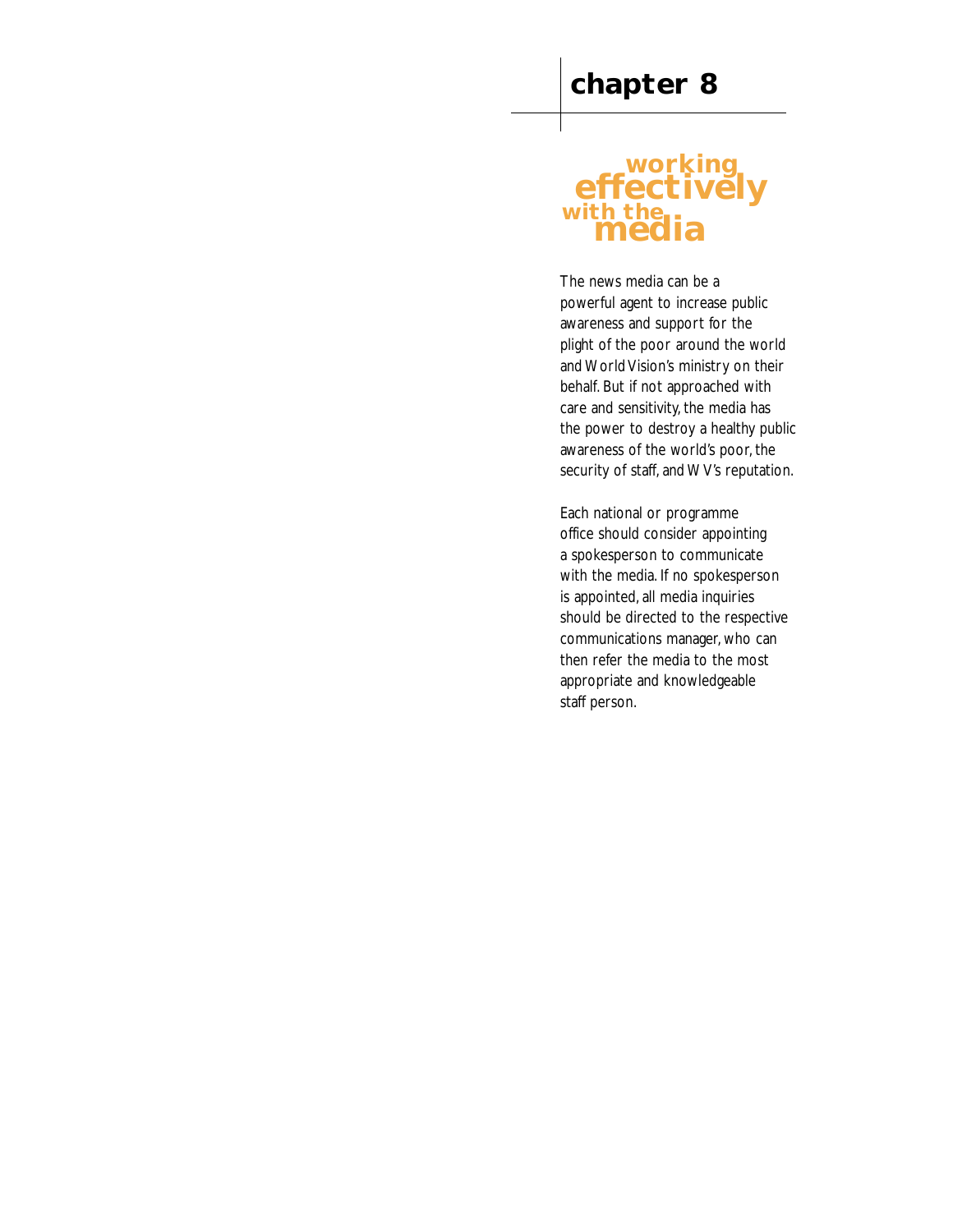# chapter 8

## working effectively with the media

The news media can be a powerful agent to increase public awareness and support for the plight of the poor around the world and World Vision's ministry on their behalf. But if not approached with care and sensitivity, the media has the power to destroy a healthy public awareness of the world's poor, the security of staff, and WV's reputation.

Each national or programme office should consider appointing a spokesperson to communicate with the media. If no spokesperson is appointed, all media inquiries should be directed to the respective communications manager, who can then refer the media to the most appropriate and knowledgeable staff person.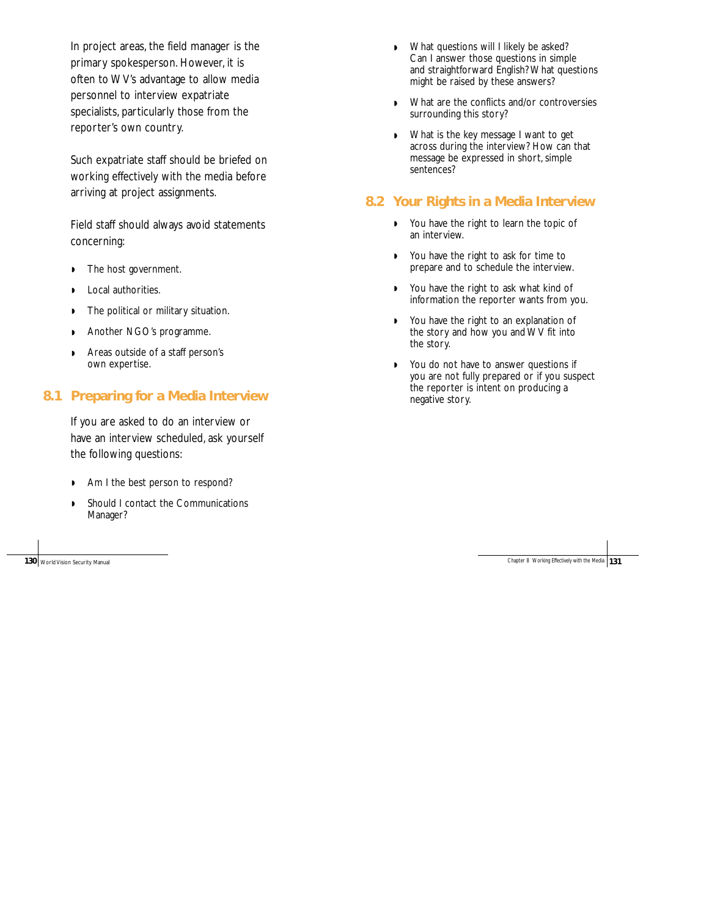In project areas, the field manager is the primary spokesperson. However, it is often to WV's advantage to allow media personnel to interview expatriate specialists, particularly those from the reporter's own country.

Such expatriate staff should be briefed on working effectively with the media before arriving at project assignments.

Field staff should always avoid statements concerning:

- The host government.
- Local authorities.
- The political or military situation.
- Another NGO's programme.
- Areas outside of a staff person's own expertise.

## 8.1 Preparing for a Media Interview

If you are asked to do an interview or have an interview scheduled, ask yourself the following questions:

- Am I the best person to respond?
- Should I contact the Communications Manager?
- What questions will I likely be asked? Can I answer those questions in simple and straightforward English? What questions might be raised by these answers?
- What are the conflicts and/or controversies surrounding this story?
- What is the key message I want to get across during the interview? How can that message be expressed in short, simple sentences?

## 8.2 Your Rights in a Media Interview

- You have the right to learn the topic of an interview.
- You have the right to ask for time to prepare and to schedule the interview.
- You have the right to ask what kind of information the reporter wants from you.
- You have the right to an explanation of the story and how you and WV fit into the story.
- You do not have to answer questions if you are not fully prepared or if you suspect the reporter is intent on producing a negative story.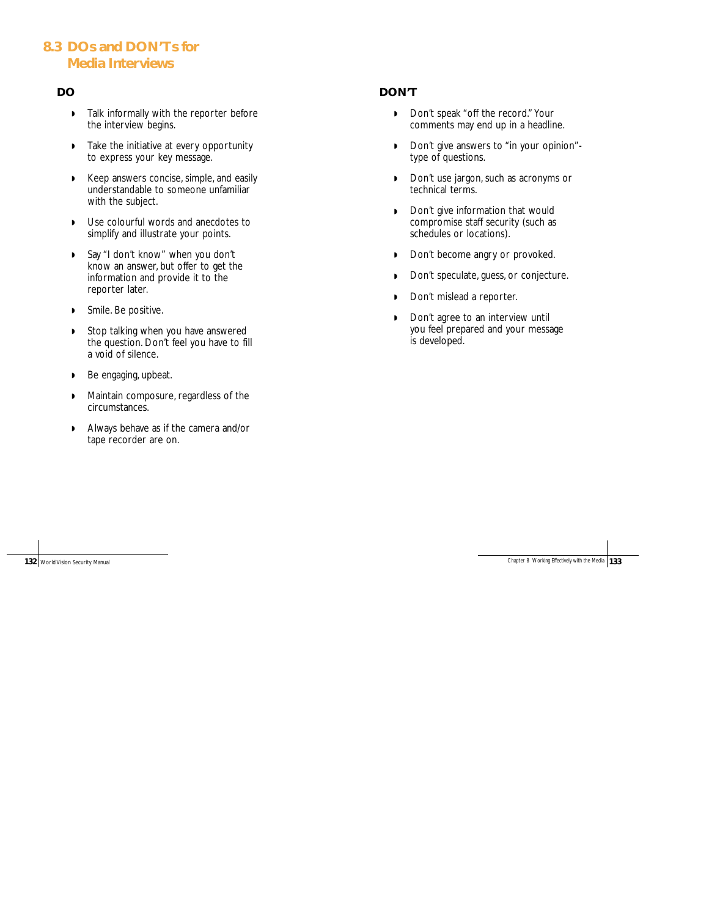## 8.3 DOs and DON'Ts for Media Interviews

### DO

- Talk informally with the reporter before the interview begins.
- Take the initiative at every opportunity to express your key message.
- Keep answers concise, simple, and easily understandable to someone unfamiliar with the subject.
- Use colourful words and anecdotes to simplify and illustrate your points.
- Say "I don't know" when you don't know an answer, but offer to get the information and provide it to the reporter later.
- Smile. Be positive.
- Stop talking when you have answered the question. Don't feel you have to fill a void of silence.
- Be engaging, upbeat.
- Maintain composure, regardless of the circumstances.
- Always behave as if the camera and/or tape recorder are on.

### DON'T

- Don't speak "off the record." Your comments may end up in a headline.
- Don't give answers to "in your opinion"-type of questions.
- Don't use jargon, such as acronyms or technical terms.
- Don't give information that would compromise staff security (such as schedules or locations).
- Don't become angry or provoked.
- Don't speculate, guess, or conjecture.
- Don't mislead a reporter.
- Don't agree to an interview until you feel prepared and your message is developed.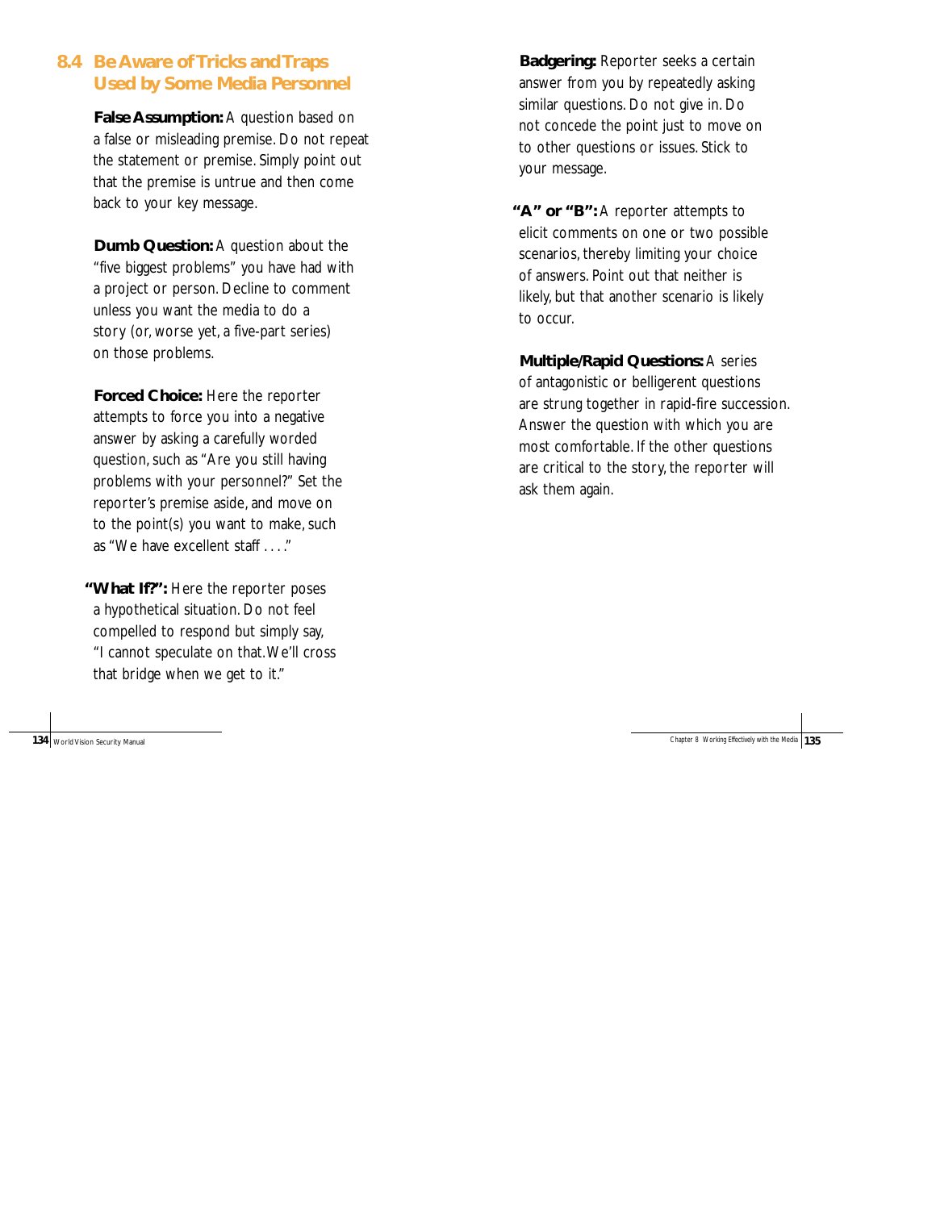## 8.4 Be Aware of Tricks and Traps Used by Some Media Personnel

**False Assumption:** A question based on a false or misleading premise. Do not repeat the statement or premise. Simply point out that the premise is untrue and then come back to your key message.

**Dumb Question:** A question about the "five biggest problems" you have had with a project or person. Decline to comment unless you want the media to do a story (or, worse yet, a five-part series) on those problems.

**Forced Choice:** Here the reporter attempts to force you into a negative answer by asking a carefully worded question, such as "Are you still having problems with your personnel?" Set the reporter's premise aside, and move on to the point(s) you want to make, such as "We have excellent staff . . . ."

**"What If?":** Here the reporter poses a hypothetical situation. Do not feel compelled to respond but simply say, "I cannot speculate on that. We'll cross that bridge when we get to it."

**Badgering:** Reporter seeks a certain answer from you by repeatedly asking similar questions. Do not give in. Do not concede the point just to move on to other questions or issues. Stick to your message.

**"A" or "B":** A reporter attempts to elicit comments on one or two possible scenarios, thereby limiting your choice of answers. Point out that neither is likely, but that another scenario is likely to occur.

**Multiple/Rapid Questions:** A series of antagonistic or belligerent questions are strung together in rapid-fire succession. Answer the question with which you are most comfortable. If the other questions are critical to the story, the reporter will ask them again.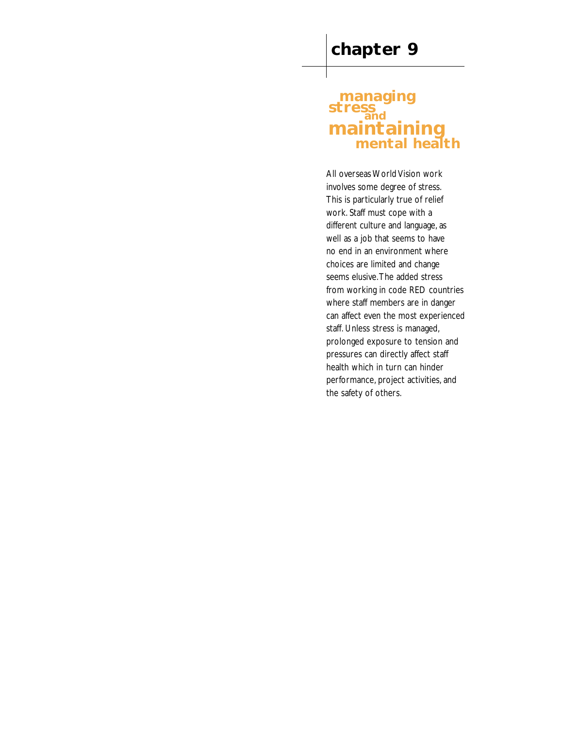# chapter 9

## managing stress and maintaining mental health

All overseas World Vision work involves some degree of stress. This is particularly true of relief work. Staff must cope with a different culture and language, as well as a job that seems to have no end in an environment where choices are limited and change seems elusive. The added stress from working in code RED countries where staff members are in danger can affect even the most experienced staff. Unless stress is managed, prolonged exposure to tension and pressures can directly affect staff health which in turn can hinder performance, project activities, and the safety of others.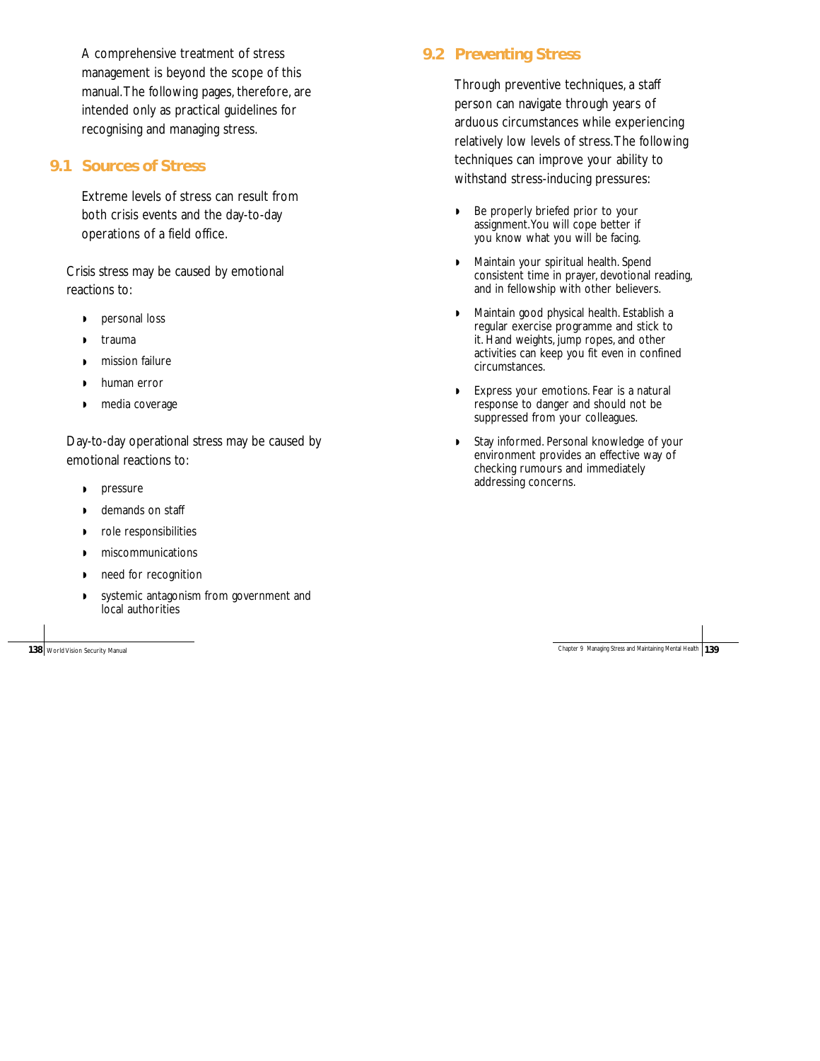A comprehensive treatment of stress management is beyond the scope of this manual. The following pages, therefore, are intended only as practical guidelines for recognising and managing stress.

## 9.1 Sources of Stress

Extreme levels of stress can result from both crisis events and the day-to-day operations of a field office.

Crisis stress may be caused by emotional reactions to:

- personal loss
- trauma
- mission failure
- human error
- media coverage

Day-to-day operational stress may be caused by emotional reactions to:

- pressure
- demands on staff
- role responsibilities
- miscommunications
- need for recognition
- systemic antagonism from government and local authorities

## 9.2 Preventing Stress

Through preventive techniques, a staff person can navigate through years of arduous circumstances while experiencing relatively low levels of stress. The following techniques can improve your ability to withstand stress-inducing pressures:

- Be properly briefed prior to your assignment. You will cope better if you know what you will be facing.
- Maintain your spiritual health. Spend consistent time in prayer, devotional reading, and in fellowship with other believers.
- Maintain good physical health. Establish a regular exercise programme and stick to it. Hand weights, jump ropes, and other activities can keep you fit even in confined circumstances.
- Express your emotions. Fear is a natural response to danger and should not be suppressed from your colleagues.
- Stay informed. Personal knowledge of your environment provides an effective way of checking rumours and immediately addressing concerns.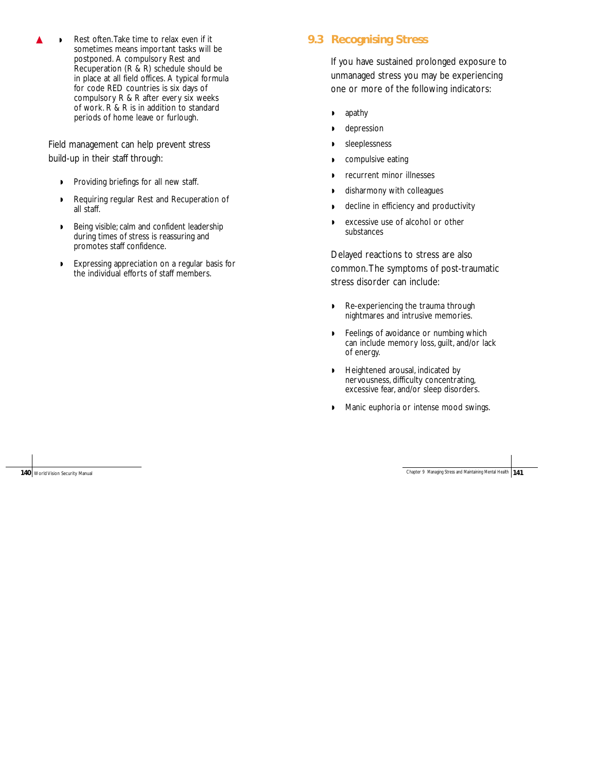- Rest often. Take time to relax even if it sometimes means important tasks will be postponed. A compulsory Rest and Recuperation (R & R) schedule should be in place at all field offices. A typical formula for code RED countries is six days of compulsory R & R after every six weeks of work. R & R is in addition to standard periods of home leave or furlough.

Field management can help prevent stress build-up in their staff through:

- Providing briefings for all new staff.
- Requiring regular Rest and Recuperation of all staff.
- Being visible; calm and confident leadership during times of stress is reassuring and promotes staff confidence.
- Expressing appreciation on a regular basis for the individual efforts of staff members.

## 9.3 Recognising Stress

If you have sustained prolonged exposure to unmanaged stress you may be experiencing one or more of the following indicators:

- apathy
- depression
- sleeplessness
- compulsive eating
- recurrent minor illnesses
- disharmony with colleagues
- decline in efficiency and productivity
- excessive use of alcohol or other substances

Delayed reactions to stress are also common. The symptoms of post-traumatic stress disorder can include:

- Re-experiencing the trauma through nightmares and intrusive memories.
- Feelings of avoidance or numbing which can include memory loss, guilt, and/or lack of energy.
- Heightened arousal, indicated by nervousness, difficulty concentrating, excessive fear, and/or sleep disorders.
- Manic euphoria or intense mood swings.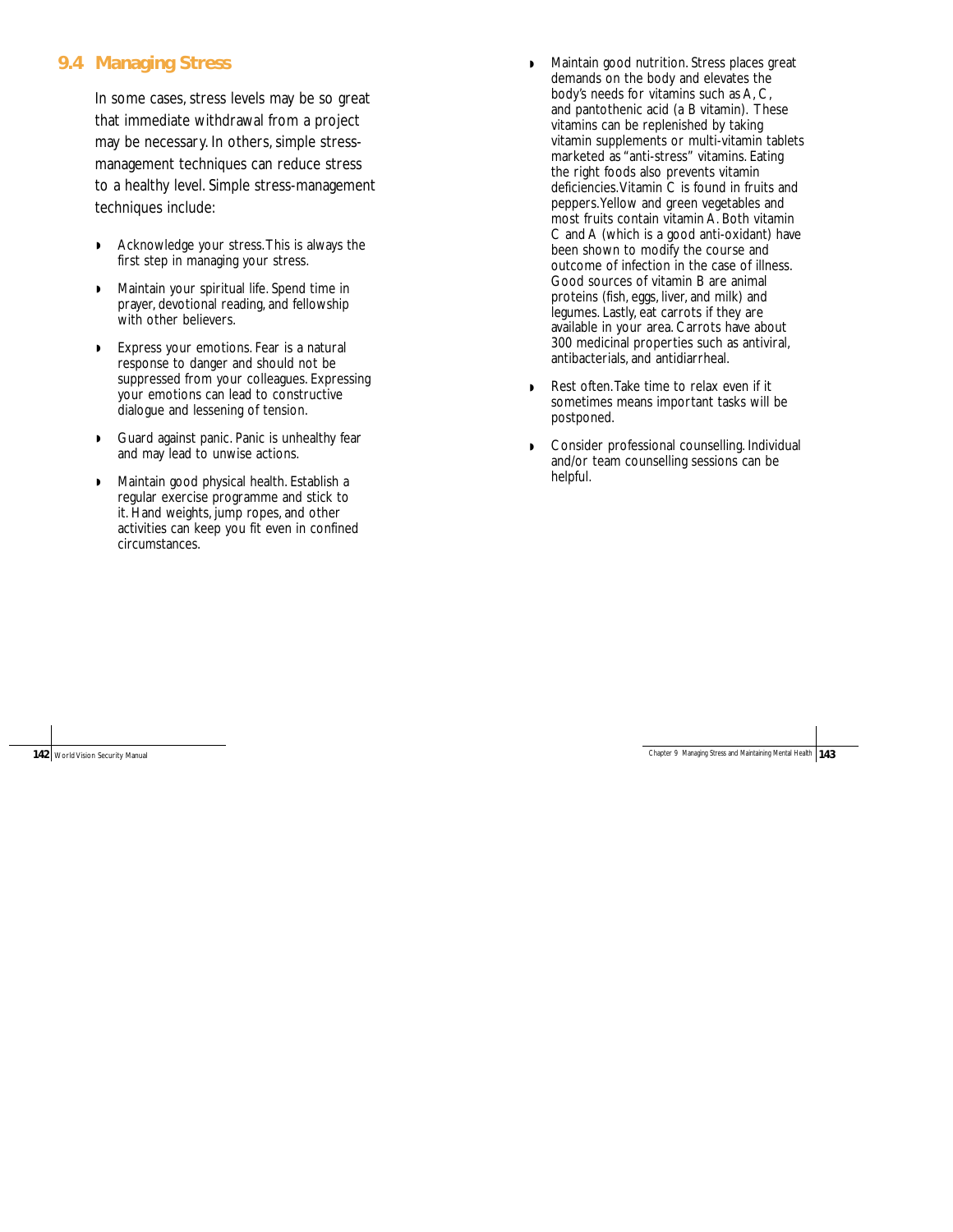## 9.4 Managing Stress

In some cases, stress levels may be so great that immediate withdrawal from a project may be necessary. In others, simple stress-management techniques can reduce stress to a healthy level. Simple stress-management techniques include:

- Acknowledge your stress. This is always the first step in managing your stress.
- Maintain your spiritual life. Spend time in prayer, devotional reading, and fellowship with other believers.
- Express your emotions. Fear is a natural response to danger and should not be suppressed from your colleagues. Expressing your emotions can lead to constructive dialogue and lessening of tension.
- Guard against panic. Panic is unhealthy fear and may lead to unwise actions.
- Maintain good physical health. Establish a regular exercise programme and stick to it. Hand weights, jump ropes, and other activities can keep you fit even in confined circumstances.
- Maintain good nutrition. Stress places great demands on the body and elevates the body's needs for vitamins such as A, C, and pantothenic acid (a B vitamin). These vitamins can be replenished by taking vitamin supplements or multi-vitamin tablets marketed as "anti-stress" vitamins. Eating the right foods also prevents vitamin deficiencies. Vitamin C is found in fruits and peppers. Yellow and green vegetables and most fruits contain vitamin A. Both vitamin C and A (which is a good anti-oxidant) have been shown to modify the course and outcome of infection in the case of illness. Good sources of vitamin B are animal proteins (fish, eggs, liver, and milk) and legumes. Lastly, eat carrots if they are available in your area. Carrots have about 300 medicinal properties such as antiviral, antibacterials, and antidiarrheal.
- Rest often. Take time to relax even if it sometimes means important tasks will be postponed.
- Consider professional counselling. Individual and/or team counselling sessions can be helpful.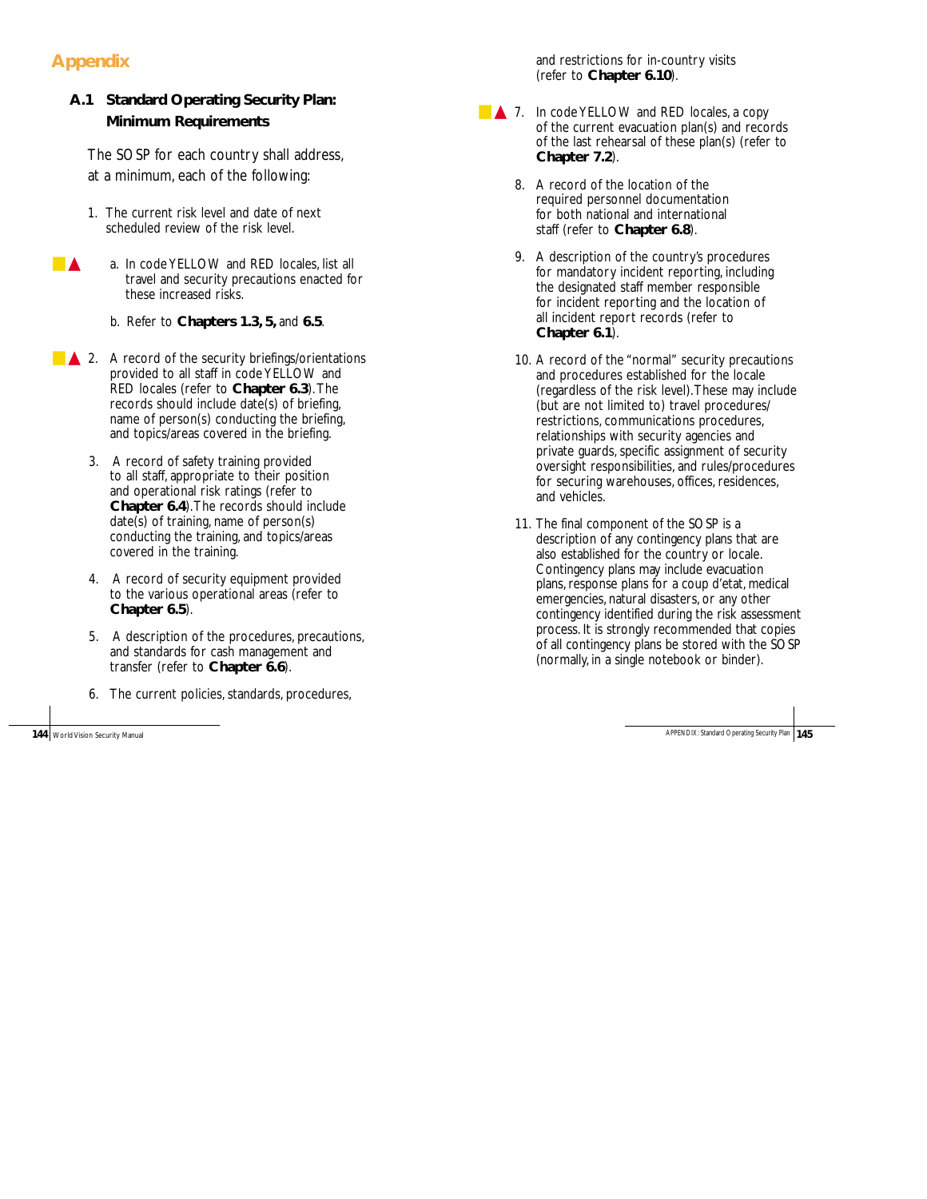# Appendix

## A.1 Standard Operating Security Plan: Minimum Requirements

The SOSP for each country shall address, at a minimum, each of the following:

1. The current risk level and date of next scheduled review of the risk level.

   a. In code YELLOW and RED locales, list all travel and security precautions enacted for these increased risks.

   b. Refer to **Chapters 1.3, 5,** and **6.5**.

2. A record of the security briefings/orientations provided to all staff in code YELLOW and RED locales (refer to **Chapter 6.3**). The records should include date(s) of briefing, name of person(s) conducting the briefing, and topics/areas covered in the briefing.

3. A record of safety training provided to all staff, appropriate to their position and operational risk ratings (refer to **Chapter 6.4**). The records should include date(s) of training, name of person(s) conducting the training, and topics/areas covered in the training.

4. A record of security equipment provided to the various operational areas (refer to **Chapter 6.5**).

5. A description of the procedures, precautions, and standards for cash management and transfer (refer to **Chapter 6.6**).

6. The current policies, standards, procedures, and restrictions for in-country visits (refer to **Chapter 6.10**).

7. In code YELLOW and RED locales, a copy of the current evacuation plan(s) and records of the last rehearsal of these plan(s) (refer to **Chapter 7.2**).

8. A record of the location of the required personnel documentation for both national and international staff (refer to **Chapter 6.8**).

9. A description of the country's procedures for mandatory incident reporting, including the designated staff member responsible for incident reporting and the location of all incident report records (refer to **Chapter 6.1**).

10. A record of the "normal" security precautions and procedures established for the locale (regardless of the risk level). These may include (but are not limited to) travel procedures/restrictions, communications procedures, relationships with security agencies and private guards, specific assignment of security oversight responsibilities, and rules/procedures for securing warehouses, offices, residences, and vehicles.

11. The final component of the SOSP is a description of any contingency plans that are also established for the country or locale. Contingency plans may include evacuation plans, response plans for a coup d'etat, medical emergencies, natural disasters, or any other contingency identified during the risk assessment process. It is strongly recommended that copies of all contingency plans be stored with the SOSP (normally, in a single notebook or binder).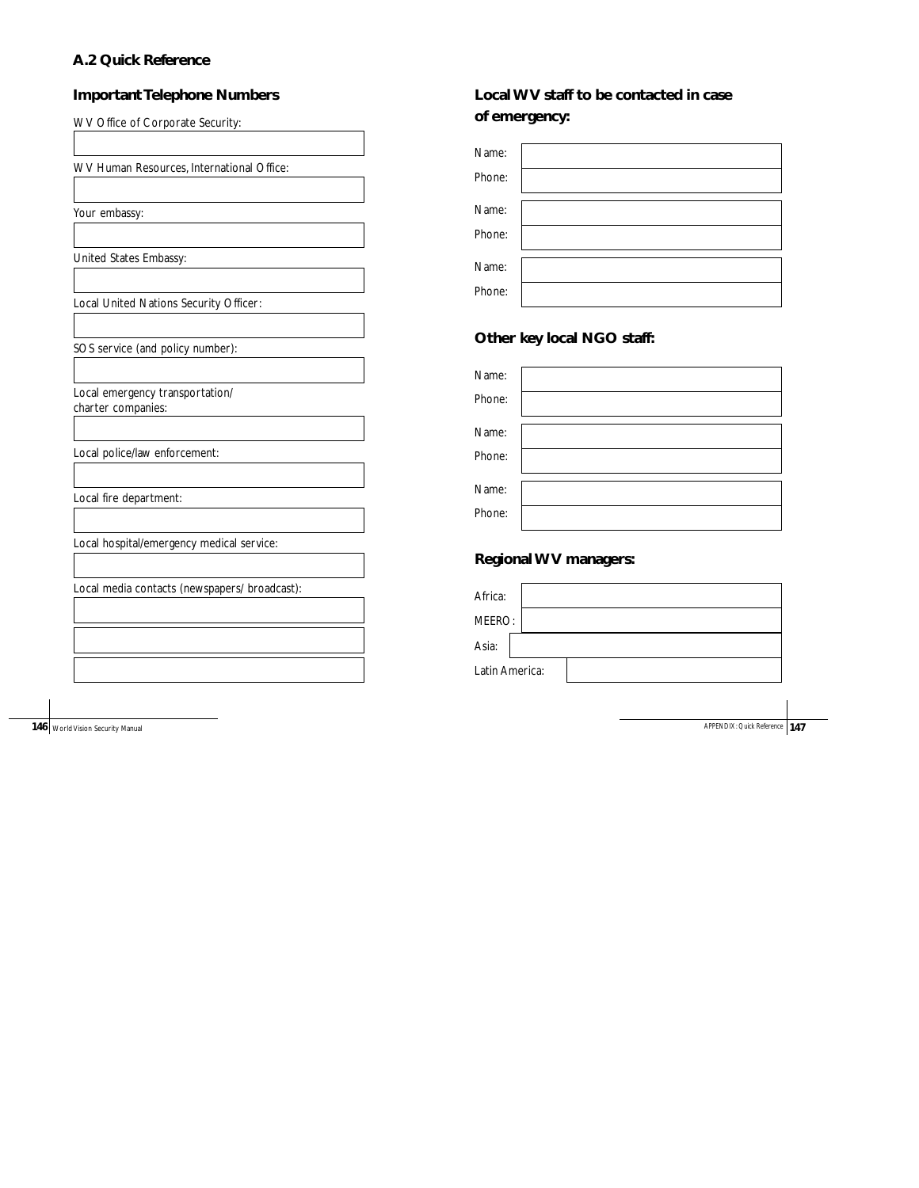## A.2 Quick Reference

### Important Telephone Numbers

WV Office of Corporate Security:

WV Human Resources, International Office:

Your embassy:

United States Embassy:

Local United Nations Security Officer:

SOS service (and policy number):

Local emergency transportation/ charter companies:

Local police/law enforcement:

Local fire department:

Local hospital/emergency medical service:

Local media contacts (newspapers/ broadcast):

### Local WV staff to be contacted in case of emergency:

Name:

Phone:

Name:

Phone:

Name:

Phone:

### Other key local NGO staff:

Name:

Phone:

Name:

Phone:

Name:

Phone:

### Regional WV managers:

Africa:

MEERO:

Asia:

Latin America: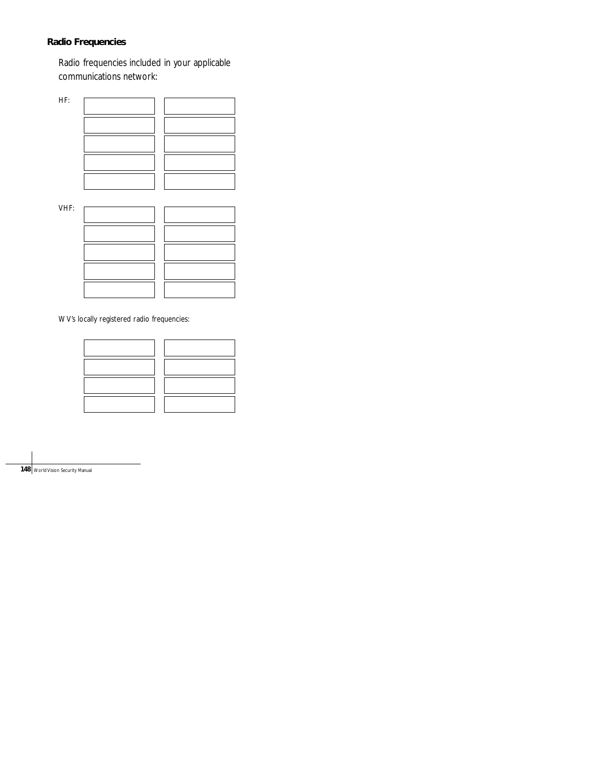### Radio Frequencies

Radio frequencies included in your applicable communications network:

HF:

| | |
|---|---|
| | |
| | |
| | |
| | |
| | |

VHF:

| | |
|---|---|
| | |
| | |
| | |
| | |
| | |

WV's locally registered radio frequencies:

| | |
|---|---|
| | |
| | |
| | |
| | |